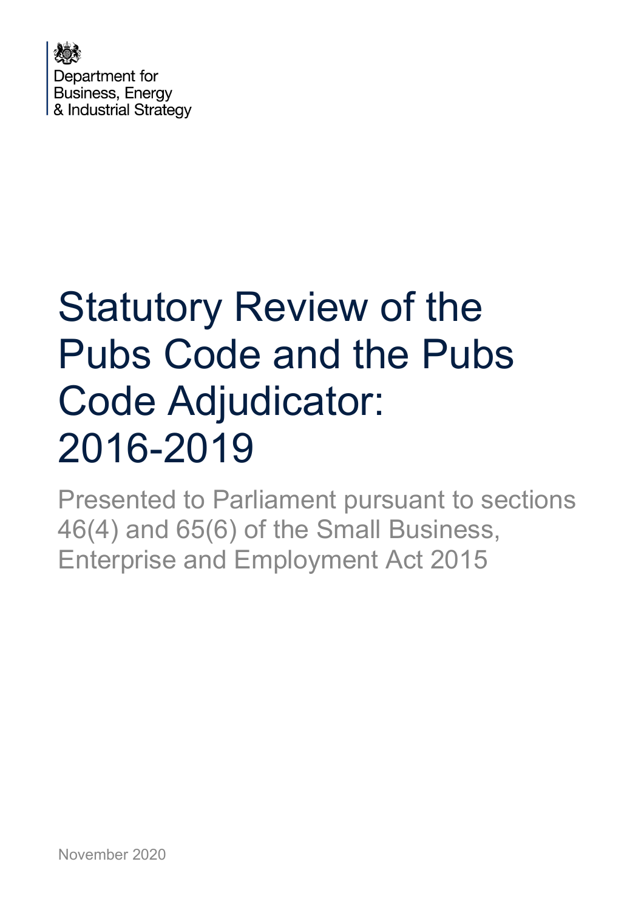Department for
Business, Energy
& Industrial Strategy

# Statutory Review of the Pubs Code and the Pubs Code Adjudicator: 2016-2019

Presented to Parliament pursuant to sections 46(4) and 65(6) of the Small Business, Enterprise and Employment Act 2015

November 2020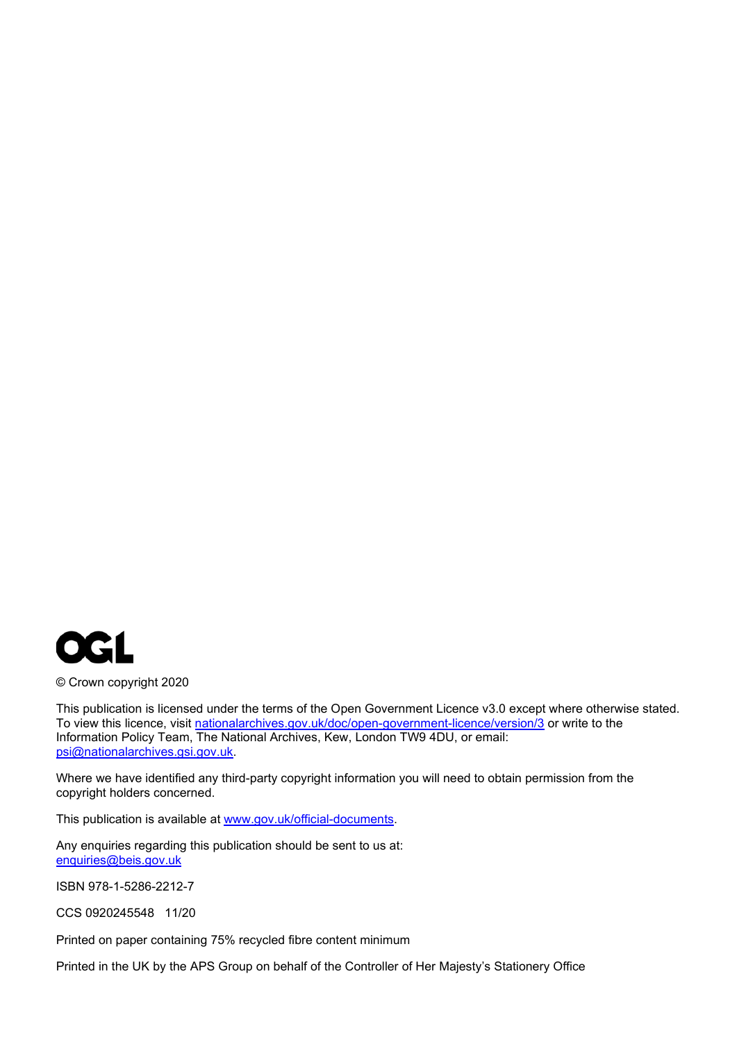OGL

© Crown copyright 2020

This publication is licensed under the terms of the Open Government Licence v3.0 except where otherwise stated. To view this licence, visit nationalarchives.gov.uk/doc/open-government-licence/version/3 or write to the Information Policy Team, The National Archives, Kew, London TW9 4DU, or email: psi@nationalarchives.gsi.gov.uk.

Where we have identified any third-party copyright information you will need to obtain permission from the copyright holders concerned.

This publication is available at www.gov.uk/official-documents.

Any enquiries regarding this publication should be sent to us at: enquiries@beis.gov.uk

ISBN 978-1-5286-2212-7

CCS 0920245548 11/20

Printed on paper containing 75% recycled fibre content minimum

Printed in the UK by the APS Group on behalf of the Controller of Her Majesty's Stationery Office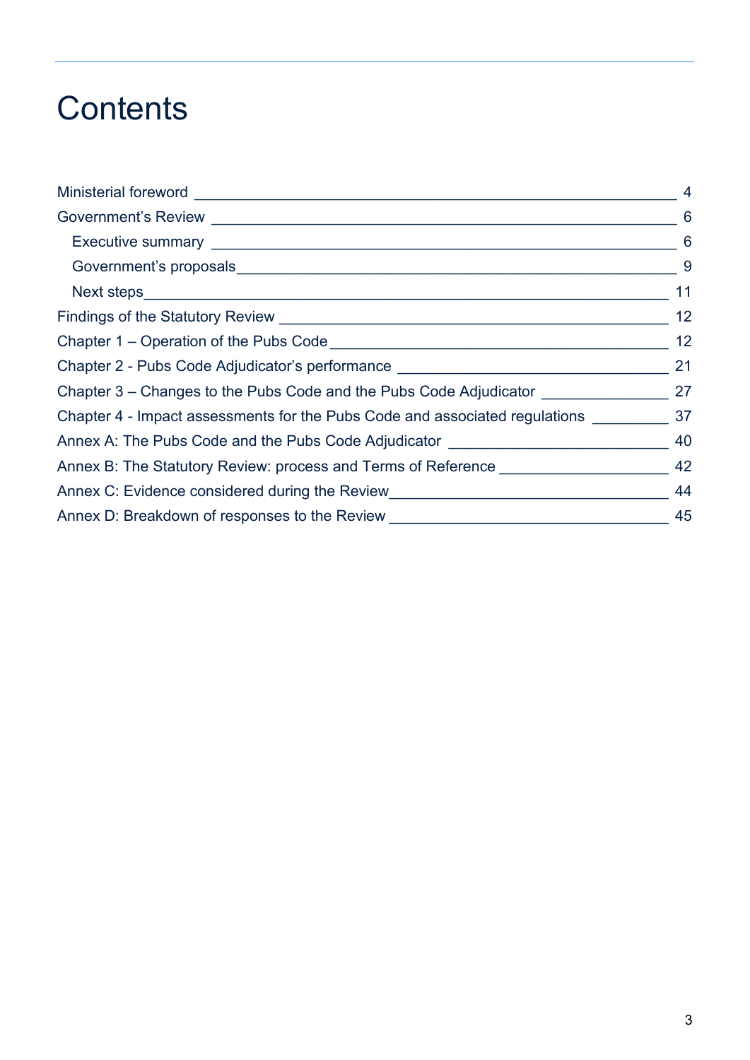# Contents

- Ministerial foreword — 4
- Government's Review — 6
  - Executive summary — 6
  - Government's proposals — 9
  - Next steps — 11
- Findings of the Statutory Review — 12
- Chapter 1 – Operation of the Pubs Code — 12
- Chapter 2 - Pubs Code Adjudicator's performance — 21
- Chapter 3 – Changes to the Pubs Code and the Pubs Code Adjudicator — 27
- Chapter 4 - Impact assessments for the Pubs Code and associated regulations — 37
- Annex A: The Pubs Code and the Pubs Code Adjudicator — 40
- Annex B: The Statutory Review: process and Terms of Reference — 42
- Annex C: Evidence considered during the Review — 44
- Annex D: Breakdown of responses to the Review — 45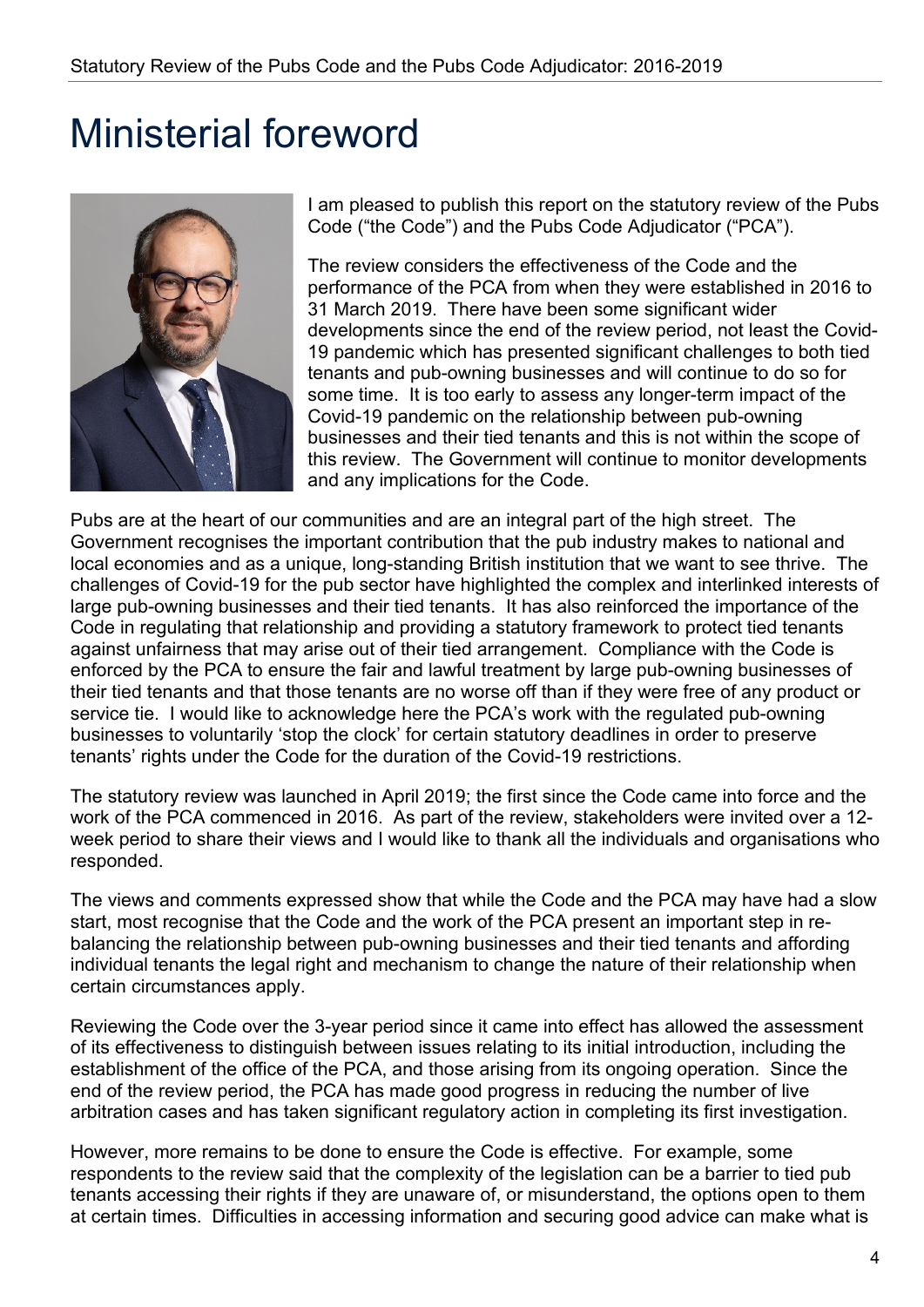# Ministerial foreword

I am pleased to publish this report on the statutory review of the Pubs Code ("the Code") and the Pubs Code Adjudicator ("PCA").

The review considers the effectiveness of the Code and the performance of the PCA from when they were established in 2016 to 31 March 2019. There have been some significant wider developments since the end of the review period, not least the Covid-19 pandemic which has presented significant challenges to both tied tenants and pub-owning businesses and will continue to do so for some time. It is too early to assess any longer-term impact of the Covid-19 pandemic on the relationship between pub-owning businesses and their tied tenants and this is not within the scope of this review. The Government will continue to monitor developments and any implications for the Code.

Pubs are at the heart of our communities and are an integral part of the high street. The Government recognises the important contribution that the pub industry makes to national and local economies and as a unique, long-standing British institution that we want to see thrive. The challenges of Covid-19 for the pub sector have highlighted the complex and interlinked interests of large pub-owning businesses and their tied tenants. It has also reinforced the importance of the Code in regulating that relationship and providing a statutory framework to protect tied tenants against unfairness that may arise out of their tied arrangement. Compliance with the Code is enforced by the PCA to ensure the fair and lawful treatment by large pub-owning businesses of their tied tenants and that those tenants are no worse off than if they were free of any product or service tie. I would like to acknowledge here the PCA's work with the regulated pub-owning businesses to voluntarily 'stop the clock' for certain statutory deadlines in order to preserve tenants' rights under the Code for the duration of the Covid-19 restrictions.

The statutory review was launched in April 2019; the first since the Code came into force and the work of the PCA commenced in 2016. As part of the review, stakeholders were invited over a 12-week period to share their views and I would like to thank all the individuals and organisations who responded.

The views and comments expressed show that while the Code and the PCA may have had a slow start, most recognise that the Code and the work of the PCA present an important step in re-balancing the relationship between pub-owning businesses and their tied tenants and affording individual tenants the legal right and mechanism to change the nature of their relationship when certain circumstances apply.

Reviewing the Code over the 3-year period since it came into effect has allowed the assessment of its effectiveness to distinguish between issues relating to its initial introduction, including the establishment of the office of the PCA, and those arising from its ongoing operation. Since the end of the review period, the PCA has made good progress in reducing the number of live arbitration cases and has taken significant regulatory action in completing its first investigation.

However, more remains to be done to ensure the Code is effective. For example, some respondents to the review said that the complexity of the legislation can be a barrier to tied pub tenants accessing their rights if they are unaware of, or misunderstand, the options open to them at certain times. Difficulties in accessing information and securing good advice can make what is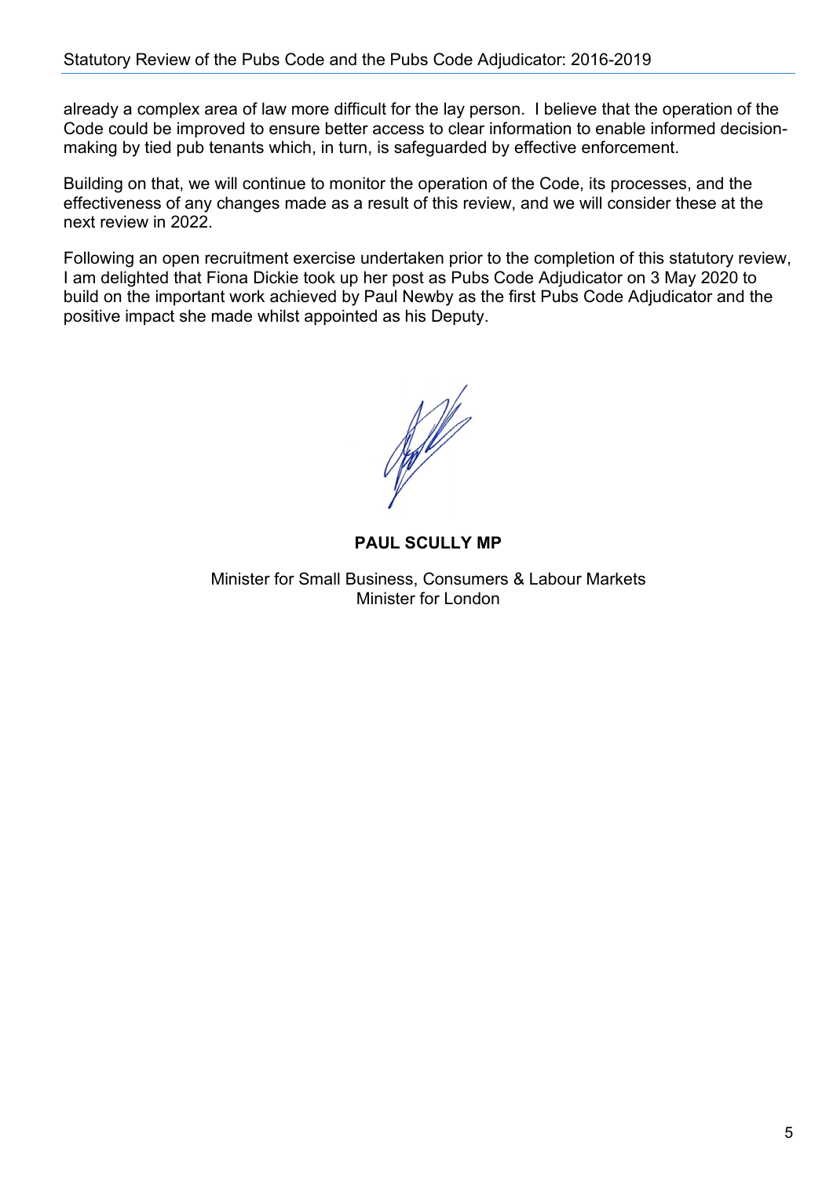already a complex area of law more difficult for the lay person. I believe that the operation of the Code could be improved to ensure better access to clear information to enable informed decision-making by tied pub tenants which, in turn, is safeguarded by effective enforcement.

Building on that, we will continue to monitor the operation of the Code, its processes, and the effectiveness of any changes made as a result of this review, and we will consider these at the next review in 2022.

Following an open recruitment exercise undertaken prior to the completion of this statutory review, I am delighted that Fiona Dickie took up her post as Pubs Code Adjudicator on 3 May 2020 to build on the important work achieved by Paul Newby as the first Pubs Code Adjudicator and the positive impact she made whilst appointed as his Deputy.

**PAUL SCULLY MP**

Minister for Small Business, Consumers & Labour Markets
Minister for London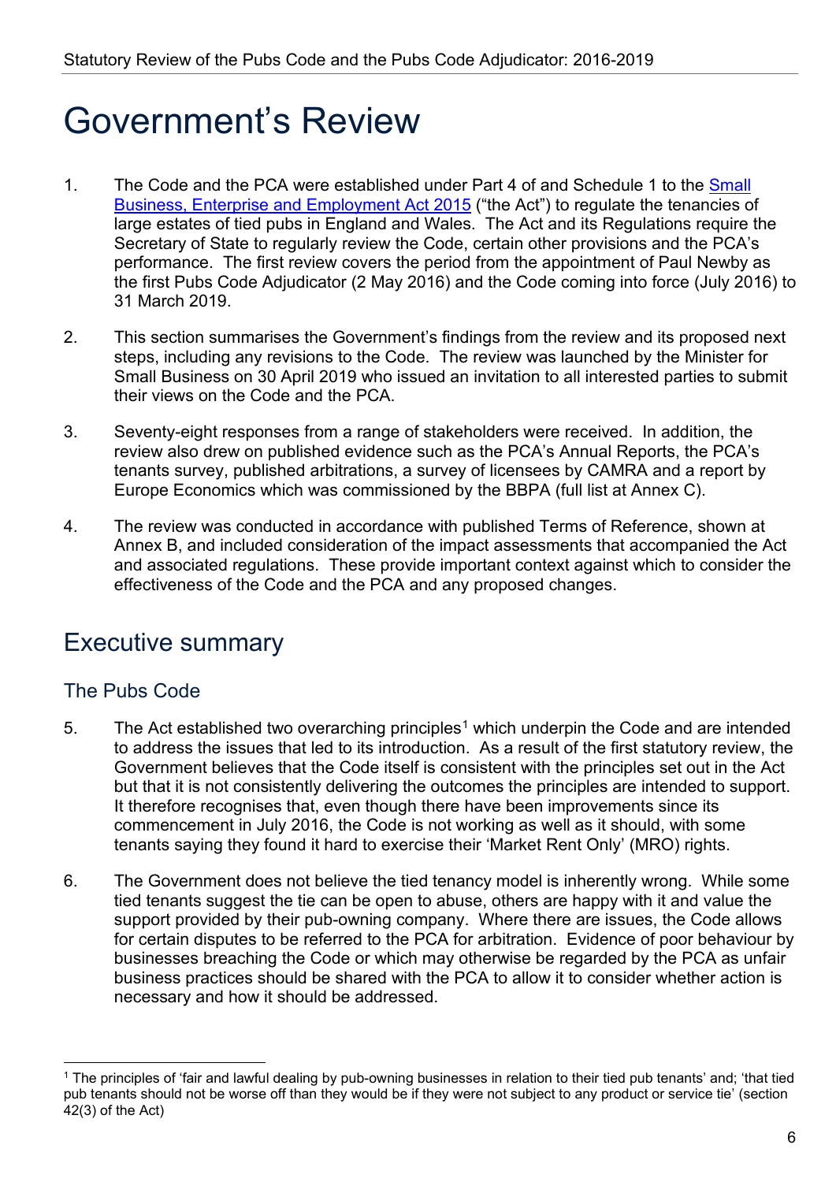# Government's Review

1. The Code and the PCA were established under Part 4 of and Schedule 1 to the [Small Business, Enterprise and Employment Act 2015] ("the Act") to regulate the tenancies of large estates of tied pubs in England and Wales. The Act and its Regulations require the Secretary of State to regularly review the Code, certain other provisions and the PCA's performance. The first review covers the period from the appointment of Paul Newby as the first Pubs Code Adjudicator (2 May 2016) and the Code coming into force (July 2016) to 31 March 2019.

2. This section summarises the Government's findings from the review and its proposed next steps, including any revisions to the Code. The review was launched by the Minister for Small Business on 30 April 2019 who issued an invitation to all interested parties to submit their views on the Code and the PCA.

3. Seventy-eight responses from a range of stakeholders were received. In addition, the review also drew on published evidence such as the PCA's Annual Reports, the PCA's tenants survey, published arbitrations, a survey of licensees by CAMRA and a report by Europe Economics which was commissioned by the BBPA (full list at Annex C).

4. The review was conducted in accordance with published Terms of Reference, shown at Annex B, and included consideration of the impact assessments that accompanied the Act and associated regulations. These provide important context against which to consider the effectiveness of the Code and the PCA and any proposed changes.

## Executive summary

### The Pubs Code

5. The Act established two overarching principles[1] which underpin the Code and are intended to address the issues that led to its introduction. As a result of the first statutory review, the Government believes that the Code itself is consistent with the principles set out in the Act but that it is not consistently delivering the outcomes the principles are intended to support. It therefore recognises that, even though there have been improvements since its commencement in July 2016, the Code is not working as well as it should, with some tenants saying they found it hard to exercise their 'Market Rent Only' (MRO) rights.

6. The Government does not believe the tied tenancy model is inherently wrong. While some tied tenants suggest the tie can be open to abuse, others are happy with it and value the support provided by their pub-owning company. Where there are issues, the Code allows for certain disputes to be referred to the PCA for arbitration. Evidence of poor behaviour by businesses breaching the Code or which may otherwise be regarded by the PCA as unfair business practices should be shared with the PCA to allow it to consider whether action is necessary and how it should be addressed.

---

[1] The principles of 'fair and lawful dealing by pub-owning businesses in relation to their tied pub tenants' and; 'that tied pub tenants should not be worse off than they would be if they were not subject to any product or service tie' (section 42(3) of the Act)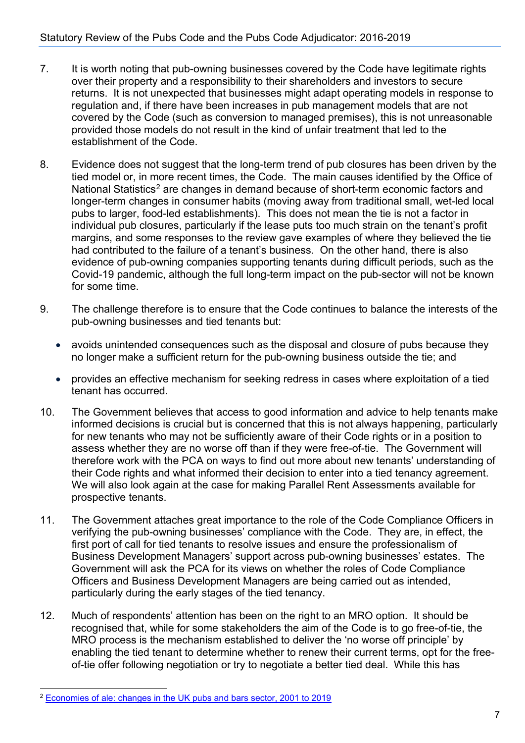7. It is worth noting that pub-owning businesses covered by the Code have legitimate rights over their property and a responsibility to their shareholders and investors to secure returns. It is not unexpected that businesses might adapt operating models in response to regulation and, if there have been increases in pub management models that are not covered by the Code (such as conversion to managed premises), this is not unreasonable provided those models do not result in the kind of unfair treatment that led to the establishment of the Code.

8. Evidence does not suggest that the long-term trend of pub closures has been driven by the tied model or, in more recent times, the Code. The main causes identified by the Office of National Statistics[2] are changes in demand because of short-term economic factors and longer-term changes in consumer habits (moving away from traditional small, wet-led local pubs to larger, food-led establishments). This does not mean the tie is not a factor in individual pub closures, particularly if the lease puts too much strain on the tenant's profit margins, and some responses to the review gave examples of where they believed the tie had contributed to the failure of a tenant's business. On the other hand, there is also evidence of pub-owning companies supporting tenants during difficult periods, such as the Covid-19 pandemic, although the full long-term impact on the pub-sector will not be known for some time.

9. The challenge therefore is to ensure that the Code continues to balance the interests of the pub-owning businesses and tied tenants but:

   - avoids unintended consequences such as the disposal and closure of pubs because they no longer make a sufficient return for the pub-owning business outside the tie; and
   - provides an effective mechanism for seeking redress in cases where exploitation of a tied tenant has occurred.

10. The Government believes that access to good information and advice to help tenants make informed decisions is crucial but is concerned that this is not always happening, particularly for new tenants who may not be sufficiently aware of their Code rights or in a position to assess whether they are no worse off than if they were free-of-tie. The Government will therefore work with the PCA on ways to find out more about new tenants' understanding of their Code rights and what informed their decision to enter into a tied tenancy agreement. We will also look again at the case for making Parallel Rent Assessments available for prospective tenants.

11. The Government attaches great importance to the role of the Code Compliance Officers in verifying the pub-owning businesses' compliance with the Code. They are, in effect, the first port of call for tied tenants to resolve issues and ensure the professionalism of Business Development Managers' support across pub-owning businesses' estates. The Government will ask the PCA for its views on whether the roles of Code Compliance Officers and Business Development Managers are being carried out as intended, particularly during the early stages of the tied tenancy.

12. Much of respondents' attention has been on the right to an MRO option. It should be recognised that, while for some stakeholders the aim of the Code is to go free-of-tie, the MRO process is the mechanism established to deliver the 'no worse off principle' by enabling the tied tenant to determine whether to renew their current terms, opt for the free-of-tie offer following negotiation or try to negotiate a better tied deal. While this has

---

[2] Economies of ale: changes in the UK pubs and bars sector, 2001 to 2019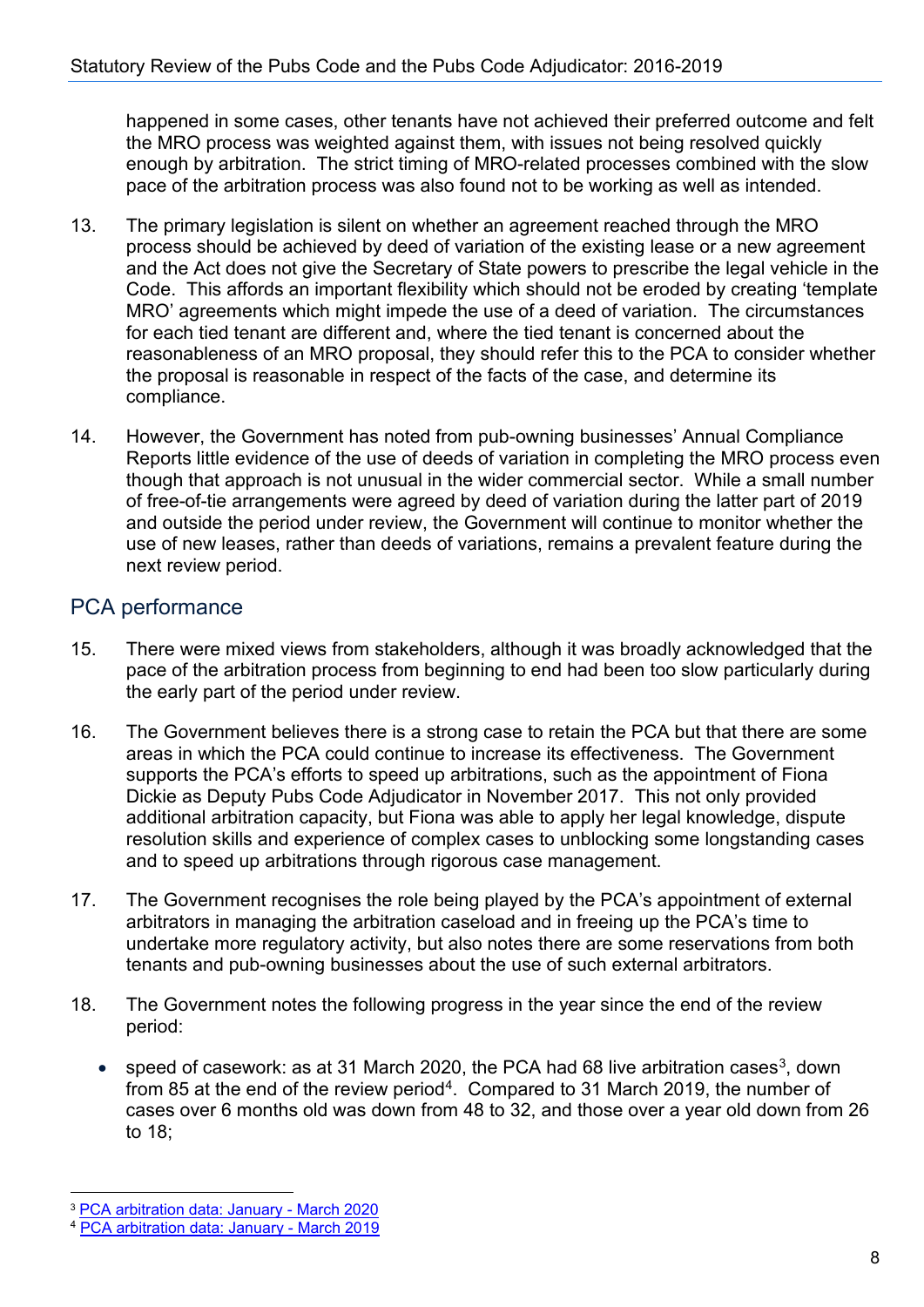happened in some cases, other tenants have not achieved their preferred outcome and felt the MRO process was weighted against them, with issues not being resolved quickly enough by arbitration. The strict timing of MRO-related processes combined with the slow pace of the arbitration process was also found not to be working as well as intended.

13. The primary legislation is silent on whether an agreement reached through the MRO process should be achieved by deed of variation of the existing lease or a new agreement and the Act does not give the Secretary of State powers to prescribe the legal vehicle in the Code. This affords an important flexibility which should not be eroded by creating 'template MRO' agreements which might impede the use of a deed of variation. The circumstances for each tied tenant are different and, where the tied tenant is concerned about the reasonableness of an MRO proposal, they should refer this to the PCA to consider whether the proposal is reasonable in respect of the facts of the case, and determine its compliance.

14. However, the Government has noted from pub-owning businesses' Annual Compliance Reports little evidence of the use of deeds of variation in completing the MRO process even though that approach is not unusual in the wider commercial sector. While a small number of free-of-tie arrangements were agreed by deed of variation during the latter part of 2019 and outside the period under review, the Government will continue to monitor whether the use of new leases, rather than deeds of variations, remains a prevalent feature during the next review period.

## PCA performance

15. There were mixed views from stakeholders, although it was broadly acknowledged that the pace of the arbitration process from beginning to end had been too slow particularly during the early part of the period under review.

16. The Government believes there is a strong case to retain the PCA but that there are some areas in which the PCA could continue to increase its effectiveness. The Government supports the PCA's efforts to speed up arbitrations, such as the appointment of Fiona Dickie as Deputy Pubs Code Adjudicator in November 2017. This not only provided additional arbitration capacity, but Fiona was able to apply her legal knowledge, dispute resolution skills and experience of complex cases to unblocking some longstanding cases and to speed up arbitrations through rigorous case management.

17. The Government recognises the role being played by the PCA's appointment of external arbitrators in managing the arbitration caseload and in freeing up the PCA's time to undertake more regulatory activity, but also notes there are some reservations from both tenants and pub-owning businesses about the use of such external arbitrators.

18. The Government notes the following progress in the year since the end of the review period:

- speed of casework: as at 31 March 2020, the PCA had 68 live arbitration cases[3], down from 85 at the end of the review period[4]. Compared to 31 March 2019, the number of cases over 6 months old was down from 48 to 32, and those over a year old down from 26 to 18;

---

[3] PCA arbitration data: January - March 2020

[4] PCA arbitration data: January - March 2019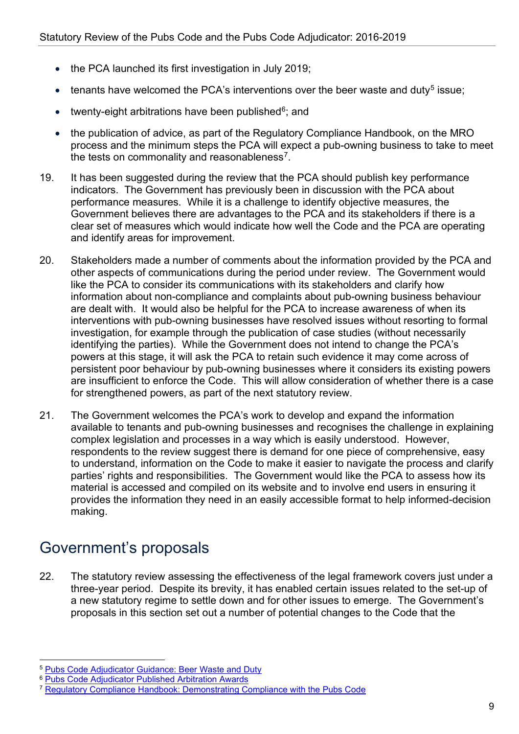- the PCA launched its first investigation in July 2019;
- tenants have welcomed the PCA's interventions over the beer waste and duty[5] issue;
- twenty-eight arbitrations have been published[6]; and
- the publication of advice, as part of the Regulatory Compliance Handbook, on the MRO process and the minimum steps the PCA will expect a pub-owning business to take to meet the tests on commonality and reasonableness[7].

19. It has been suggested during the review that the PCA should publish key performance indicators. The Government has previously been in discussion with the PCA about performance measures. While it is a challenge to identify objective measures, the Government believes there are advantages to the PCA and its stakeholders if there is a clear set of measures which would indicate how well the Code and the PCA are operating and identify areas for improvement.

20. Stakeholders made a number of comments about the information provided by the PCA and other aspects of communications during the period under review. The Government would like the PCA to consider its communications with its stakeholders and clarify how information about non-compliance and complaints about pub-owning business behaviour are dealt with. It would also be helpful for the PCA to increase awareness of when its interventions with pub-owning businesses have resolved issues without resorting to formal investigation, for example through the publication of case studies (without necessarily identifying the parties). While the Government does not intend to change the PCA's powers at this stage, it will ask the PCA to retain such evidence it may come across of persistent poor behaviour by pub-owning businesses where it considers its existing powers are insufficient to enforce the Code. This will allow consideration of whether there is a case for strengthened powers, as part of the next statutory review.

21. The Government welcomes the PCA's work to develop and expand the information available to tenants and pub-owning businesses and recognises the challenge in explaining complex legislation and processes in a way which is easily understood. However, respondents to the review suggest there is demand for one piece of comprehensive, easy to understand, information on the Code to make it easier to navigate the process and clarify parties' rights and responsibilities. The Government would like the PCA to assess how its material is accessed and compiled on its website and to involve end users in ensuring it provides the information they need in an easily accessible format to help informed-decision making.

## Government's proposals

22. The statutory review assessing the effectiveness of the legal framework covers just under a three-year period. Despite its brevity, it has enabled certain issues related to the set-up of a new statutory regime to settle down and for other issues to emerge. The Government's proposals in this section set out a number of potential changes to the Code that the

---

[5] Pubs Code Adjudicator Guidance: Beer Waste and Duty

[6] Pubs Code Adjudicator Published Arbitration Awards

[7] Regulatory Compliance Handbook: Demonstrating Compliance with the Pubs Code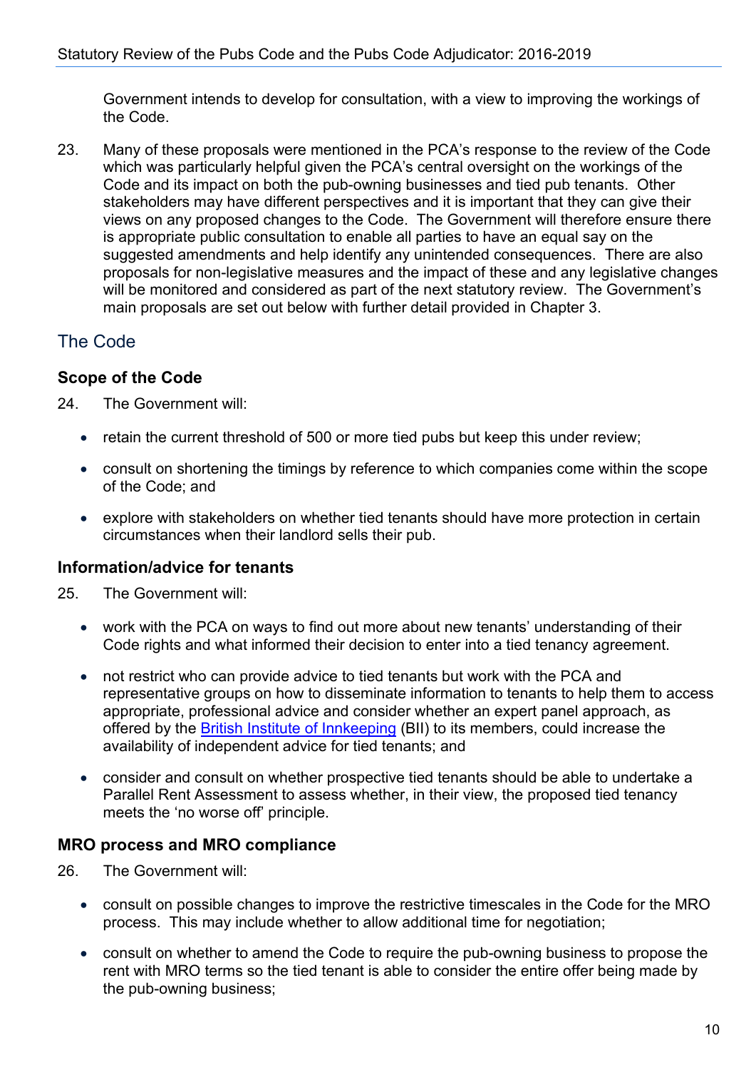Government intends to develop for consultation, with a view to improving the workings of the Code.

23. Many of these proposals were mentioned in the PCA's response to the review of the Code which was particularly helpful given the PCA's central oversight on the workings of the Code and its impact on both the pub-owning businesses and tied pub tenants. Other stakeholders may have different perspectives and it is important that they can give their views on any proposed changes to the Code. The Government will therefore ensure there is appropriate public consultation to enable all parties to have an equal say on the suggested amendments and help identify any unintended consequences. There are also proposals for non-legislative measures and the impact of these and any legislative changes will be monitored and considered as part of the next statutory review. The Government's main proposals are set out below with further detail provided in Chapter 3.

## The Code

### Scope of the Code

24. The Government will:

- retain the current threshold of 500 or more tied pubs but keep this under review;
- consult on shortening the timings by reference to which companies come within the scope of the Code; and
- explore with stakeholders on whether tied tenants should have more protection in certain circumstances when their landlord sells their pub.

### Information/advice for tenants

25. The Government will:

- work with the PCA on ways to find out more about new tenants' understanding of their Code rights and what informed their decision to enter into a tied tenancy agreement.
- not restrict who can provide advice to tied tenants but work with the PCA and representative groups on how to disseminate information to tenants to help them to access appropriate, professional advice and consider whether an expert panel approach, as offered by the British Institute of Innkeeping (BII) to its members, could increase the availability of independent advice for tied tenants; and
- consider and consult on whether prospective tied tenants should be able to undertake a Parallel Rent Assessment to assess whether, in their view, the proposed tied tenancy meets the 'no worse off' principle.

### MRO process and MRO compliance

26. The Government will:

- consult on possible changes to improve the restrictive timescales in the Code for the MRO process. This may include whether to allow additional time for negotiation;
- consult on whether to amend the Code to require the pub-owning business to propose the rent with MRO terms so the tied tenant is able to consider the entire offer being made by the pub-owning business;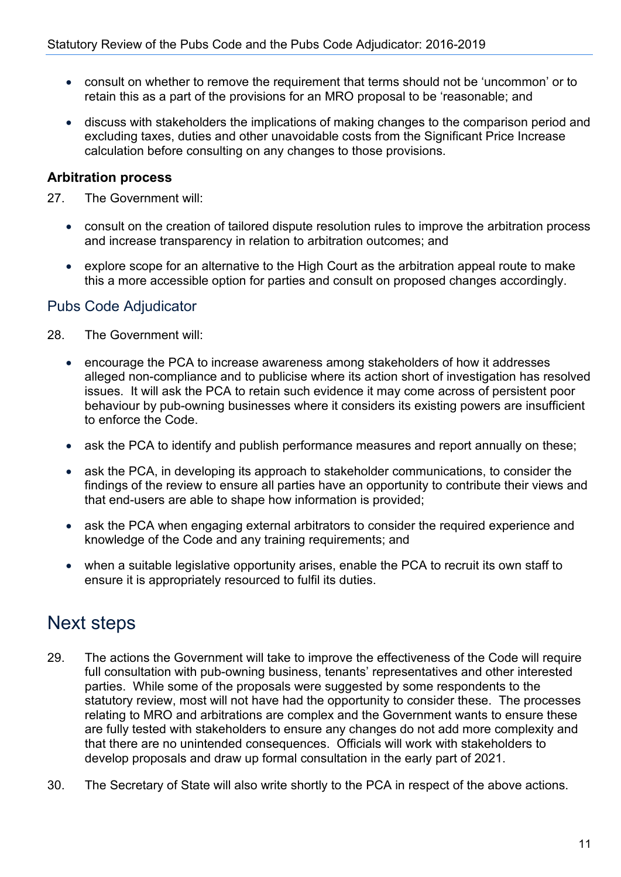- consult on whether to remove the requirement that terms should not be 'uncommon' or to retain this as a part of the provisions for an MRO proposal to be 'reasonable; and
- discuss with stakeholders the implications of making changes to the comparison period and excluding taxes, duties and other unavoidable costs from the Significant Price Increase calculation before consulting on any changes to those provisions.

### Arbitration process

27. The Government will:

- consult on the creation of tailored dispute resolution rules to improve the arbitration process and increase transparency in relation to arbitration outcomes; and
- explore scope for an alternative to the High Court as the arbitration appeal route to make this a more accessible option for parties and consult on proposed changes accordingly.

## Pubs Code Adjudicator

28. The Government will:

- encourage the PCA to increase awareness among stakeholders of how it addresses alleged non-compliance and to publicise where its action short of investigation has resolved issues. It will ask the PCA to retain such evidence it may come across of persistent poor behaviour by pub-owning businesses where it considers its existing powers are insufficient to enforce the Code.
- ask the PCA to identify and publish performance measures and report annually on these;
- ask the PCA, in developing its approach to stakeholder communications, to consider the findings of the review to ensure all parties have an opportunity to contribute their views and that end-users are able to shape how information is provided;
- ask the PCA when engaging external arbitrators to consider the required experience and knowledge of the Code and any training requirements; and
- when a suitable legislative opportunity arises, enable the PCA to recruit its own staff to ensure it is appropriately resourced to fulfil its duties.

# Next steps

29. The actions the Government will take to improve the effectiveness of the Code will require full consultation with pub-owning business, tenants' representatives and other interested parties. While some of the proposals were suggested by some respondents to the statutory review, most will not have had the opportunity to consider these. The processes relating to MRO and arbitrations are complex and the Government wants to ensure these are fully tested with stakeholders to ensure any changes do not add more complexity and that there are no unintended consequences. Officials will work with stakeholders to develop proposals and draw up formal consultation in the early part of 2021.

30. The Secretary of State will also write shortly to the PCA in respect of the above actions.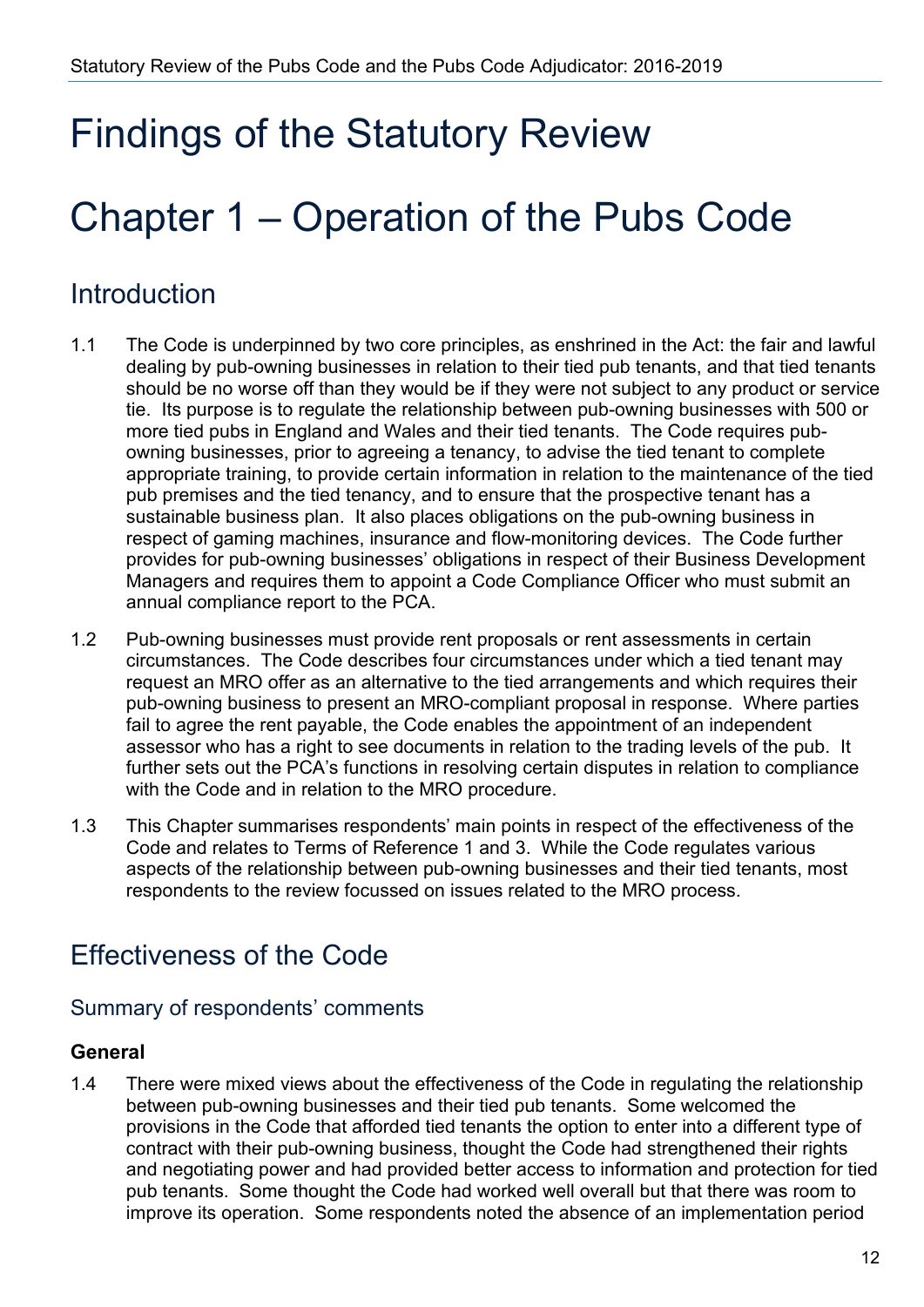# Findings of the Statutory Review

# Chapter 1 – Operation of the Pubs Code

## Introduction

1.1 The Code is underpinned by two core principles, as enshrined in the Act: the fair and lawful dealing by pub-owning businesses in relation to their tied pub tenants, and that tied tenants should be no worse off than they would be if they were not subject to any product or service tie. Its purpose is to regulate the relationship between pub-owning businesses with 500 or more tied pubs in England and Wales and their tied tenants. The Code requires pub-owning businesses, prior to agreeing a tenancy, to advise the tied tenant to complete appropriate training, to provide certain information in relation to the maintenance of the tied pub premises and the tied tenancy, and to ensure that the prospective tenant has a sustainable business plan. It also places obligations on the pub-owning business in respect of gaming machines, insurance and flow-monitoring devices. The Code further provides for pub-owning businesses' obligations in respect of their Business Development Managers and requires them to appoint a Code Compliance Officer who must submit an annual compliance report to the PCA.

1.2 Pub-owning businesses must provide rent proposals or rent assessments in certain circumstances. The Code describes four circumstances under which a tied tenant may request an MRO offer as an alternative to the tied arrangements and which requires their pub-owning business to present an MRO-compliant proposal in response. Where parties fail to agree the rent payable, the Code enables the appointment of an independent assessor who has a right to see documents in relation to the trading levels of the pub. It further sets out the PCA's functions in resolving certain disputes in relation to compliance with the Code and in relation to the MRO procedure.

1.3 This Chapter summarises respondents' main points in respect of the effectiveness of the Code and relates to Terms of Reference 1 and 3. While the Code regulates various aspects of the relationship between pub-owning businesses and their tied tenants, most respondents to the review focussed on issues related to the MRO process.

## Effectiveness of the Code

### Summary of respondents' comments

**General**

1.4 There were mixed views about the effectiveness of the Code in regulating the relationship between pub-owning businesses and their tied pub tenants. Some welcomed the provisions in the Code that afforded tied tenants the option to enter into a different type of contract with their pub-owning business, thought the Code had strengthened their rights and negotiating power and had provided better access to information and protection for tied pub tenants. Some thought the Code had worked well overall but that there was room to improve its operation. Some respondents noted the absence of an implementation period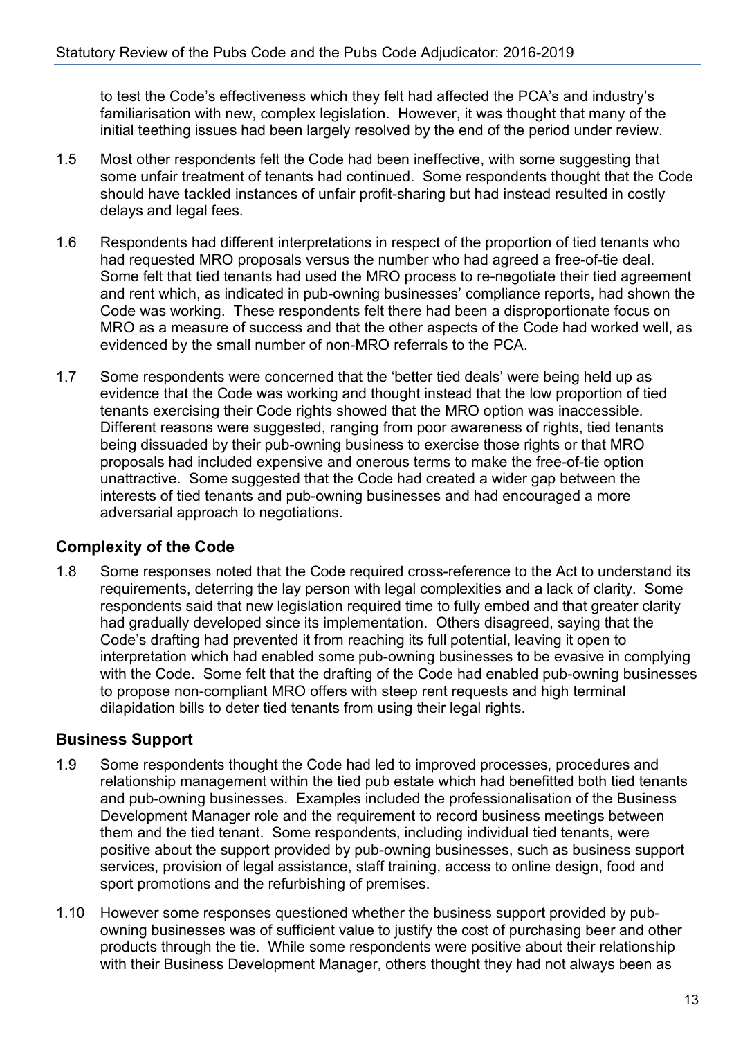to test the Code's effectiveness which they felt had affected the PCA's and industry's familiarisation with new, complex legislation. However, it was thought that many of the initial teething issues had been largely resolved by the end of the period under review.

1.5 Most other respondents felt the Code had been ineffective, with some suggesting that some unfair treatment of tenants had continued. Some respondents thought that the Code should have tackled instances of unfair profit-sharing but had instead resulted in costly delays and legal fees.

1.6 Respondents had different interpretations in respect of the proportion of tied tenants who had requested MRO proposals versus the number who had agreed a free-of-tie deal. Some felt that tied tenants had used the MRO process to re-negotiate their tied agreement and rent which, as indicated in pub-owning businesses' compliance reports, had shown the Code was working. These respondents felt there had been a disproportionate focus on MRO as a measure of success and that the other aspects of the Code had worked well, as evidenced by the small number of non-MRO referrals to the PCA.

1.7 Some respondents were concerned that the 'better tied deals' were being held up as evidence that the Code was working and thought instead that the low proportion of tied tenants exercising their Code rights showed that the MRO option was inaccessible. Different reasons were suggested, ranging from poor awareness of rights, tied tenants being dissuaded by their pub-owning business to exercise those rights or that MRO proposals had included expensive and onerous terms to make the free-of-tie option unattractive. Some suggested that the Code had created a wider gap between the interests of tied tenants and pub-owning businesses and had encouraged a more adversarial approach to negotiations.

## Complexity of the Code

1.8 Some responses noted that the Code required cross-reference to the Act to understand its requirements, deterring the lay person with legal complexities and a lack of clarity. Some respondents said that new legislation required time to fully embed and that greater clarity had gradually developed since its implementation. Others disagreed, saying that the Code's drafting had prevented it from reaching its full potential, leaving it open to interpretation which had enabled some pub-owning businesses to be evasive in complying with the Code. Some felt that the drafting of the Code had enabled pub-owning businesses to propose non-compliant MRO offers with steep rent requests and high terminal dilapidation bills to deter tied tenants from using their legal rights.

## Business Support

1.9 Some respondents thought the Code had led to improved processes, procedures and relationship management within the tied pub estate which had benefitted both tied tenants and pub-owning businesses. Examples included the professionalisation of the Business Development Manager role and the requirement to record business meetings between them and the tied tenant. Some respondents, including individual tied tenants, were positive about the support provided by pub-owning businesses, such as business support services, provision of legal assistance, staff training, access to online design, food and sport promotions and the refurbishing of premises.

1.10 However some responses questioned whether the business support provided by pub-owning businesses was of sufficient value to justify the cost of purchasing beer and other products through the tie. While some respondents were positive about their relationship with their Business Development Manager, others thought they had not always been as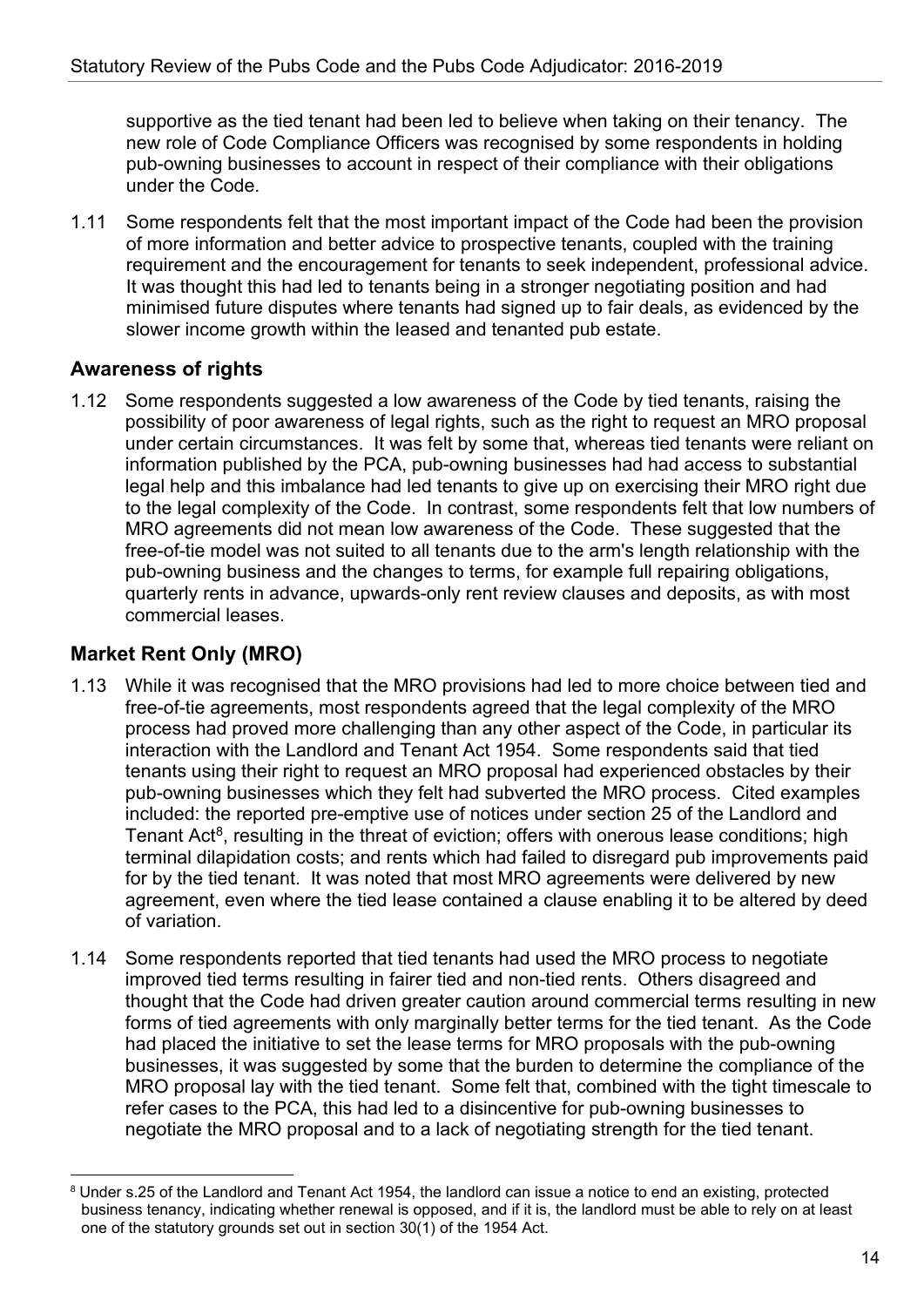supportive as the tied tenant had been led to believe when taking on their tenancy. The new role of Code Compliance Officers was recognised by some respondents in holding pub-owning businesses to account in respect of their compliance with their obligations under the Code.

1.11 Some respondents felt that the most important impact of the Code had been the provision of more information and better advice to prospective tenants, coupled with the training requirement and the encouragement for tenants to seek independent, professional advice. It was thought this had led to tenants being in a stronger negotiating position and had minimised future disputes where tenants had signed up to fair deals, as evidenced by the slower income growth within the leased and tenanted pub estate.

## Awareness of rights

1.12 Some respondents suggested a low awareness of the Code by tied tenants, raising the possibility of poor awareness of legal rights, such as the right to request an MRO proposal under certain circumstances. It was felt by some that, whereas tied tenants were reliant on information published by the PCA, pub-owning businesses had had access to substantial legal help and this imbalance had led tenants to give up on exercising their MRO right due to the legal complexity of the Code. In contrast, some respondents felt that low numbers of MRO agreements did not mean low awareness of the Code. These suggested that the free-of-tie model was not suited to all tenants due to the arm's length relationship with the pub-owning business and the changes to terms, for example full repairing obligations, quarterly rents in advance, upwards-only rent review clauses and deposits, as with most commercial leases.

## Market Rent Only (MRO)

1.13 While it was recognised that the MRO provisions had led to more choice between tied and free-of-tie agreements, most respondents agreed that the legal complexity of the MRO process had proved more challenging than any other aspect of the Code, in particular its interaction with the Landlord and Tenant Act 1954. Some respondents said that tied tenants using their right to request an MRO proposal had experienced obstacles by their pub-owning businesses which they felt had subverted the MRO process. Cited examples included: the reported pre-emptive use of notices under section 25 of the Landlord and Tenant Act[8], resulting in the threat of eviction; offers with onerous lease conditions; high terminal dilapidation costs; and rents which had failed to disregard pub improvements paid for by the tied tenant. It was noted that most MRO agreements were delivered by new agreement, even where the tied lease contained a clause enabling it to be altered by deed of variation.

1.14 Some respondents reported that tied tenants had used the MRO process to negotiate improved tied terms resulting in fairer tied and non-tied rents. Others disagreed and thought that the Code had driven greater caution around commercial terms resulting in new forms of tied agreements with only marginally better terms for the tied tenant. As the Code had placed the initiative to set the lease terms for MRO proposals with the pub-owning businesses, it was suggested by some that the burden to determine the compliance of the MRO proposal lay with the tied tenant. Some felt that, combined with the tight timescale to refer cases to the PCA, this had led to a disincentive for pub-owning businesses to negotiate the MRO proposal and to a lack of negotiating strength for the tied tenant.

[8] Under s.25 of the Landlord and Tenant Act 1954, the landlord can issue a notice to end an existing, protected business tenancy, indicating whether renewal is opposed, and if it is, the landlord must be able to rely on at least one of the statutory grounds set out in section 30(1) of the 1954 Act.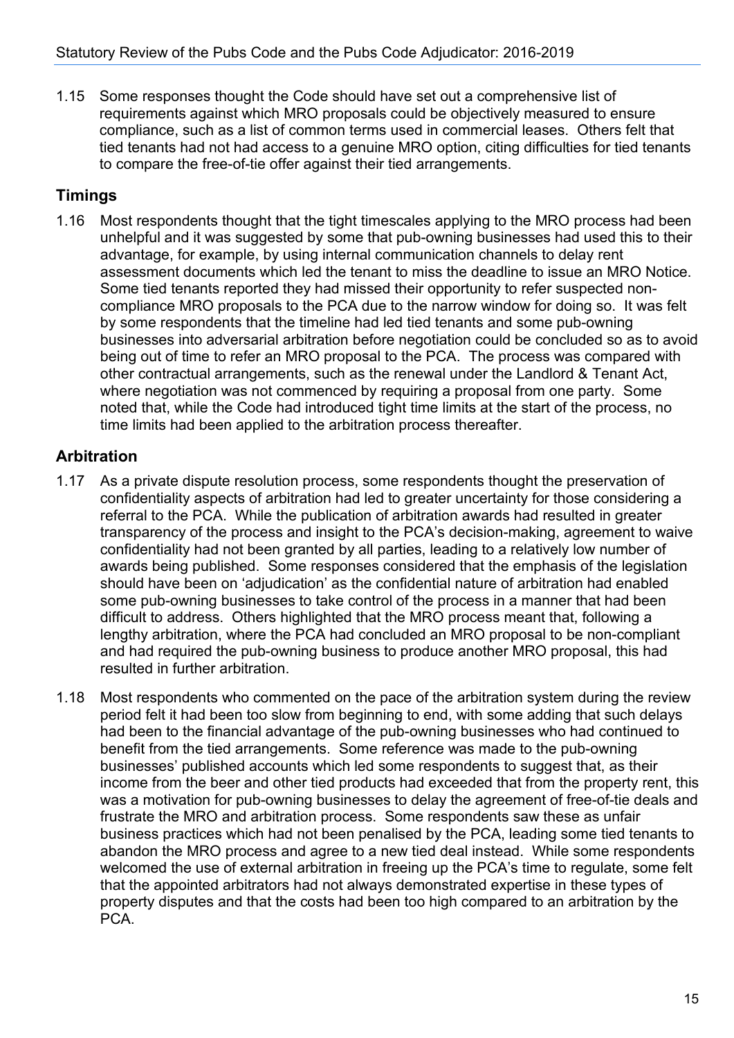1.15 Some responses thought the Code should have set out a comprehensive list of requirements against which MRO proposals could be objectively measured to ensure compliance, such as a list of common terms used in commercial leases. Others felt that tied tenants had not had access to a genuine MRO option, citing difficulties for tied tenants to compare the free-of-tie offer against their tied arrangements.

## Timings

1.16 Most respondents thought that the tight timescales applying to the MRO process had been unhelpful and it was suggested by some that pub-owning businesses had used this to their advantage, for example, by using internal communication channels to delay rent assessment documents which led the tenant to miss the deadline to issue an MRO Notice. Some tied tenants reported they had missed their opportunity to refer suspected non-compliance MRO proposals to the PCA due to the narrow window for doing so. It was felt by some respondents that the timeline had led tied tenants and some pub-owning businesses into adversarial arbitration before negotiation could be concluded so as to avoid being out of time to refer an MRO proposal to the PCA. The process was compared with other contractual arrangements, such as the renewal under the Landlord & Tenant Act, where negotiation was not commenced by requiring a proposal from one party. Some noted that, while the Code had introduced tight time limits at the start of the process, no time limits had been applied to the arbitration process thereafter.

## Arbitration

1.17 As a private dispute resolution process, some respondents thought the preservation of confidentiality aspects of arbitration had led to greater uncertainty for those considering a referral to the PCA. While the publication of arbitration awards had resulted in greater transparency of the process and insight to the PCA's decision-making, agreement to waive confidentiality had not been granted by all parties, leading to a relatively low number of awards being published. Some responses considered that the emphasis of the legislation should have been on 'adjudication' as the confidential nature of arbitration had enabled some pub-owning businesses to take control of the process in a manner that had been difficult to address. Others highlighted that the MRO process meant that, following a lengthy arbitration, where the PCA had concluded an MRO proposal to be non-compliant and had required the pub-owning business to produce another MRO proposal, this had resulted in further arbitration.

1.18 Most respondents who commented on the pace of the arbitration system during the review period felt it had been too slow from beginning to end, with some adding that such delays had been to the financial advantage of the pub-owning businesses who had continued to benefit from the tied arrangements. Some reference was made to the pub-owning businesses' published accounts which led some respondents to suggest that, as their income from the beer and other tied products had exceeded that from the property rent, this was a motivation for pub-owning businesses to delay the agreement of free-of-tie deals and frustrate the MRO and arbitration process. Some respondents saw these as unfair business practices which had not been penalised by the PCA, leading some tied tenants to abandon the MRO process and agree to a new tied deal instead. While some respondents welcomed the use of external arbitration in freeing up the PCA's time to regulate, some felt that the appointed arbitrators had not always demonstrated expertise in these types of property disputes and that the costs had been too high compared to an arbitration by the PCA.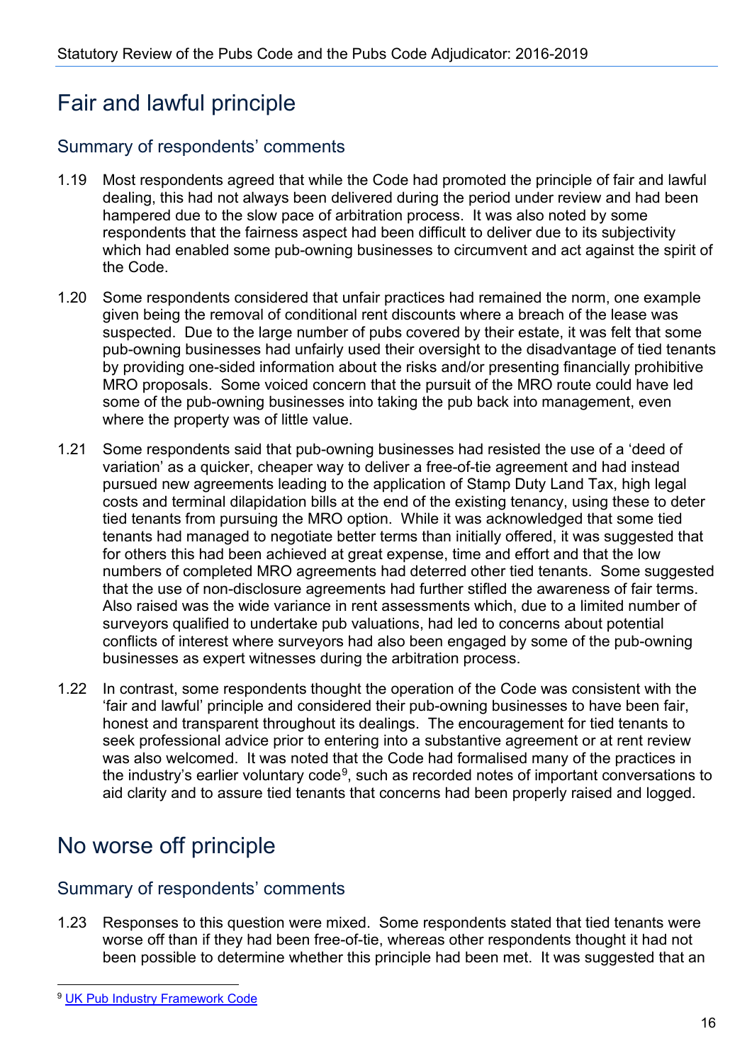## Fair and lawful principle

### Summary of respondents' comments

1.19 Most respondents agreed that while the Code had promoted the principle of fair and lawful dealing, this had not always been delivered during the period under review and had been hampered due to the slow pace of arbitration process. It was also noted by some respondents that the fairness aspect had been difficult to deliver due to its subjectivity which had enabled some pub-owning businesses to circumvent and act against the spirit of the Code.

1.20 Some respondents considered that unfair practices had remained the norm, one example given being the removal of conditional rent discounts where a breach of the lease was suspected. Due to the large number of pubs covered by their estate, it was felt that some pub-owning businesses had unfairly used their oversight to the disadvantage of tied tenants by providing one-sided information about the risks and/or presenting financially prohibitive MRO proposals. Some voiced concern that the pursuit of the MRO route could have led some of the pub-owning businesses into taking the pub back into management, even where the property was of little value.

1.21 Some respondents said that pub-owning businesses had resisted the use of a 'deed of variation' as a quicker, cheaper way to deliver a free-of-tie agreement and had instead pursued new agreements leading to the application of Stamp Duty Land Tax, high legal costs and terminal dilapidation bills at the end of the existing tenancy, using these to deter tied tenants from pursuing the MRO option. While it was acknowledged that some tied tenants had managed to negotiate better terms than initially offered, it was suggested that for others this had been achieved at great expense, time and effort and that the low numbers of completed MRO agreements had deterred other tied tenants. Some suggested that the use of non-disclosure agreements had further stifled the awareness of fair terms. Also raised was the wide variance in rent assessments which, due to a limited number of surveyors qualified to undertake pub valuations, had led to concerns about potential conflicts of interest where surveyors had also been engaged by some of the pub-owning businesses as expert witnesses during the arbitration process.

1.22 In contrast, some respondents thought the operation of the Code was consistent with the 'fair and lawful' principle and considered their pub-owning businesses to have been fair, honest and transparent throughout its dealings. The encouragement for tied tenants to seek professional advice prior to entering into a substantive agreement or at rent review was also welcomed. It was noted that the Code had formalised many of the practices in the industry's earlier voluntary code[9], such as recorded notes of important conversations to aid clarity and to assure tied tenants that concerns had been properly raised and logged.

## No worse off principle

### Summary of respondents' comments

1.23 Responses to this question were mixed. Some respondents stated that tied tenants were worse off than if they had been free-of-tie, whereas other respondents thought it had not been possible to determine whether this principle had been met. It was suggested that an

[9] UK Pub Industry Framework Code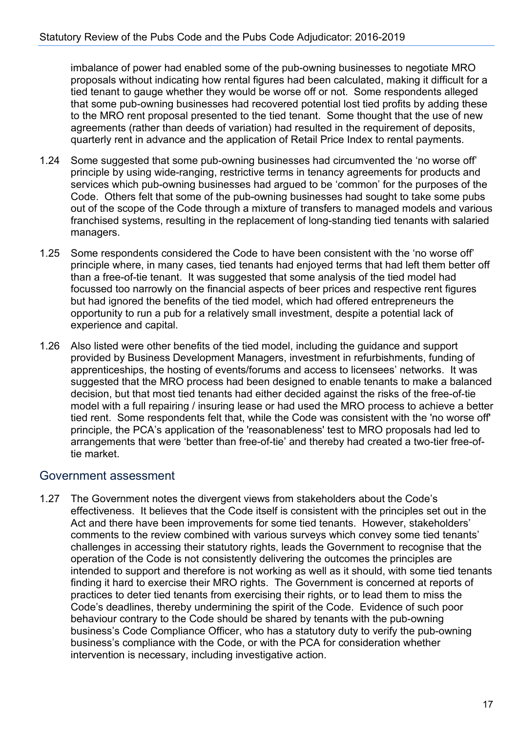imbalance of power had enabled some of the pub-owning businesses to negotiate MRO proposals without indicating how rental figures had been calculated, making it difficult for a tied tenant to gauge whether they would be worse off or not. Some respondents alleged that some pub-owning businesses had recovered potential lost tied profits by adding these to the MRO rent proposal presented to the tied tenant. Some thought that the use of new agreements (rather than deeds of variation) had resulted in the requirement of deposits, quarterly rent in advance and the application of Retail Price Index to rental payments.

1.24 Some suggested that some pub-owning businesses had circumvented the 'no worse off' principle by using wide-ranging, restrictive terms in tenancy agreements for products and services which pub-owning businesses had argued to be 'common' for the purposes of the Code. Others felt that some of the pub-owning businesses had sought to take some pubs out of the scope of the Code through a mixture of transfers to managed models and various franchised systems, resulting in the replacement of long-standing tied tenants with salaried managers.

1.25 Some respondents considered the Code to have been consistent with the 'no worse off' principle where, in many cases, tied tenants had enjoyed terms that had left them better off than a free-of-tie tenant. It was suggested that some analysis of the tied model had focussed too narrowly on the financial aspects of beer prices and respective rent figures but had ignored the benefits of the tied model, which had offered entrepreneurs the opportunity to run a pub for a relatively small investment, despite a potential lack of experience and capital.

1.26 Also listed were other benefits of the tied model, including the guidance and support provided by Business Development Managers, investment in refurbishments, funding of apprenticeships, the hosting of events/forums and access to licensees' networks. It was suggested that the MRO process had been designed to enable tenants to make a balanced decision, but that most tied tenants had either decided against the risks of the free-of-tie model with a full repairing / insuring lease or had used the MRO process to achieve a better tied rent. Some respondents felt that, while the Code was consistent with the 'no worse off' principle, the PCA's application of the 'reasonableness' test to MRO proposals had led to arrangements that were 'better than free-of-tie' and thereby had created a two-tier free-of-tie market.

## Government assessment

1.27 The Government notes the divergent views from stakeholders about the Code's effectiveness. It believes that the Code itself is consistent with the principles set out in the Act and there have been improvements for some tied tenants. However, stakeholders' comments to the review combined with various surveys which convey some tied tenants' challenges in accessing their statutory rights, leads the Government to recognise that the operation of the Code is not consistently delivering the outcomes the principles are intended to support and therefore is not working as well as it should, with some tied tenants finding it hard to exercise their MRO rights. The Government is concerned at reports of practices to deter tied tenants from exercising their rights, or to lead them to miss the Code's deadlines, thereby undermining the spirit of the Code. Evidence of such poor behaviour contrary to the Code should be shared by tenants with the pub-owning business's Code Compliance Officer, who has a statutory duty to verify the pub-owning business's compliance with the Code, or with the PCA for consideration whether intervention is necessary, including investigative action.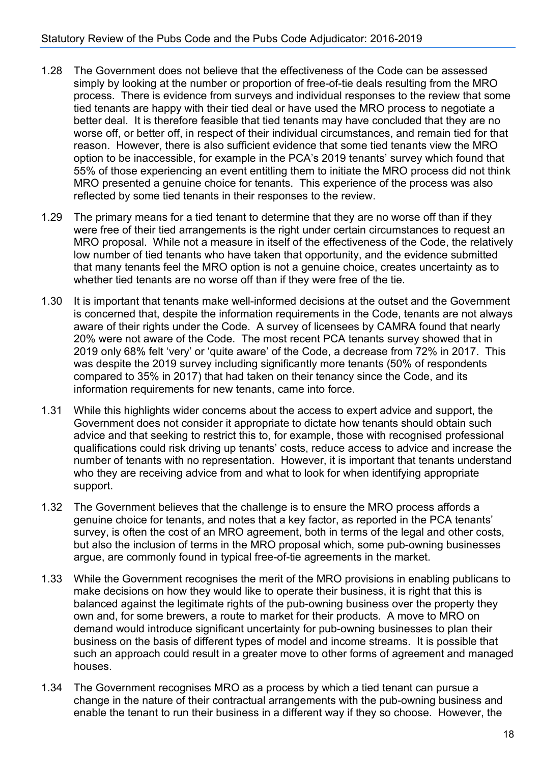1.28 The Government does not believe that the effectiveness of the Code can be assessed simply by looking at the number or proportion of free-of-tie deals resulting from the MRO process. There is evidence from surveys and individual responses to the review that some tied tenants are happy with their tied deal or have used the MRO process to negotiate a better deal. It is therefore feasible that tied tenants may have concluded that they are no worse off, or better off, in respect of their individual circumstances, and remain tied for that reason. However, there is also sufficient evidence that some tied tenants view the MRO option to be inaccessible, for example in the PCA's 2019 tenants' survey which found that 55% of those experiencing an event entitling them to initiate the MRO process did not think MRO presented a genuine choice for tenants. This experience of the process was also reflected by some tied tenants in their responses to the review.

1.29 The primary means for a tied tenant to determine that they are no worse off than if they were free of their tied arrangements is the right under certain circumstances to request an MRO proposal. While not a measure in itself of the effectiveness of the Code, the relatively low number of tied tenants who have taken that opportunity, and the evidence submitted that many tenants feel the MRO option is not a genuine choice, creates uncertainty as to whether tied tenants are no worse off than if they were free of the tie.

1.30 It is important that tenants make well-informed decisions at the outset and the Government is concerned that, despite the information requirements in the Code, tenants are not always aware of their rights under the Code. A survey of licensees by CAMRA found that nearly 20% were not aware of the Code. The most recent PCA tenants survey showed that in 2019 only 68% felt 'very' or 'quite aware' of the Code, a decrease from 72% in 2017. This was despite the 2019 survey including significantly more tenants (50% of respondents compared to 35% in 2017) that had taken on their tenancy since the Code, and its information requirements for new tenants, came into force.

1.31 While this highlights wider concerns about the access to expert advice and support, the Government does not consider it appropriate to dictate how tenants should obtain such advice and that seeking to restrict this to, for example, those with recognised professional qualifications could risk driving up tenants' costs, reduce access to advice and increase the number of tenants with no representation. However, it is important that tenants understand who they are receiving advice from and what to look for when identifying appropriate support.

1.32 The Government believes that the challenge is to ensure the MRO process affords a genuine choice for tenants, and notes that a key factor, as reported in the PCA tenants' survey, is often the cost of an MRO agreement, both in terms of the legal and other costs, but also the inclusion of terms in the MRO proposal which, some pub-owning businesses argue, are commonly found in typical free-of-tie agreements in the market.

1.33 While the Government recognises the merit of the MRO provisions in enabling publicans to make decisions on how they would like to operate their business, it is right that this is balanced against the legitimate rights of the pub-owning business over the property they own and, for some brewers, a route to market for their products. A move to MRO on demand would introduce significant uncertainty for pub-owning businesses to plan their business on the basis of different types of model and income streams. It is possible that such an approach could result in a greater move to other forms of agreement and managed houses.

1.34 The Government recognises MRO as a process by which a tied tenant can pursue a change in the nature of their contractual arrangements with the pub-owning business and enable the tenant to run their business in a different way if they so choose. However, the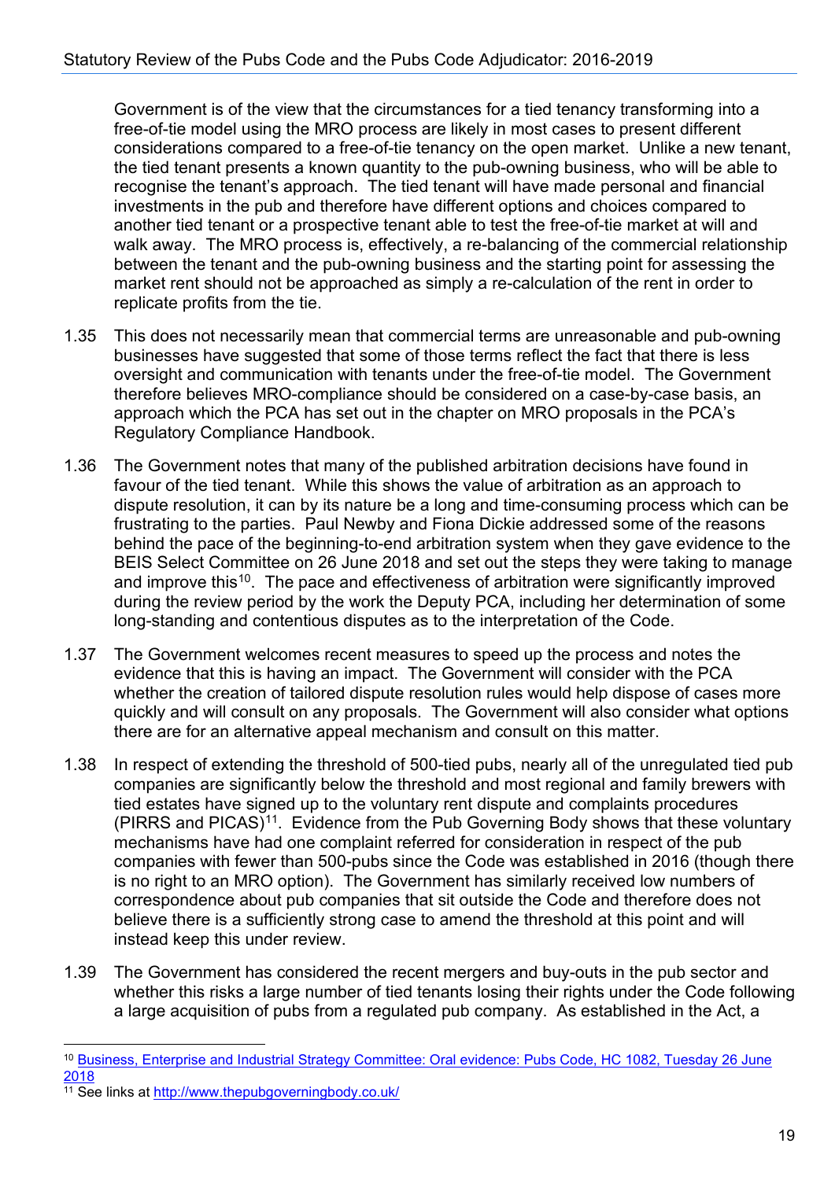Government is of the view that the circumstances for a tied tenancy transforming into a free-of-tie model using the MRO process are likely in most cases to present different considerations compared to a free-of-tie tenancy on the open market. Unlike a new tenant, the tied tenant presents a known quantity to the pub-owning business, who will be able to recognise the tenant's approach. The tied tenant will have made personal and financial investments in the pub and therefore have different options and choices compared to another tied tenant or a prospective tenant able to test the free-of-tie market at will and walk away. The MRO process is, effectively, a re-balancing of the commercial relationship between the tenant and the pub-owning business and the starting point for assessing the market rent should not be approached as simply a re-calculation of the rent in order to replicate profits from the tie.

1.35 This does not necessarily mean that commercial terms are unreasonable and pub-owning businesses have suggested that some of those terms reflect the fact that there is less oversight and communication with tenants under the free-of-tie model. The Government therefore believes MRO-compliance should be considered on a case-by-case basis, an approach which the PCA has set out in the chapter on MRO proposals in the PCA's Regulatory Compliance Handbook.

1.36 The Government notes that many of the published arbitration decisions have found in favour of the tied tenant. While this shows the value of arbitration as an approach to dispute resolution, it can by its nature be a long and time-consuming process which can be frustrating to the parties. Paul Newby and Fiona Dickie addressed some of the reasons behind the pace of the beginning-to-end arbitration system when they gave evidence to the BEIS Select Committee on 26 June 2018 and set out the steps they were taking to manage and improve this[10]. The pace and effectiveness of arbitration were significantly improved during the review period by the work the Deputy PCA, including her determination of some long-standing and contentious disputes as to the interpretation of the Code.

1.37 The Government welcomes recent measures to speed up the process and notes the evidence that this is having an impact. The Government will consider with the PCA whether the creation of tailored dispute resolution rules would help dispose of cases more quickly and will consult on any proposals. The Government will also consider what options there are for an alternative appeal mechanism and consult on this matter.

1.38 In respect of extending the threshold of 500-tied pubs, nearly all of the unregulated tied pub companies are significantly below the threshold and most regional and family brewers with tied estates have signed up to the voluntary rent dispute and complaints procedures (PIRRS and PICAS)[11]. Evidence from the Pub Governing Body shows that these voluntary mechanisms have had one complaint referred for consideration in respect of the pub companies with fewer than 500-pubs since the Code was established in 2016 (though there is no right to an MRO option). The Government has similarly received low numbers of correspondence about pub companies that sit outside the Code and therefore does not believe there is a sufficiently strong case to amend the threshold at this point and will instead keep this under review.

1.39 The Government has considered the recent mergers and buy-outs in the pub sector and whether this risks a large number of tied tenants losing their rights under the Code following a large acquisition of pubs from a regulated pub company. As established in the Act, a

---

[10] Business, Enterprise and Industrial Strategy Committee: Oral evidence: Pubs Code, HC 1082, Tuesday 26 June 2018

[11] See links at http://www.thepubgoverningbody.co.uk/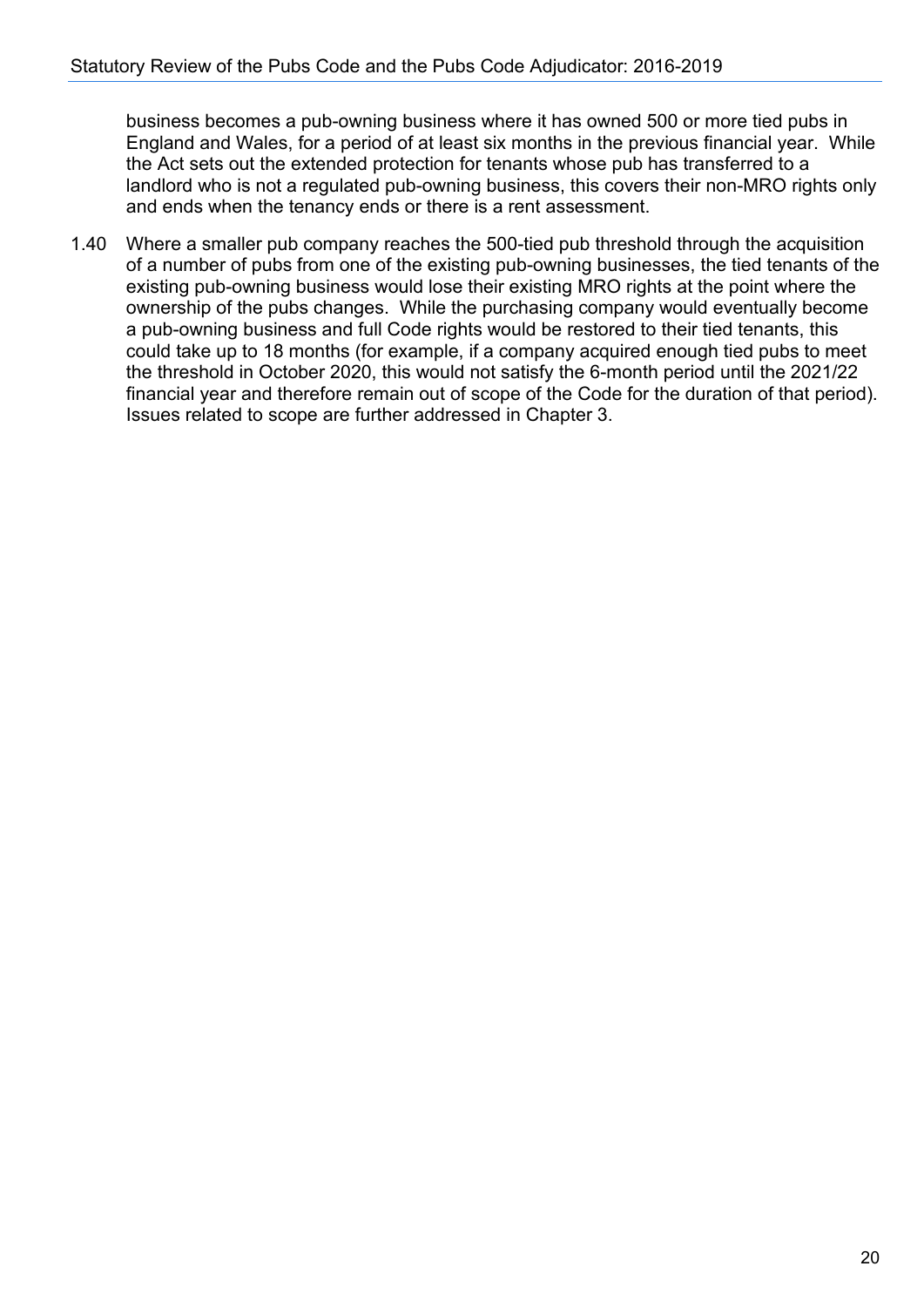business becomes a pub-owning business where it has owned 500 or more tied pubs in England and Wales, for a period of at least six months in the previous financial year. While the Act sets out the extended protection for tenants whose pub has transferred to a landlord who is not a regulated pub-owning business, this covers their non-MRO rights only and ends when the tenancy ends or there is a rent assessment.

1.40 Where a smaller pub company reaches the 500-tied pub threshold through the acquisition of a number of pubs from one of the existing pub-owning businesses, the tied tenants of the existing pub-owning business would lose their existing MRO rights at the point where the ownership of the pubs changes. While the purchasing company would eventually become a pub-owning business and full Code rights would be restored to their tied tenants, this could take up to 18 months (for example, if a company acquired enough tied pubs to meet the threshold in October 2020, this would not satisfy the 6-month period until the 2021/22 financial year and therefore remain out of scope of the Code for the duration of that period). Issues related to scope are further addressed in Chapter 3.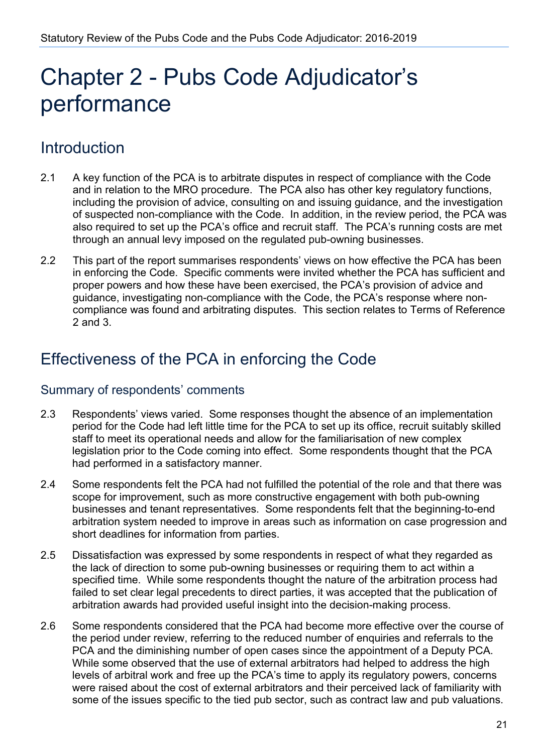# Chapter 2 - Pubs Code Adjudicator's performance

## Introduction

2.1 A key function of the PCA is to arbitrate disputes in respect of compliance with the Code and in relation to the MRO procedure. The PCA also has other key regulatory functions, including the provision of advice, consulting on and issuing guidance, and the investigation of suspected non-compliance with the Code. In addition, in the review period, the PCA was also required to set up the PCA's office and recruit staff. The PCA's running costs are met through an annual levy imposed on the regulated pub-owning businesses.

2.2 This part of the report summarises respondents' views on how effective the PCA has been in enforcing the Code. Specific comments were invited whether the PCA has sufficient and proper powers and how these have been exercised, the PCA's provision of advice and guidance, investigating non-compliance with the Code, the PCA's response where non-compliance was found and arbitrating disputes. This section relates to Terms of Reference 2 and 3.

## Effectiveness of the PCA in enforcing the Code

### Summary of respondents' comments

2.3 Respondents' views varied. Some responses thought the absence of an implementation period for the Code had left little time for the PCA to set up its office, recruit suitably skilled staff to meet its operational needs and allow for the familiarisation of new complex legislation prior to the Code coming into effect. Some respondents thought that the PCA had performed in a satisfactory manner.

2.4 Some respondents felt the PCA had not fulfilled the potential of the role and that there was scope for improvement, such as more constructive engagement with both pub-owning businesses and tenant representatives. Some respondents felt that the beginning-to-end arbitration system needed to improve in areas such as information on case progression and short deadlines for information from parties.

2.5 Dissatisfaction was expressed by some respondents in respect of what they regarded as the lack of direction to some pub-owning businesses or requiring them to act within a specified time. While some respondents thought the nature of the arbitration process had failed to set clear legal precedents to direct parties, it was accepted that the publication of arbitration awards had provided useful insight into the decision-making process.

2.6 Some respondents considered that the PCA had become more effective over the course of the period under review, referring to the reduced number of enquiries and referrals to the PCA and the diminishing number of open cases since the appointment of a Deputy PCA. While some observed that the use of external arbitrators had helped to address the high levels of arbitral work and free up the PCA's time to apply its regulatory powers, concerns were raised about the cost of external arbitrators and their perceived lack of familiarity with some of the issues specific to the tied pub sector, such as contract law and pub valuations.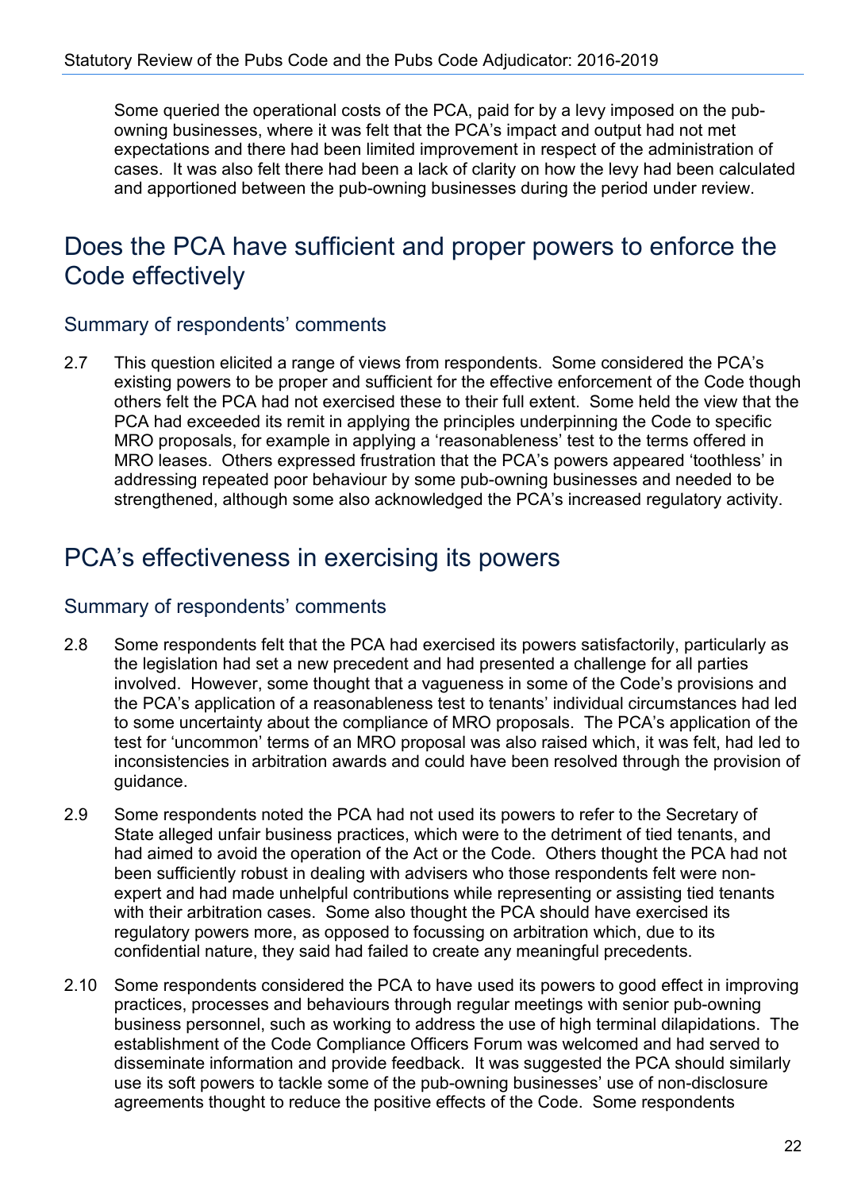Some queried the operational costs of the PCA, paid for by a levy imposed on the pub-owning businesses, where it was felt that the PCA's impact and output had not met expectations and there had been limited improvement in respect of the administration of cases. It was also felt there had been a lack of clarity on how the levy had been calculated and apportioned between the pub-owning businesses during the period under review.

## Does the PCA have sufficient and proper powers to enforce the Code effectively

### Summary of respondents' comments

2.7 This question elicited a range of views from respondents. Some considered the PCA's existing powers to be proper and sufficient for the effective enforcement of the Code though others felt the PCA had not exercised these to their full extent. Some held the view that the PCA had exceeded its remit in applying the principles underpinning the Code to specific MRO proposals, for example in applying a 'reasonableness' test to the terms offered in MRO leases. Others expressed frustration that the PCA's powers appeared 'toothless' in addressing repeated poor behaviour by some pub-owning businesses and needed to be strengthened, although some also acknowledged the PCA's increased regulatory activity.

## PCA's effectiveness in exercising its powers

### Summary of respondents' comments

2.8 Some respondents felt that the PCA had exercised its powers satisfactorily, particularly as the legislation had set a new precedent and had presented a challenge for all parties involved. However, some thought that a vagueness in some of the Code's provisions and the PCA's application of a reasonableness test to tenants' individual circumstances had led to some uncertainty about the compliance of MRO proposals. The PCA's application of the test for 'uncommon' terms of an MRO proposal was also raised which, it was felt, had led to inconsistencies in arbitration awards and could have been resolved through the provision of guidance.

2.9 Some respondents noted the PCA had not used its powers to refer to the Secretary of State alleged unfair business practices, which were to the detriment of tied tenants, and had aimed to avoid the operation of the Act or the Code. Others thought the PCA had not been sufficiently robust in dealing with advisers who those respondents felt were non-expert and had made unhelpful contributions while representing or assisting tied tenants with their arbitration cases. Some also thought the PCA should have exercised its regulatory powers more, as opposed to focussing on arbitration which, due to its confidential nature, they said had failed to create any meaningful precedents.

2.10 Some respondents considered the PCA to have used its powers to good effect in improving practices, processes and behaviours through regular meetings with senior pub-owning business personnel, such as working to address the use of high terminal dilapidations. The establishment of the Code Compliance Officers Forum was welcomed and had served to disseminate information and provide feedback. It was suggested the PCA should similarly use its soft powers to tackle some of the pub-owning businesses' use of non-disclosure agreements thought to reduce the positive effects of the Code. Some respondents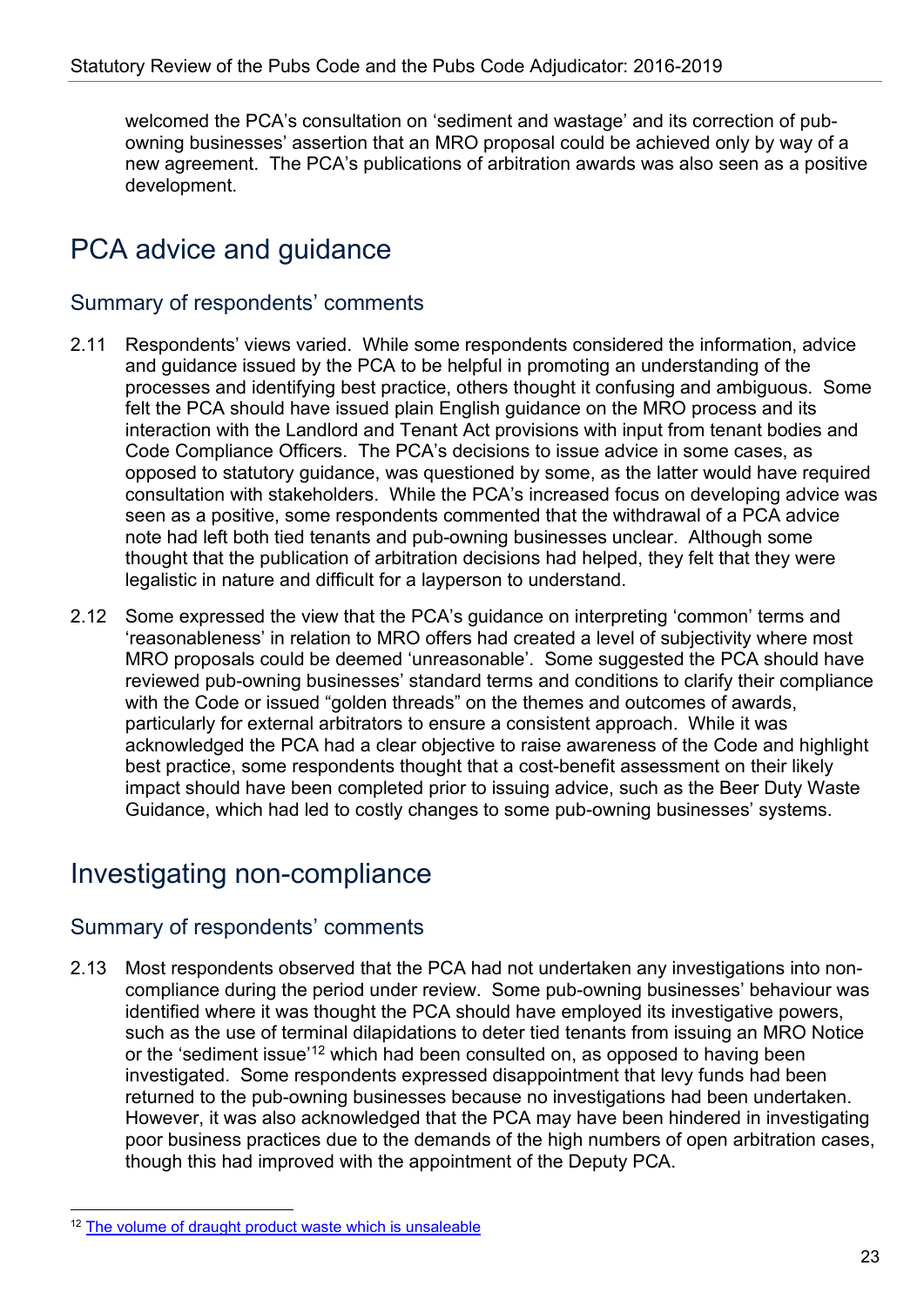welcomed the PCA's consultation on 'sediment and wastage' and its correction of pub-owning businesses' assertion that an MRO proposal could be achieved only by way of a new agreement. The PCA's publications of arbitration awards was also seen as a positive development.

# PCA advice and guidance

## Summary of respondents' comments

2.11 Respondents' views varied. While some respondents considered the information, advice and guidance issued by the PCA to be helpful in promoting an understanding of the processes and identifying best practice, others thought it confusing and ambiguous. Some felt the PCA should have issued plain English guidance on the MRO process and its interaction with the Landlord and Tenant Act provisions with input from tenant bodies and Code Compliance Officers. The PCA's decisions to issue advice in some cases, as opposed to statutory guidance, was questioned by some, as the latter would have required consultation with stakeholders. While the PCA's increased focus on developing advice was seen as a positive, some respondents commented that the withdrawal of a PCA advice note had left both tied tenants and pub-owning businesses unclear. Although some thought that the publication of arbitration decisions had helped, they felt that they were legalistic in nature and difficult for a layperson to understand.

2.12 Some expressed the view that the PCA's guidance on interpreting 'common' terms and 'reasonableness' in relation to MRO offers had created a level of subjectivity where most MRO proposals could be deemed 'unreasonable'. Some suggested the PCA should have reviewed pub-owning businesses' standard terms and conditions to clarify their compliance with the Code or issued "golden threads" on the themes and outcomes of awards, particularly for external arbitrators to ensure a consistent approach. While it was acknowledged the PCA had a clear objective to raise awareness of the Code and highlight best practice, some respondents thought that a cost-benefit assessment on their likely impact should have been completed prior to issuing advice, such as the Beer Duty Waste Guidance, which had led to costly changes to some pub-owning businesses' systems.

# Investigating non-compliance

## Summary of respondents' comments

2.13 Most respondents observed that the PCA had not undertaken any investigations into non-compliance during the period under review. Some pub-owning businesses' behaviour was identified where it was thought the PCA should have employed its investigative powers, such as the use of terminal dilapidations to deter tied tenants from issuing an MRO Notice or the 'sediment issue'[12] which had been consulted on, as opposed to having been investigated. Some respondents expressed disappointment that levy funds had been returned to the pub-owning businesses because no investigations had been undertaken. However, it was also acknowledged that the PCA may have been hindered in investigating poor business practices due to the demands of the high numbers of open arbitration cases, though this had improved with the appointment of the Deputy PCA.

[12] The volume of draught product waste which is unsaleable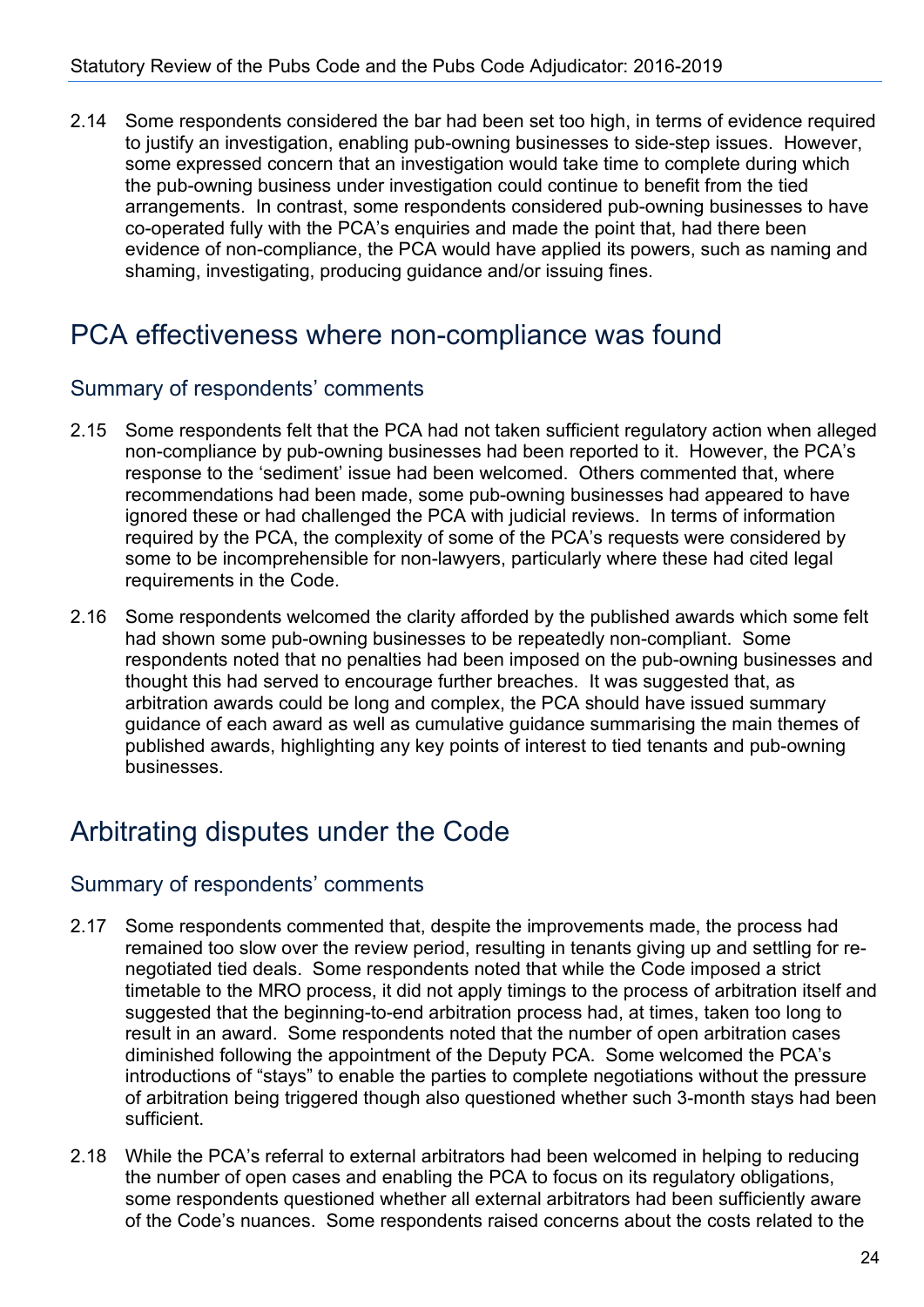2.14 Some respondents considered the bar had been set too high, in terms of evidence required to justify an investigation, enabling pub-owning businesses to side-step issues. However, some expressed concern that an investigation would take time to complete during which the pub-owning business under investigation could continue to benefit from the tied arrangements. In contrast, some respondents considered pub-owning businesses to have co-operated fully with the PCA's enquiries and made the point that, had there been evidence of non-compliance, the PCA would have applied its powers, such as naming and shaming, investigating, producing guidance and/or issuing fines.

# PCA effectiveness where non-compliance was found

## Summary of respondents' comments

2.15 Some respondents felt that the PCA had not taken sufficient regulatory action when alleged non-compliance by pub-owning businesses had been reported to it. However, the PCA's response to the 'sediment' issue had been welcomed. Others commented that, where recommendations had been made, some pub-owning businesses had appeared to have ignored these or had challenged the PCA with judicial reviews. In terms of information required by the PCA, the complexity of some of the PCA's requests were considered by some to be incomprehensible for non-lawyers, particularly where these had cited legal requirements in the Code.

2.16 Some respondents welcomed the clarity afforded by the published awards which some felt had shown some pub-owning businesses to be repeatedly non-compliant. Some respondents noted that no penalties had been imposed on the pub-owning businesses and thought this had served to encourage further breaches. It was suggested that, as arbitration awards could be long and complex, the PCA should have issued summary guidance of each award as well as cumulative guidance summarising the main themes of published awards, highlighting any key points of interest to tied tenants and pub-owning businesses.

# Arbitrating disputes under the Code

## Summary of respondents' comments

2.17 Some respondents commented that, despite the improvements made, the process had remained too slow over the review period, resulting in tenants giving up and settling for re-negotiated tied deals. Some respondents noted that while the Code imposed a strict timetable to the MRO process, it did not apply timings to the process of arbitration itself and suggested that the beginning-to-end arbitration process had, at times, taken too long to result in an award. Some respondents noted that the number of open arbitration cases diminished following the appointment of the Deputy PCA. Some welcomed the PCA's introductions of "stays" to enable the parties to complete negotiations without the pressure of arbitration being triggered though also questioned whether such 3-month stays had been sufficient.

2.18 While the PCA's referral to external arbitrators had been welcomed in helping to reducing the number of open cases and enabling the PCA to focus on its regulatory obligations, some respondents questioned whether all external arbitrators had been sufficiently aware of the Code's nuances. Some respondents raised concerns about the costs related to the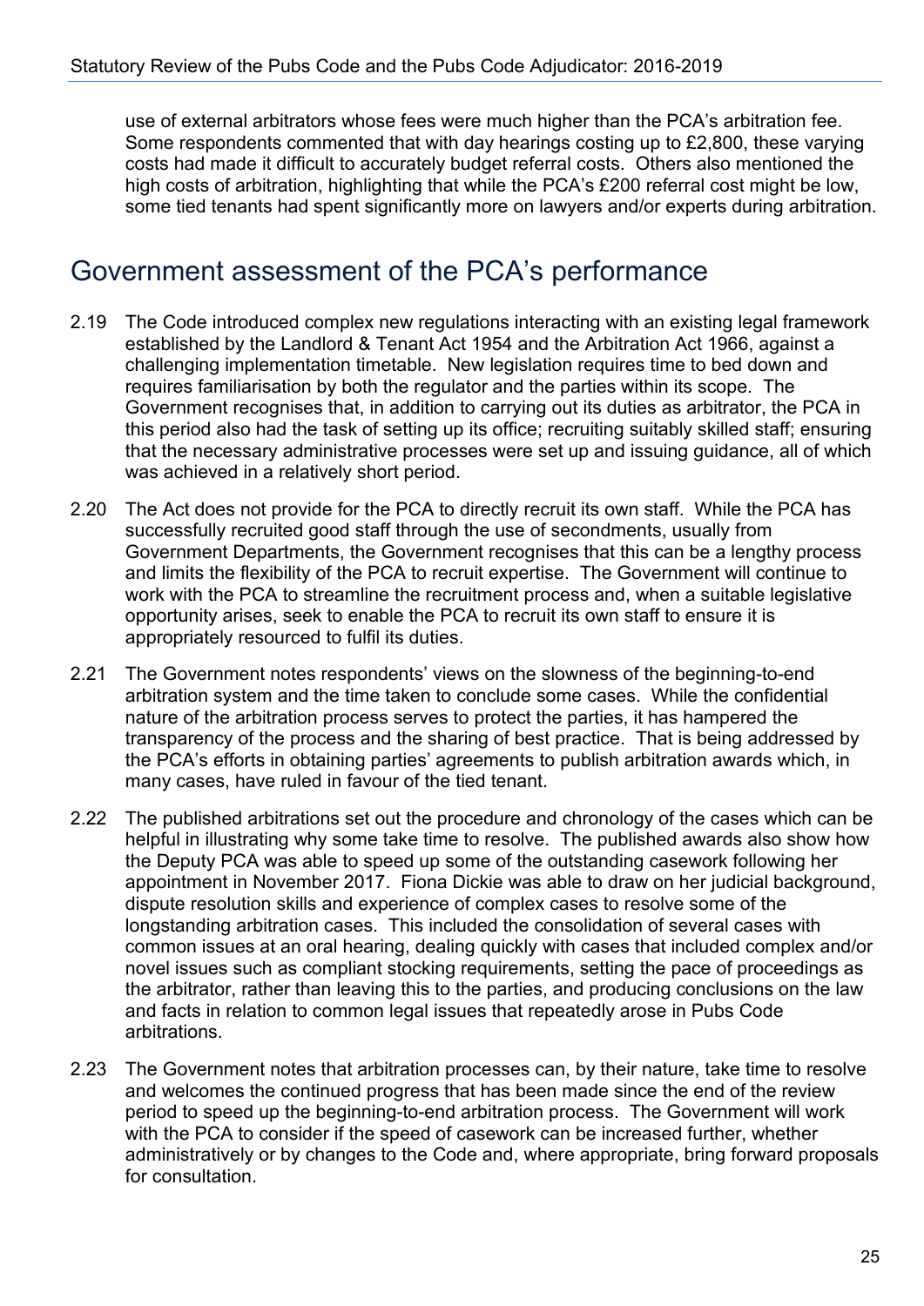use of external arbitrators whose fees were much higher than the PCA's arbitration fee. Some respondents commented that with day hearings costing up to £2,800, these varying costs had made it difficult to accurately budget referral costs. Others also mentioned the high costs of arbitration, highlighting that while the PCA's £200 referral cost might be low, some tied tenants had spent significantly more on lawyers and/or experts during arbitration.

## Government assessment of the PCA's performance

2.19 The Code introduced complex new regulations interacting with an existing legal framework established by the Landlord & Tenant Act 1954 and the Arbitration Act 1966, against a challenging implementation timetable. New legislation requires time to bed down and requires familiarisation by both the regulator and the parties within its scope. The Government recognises that, in addition to carrying out its duties as arbitrator, the PCA in this period also had the task of setting up its office; recruiting suitably skilled staff; ensuring that the necessary administrative processes were set up and issuing guidance, all of which was achieved in a relatively short period.

2.20 The Act does not provide for the PCA to directly recruit its own staff. While the PCA has successfully recruited good staff through the use of secondments, usually from Government Departments, the Government recognises that this can be a lengthy process and limits the flexibility of the PCA to recruit expertise. The Government will continue to work with the PCA to streamline the recruitment process and, when a suitable legislative opportunity arises, seek to enable the PCA to recruit its own staff to ensure it is appropriately resourced to fulfil its duties.

2.21 The Government notes respondents' views on the slowness of the beginning-to-end arbitration system and the time taken to conclude some cases. While the confidential nature of the arbitration process serves to protect the parties, it has hampered the transparency of the process and the sharing of best practice. That is being addressed by the PCA's efforts in obtaining parties' agreements to publish arbitration awards which, in many cases, have ruled in favour of the tied tenant.

2.22 The published arbitrations set out the procedure and chronology of the cases which can be helpful in illustrating why some take time to resolve. The published awards also show how the Deputy PCA was able to speed up some of the outstanding casework following her appointment in November 2017. Fiona Dickie was able to draw on her judicial background, dispute resolution skills and experience of complex cases to resolve some of the longstanding arbitration cases. This included the consolidation of several cases with common issues at an oral hearing, dealing quickly with cases that included complex and/or novel issues such as compliant stocking requirements, setting the pace of proceedings as the arbitrator, rather than leaving this to the parties, and producing conclusions on the law and facts in relation to common legal issues that repeatedly arose in Pubs Code arbitrations.

2.23 The Government notes that arbitration processes can, by their nature, take time to resolve and welcomes the continued progress that has been made since the end of the review period to speed up the beginning-to-end arbitration process. The Government will work with the PCA to consider if the speed of casework can be increased further, whether administratively or by changes to the Code and, where appropriate, bring forward proposals for consultation.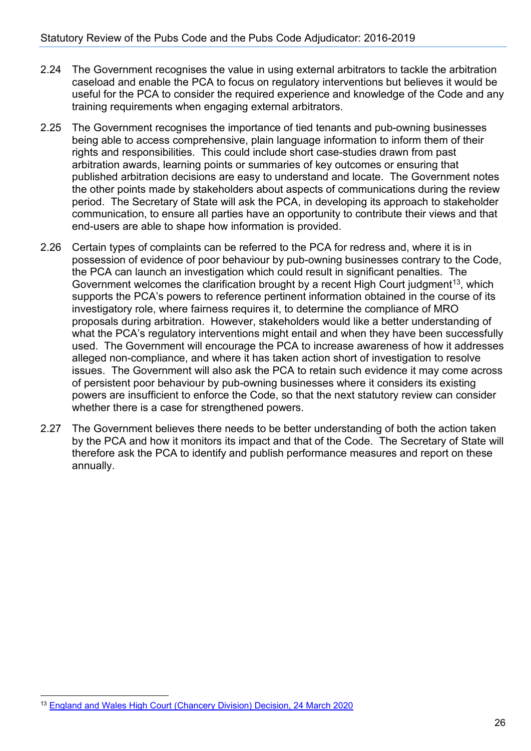2.24 The Government recognises the value in using external arbitrators to tackle the arbitration caseload and enable the PCA to focus on regulatory interventions but believes it would be useful for the PCA to consider the required experience and knowledge of the Code and any training requirements when engaging external arbitrators.

2.25 The Government recognises the importance of tied tenants and pub-owning businesses being able to access comprehensive, plain language information to inform them of their rights and responsibilities. This could include short case-studies drawn from past arbitration awards, learning points or summaries of key outcomes or ensuring that published arbitration decisions are easy to understand and locate. The Government notes the other points made by stakeholders about aspects of communications during the review period. The Secretary of State will ask the PCA, in developing its approach to stakeholder communication, to ensure all parties have an opportunity to contribute their views and that end-users are able to shape how information is provided.

2.26 Certain types of complaints can be referred to the PCA for redress and, where it is in possession of evidence of poor behaviour by pub-owning businesses contrary to the Code, the PCA can launch an investigation which could result in significant penalties. The Government welcomes the clarification brought by a recent High Court judgment[13], which supports the PCA's powers to reference pertinent information obtained in the course of its investigatory role, where fairness requires it, to determine the compliance of MRO proposals during arbitration. However, stakeholders would like a better understanding of what the PCA's regulatory interventions might entail and when they have been successfully used. The Government will encourage the PCA to increase awareness of how it addresses alleged non-compliance, and where it has taken action short of investigation to resolve issues. The Government will also ask the PCA to retain such evidence it may come across of persistent poor behaviour by pub-owning businesses where it considers its existing powers are insufficient to enforce the Code, so that the next statutory review can consider whether there is a case for strengthened powers.

2.27 The Government believes there needs to be better understanding of both the action taken by the PCA and how it monitors its impact and that of the Code. The Secretary of State will therefore ask the PCA to identify and publish performance measures and report on these annually.

[13] England and Wales High Court (Chancery Division) Decision, 24 March 2020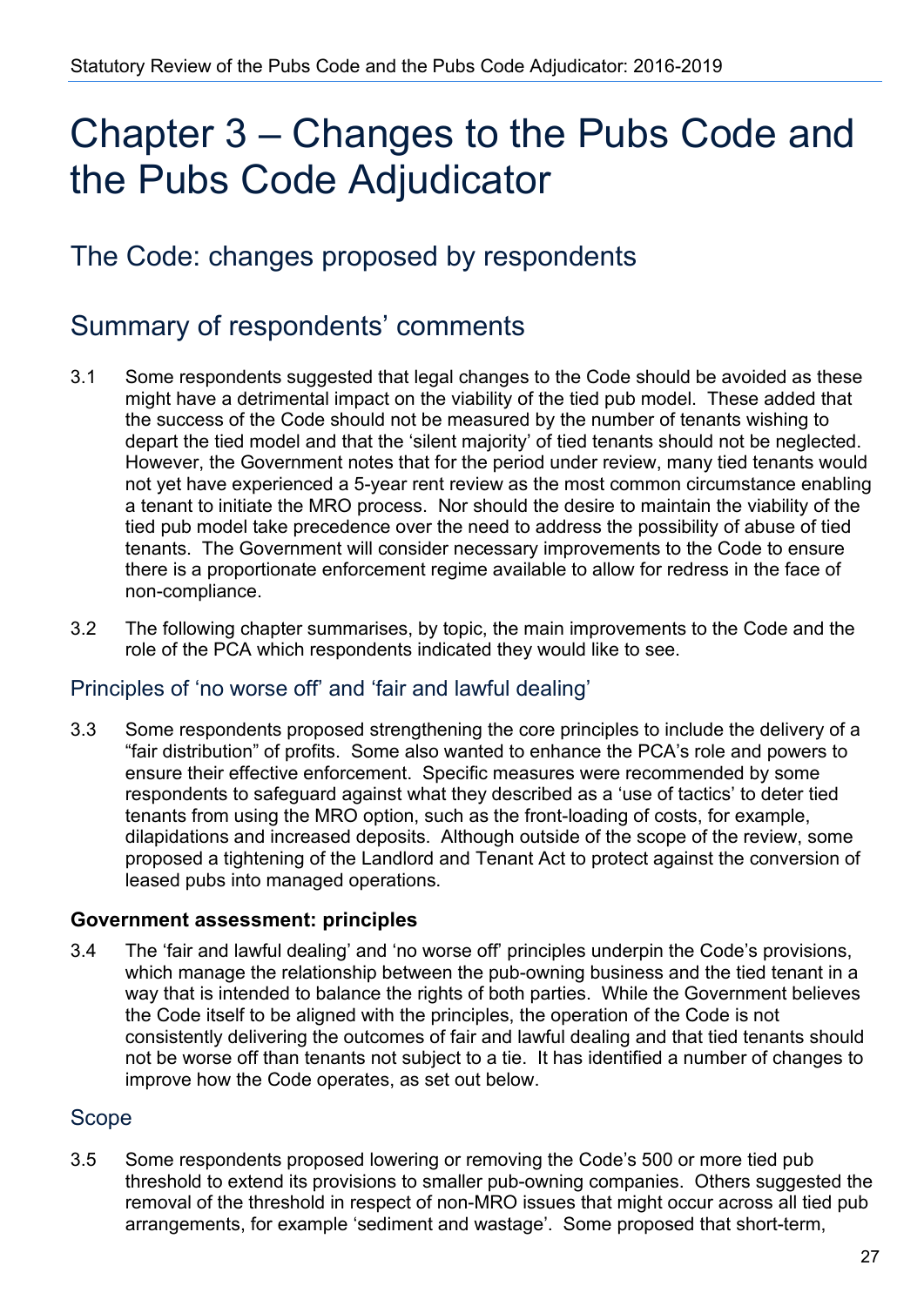# Chapter 3 – Changes to the Pubs Code and the Pubs Code Adjudicator

## The Code: changes proposed by respondents

## Summary of respondents' comments

3.1 Some respondents suggested that legal changes to the Code should be avoided as these might have a detrimental impact on the viability of the tied pub model. These added that the success of the Code should not be measured by the number of tenants wishing to depart the tied model and that the 'silent majority' of tied tenants should not be neglected. However, the Government notes that for the period under review, many tied tenants would not yet have experienced a 5-year rent review as the most common circumstance enabling a tenant to initiate the MRO process. Nor should the desire to maintain the viability of the tied pub model take precedence over the need to address the possibility of abuse of tied tenants. The Government will consider necessary improvements to the Code to ensure there is a proportionate enforcement regime available to allow for redress in the face of non-compliance.

3.2 The following chapter summarises, by topic, the main improvements to the Code and the role of the PCA which respondents indicated they would like to see.

### Principles of 'no worse off' and 'fair and lawful dealing'

3.3 Some respondents proposed strengthening the core principles to include the delivery of a "fair distribution" of profits. Some also wanted to enhance the PCA's role and powers to ensure their effective enforcement. Specific measures were recommended by some respondents to safeguard against what they described as a 'use of tactics' to deter tied tenants from using the MRO option, such as the front-loading of costs, for example, dilapidations and increased deposits. Although outside of the scope of the review, some proposed a tightening of the Landlord and Tenant Act to protect against the conversion of leased pubs into managed operations.

**Government assessment: principles**

3.4 The 'fair and lawful dealing' and 'no worse off' principles underpin the Code's provisions, which manage the relationship between the pub-owning business and the tied tenant in a way that is intended to balance the rights of both parties. While the Government believes the Code itself to be aligned with the principles, the operation of the Code is not consistently delivering the outcomes of fair and lawful dealing and that tied tenants should not be worse off than tenants not subject to a tie. It has identified a number of changes to improve how the Code operates, as set out below.

### Scope

3.5 Some respondents proposed lowering or removing the Code's 500 or more tied pub threshold to extend its provisions to smaller pub-owning companies. Others suggested the removal of the threshold in respect of non-MRO issues that might occur across all tied pub arrangements, for example 'sediment and wastage'. Some proposed that short-term,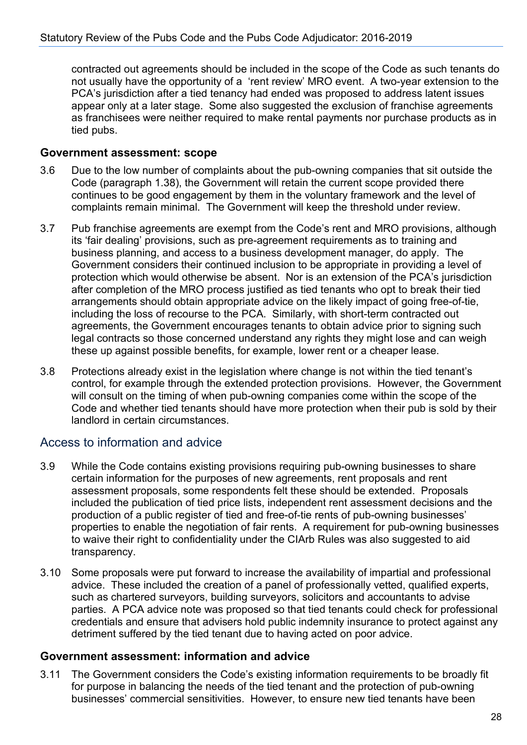contracted out agreements should be included in the scope of the Code as such tenants do not usually have the opportunity of a 'rent review' MRO event. A two-year extension to the PCA's jurisdiction after a tied tenancy had ended was proposed to address latent issues appear only at a later stage. Some also suggested the exclusion of franchise agreements as franchisees were neither required to make rental payments nor purchase products as in tied pubs.

### Government assessment: scope

3.6 Due to the low number of complaints about the pub-owning companies that sit outside the Code (paragraph 1.38), the Government will retain the current scope provided there continues to be good engagement by them in the voluntary framework and the level of complaints remain minimal. The Government will keep the threshold under review.

3.7 Pub franchise agreements are exempt from the Code's rent and MRO provisions, although its 'fair dealing' provisions, such as pre-agreement requirements as to training and business planning, and access to a business development manager, do apply. The Government considers their continued inclusion to be appropriate in providing a level of protection which would otherwise be absent. Nor is an extension of the PCA's jurisdiction after completion of the MRO process justified as tied tenants who opt to break their tied arrangements should obtain appropriate advice on the likely impact of going free-of-tie, including the loss of recourse to the PCA. Similarly, with short-term contracted out agreements, the Government encourages tenants to obtain advice prior to signing such legal contracts so those concerned understand any rights they might lose and can weigh these up against possible benefits, for example, lower rent or a cheaper lease.

3.8 Protections already exist in the legislation where change is not within the tied tenant's control, for example through the extended protection provisions. However, the Government will consult on the timing of when pub-owning companies come within the scope of the Code and whether tied tenants should have more protection when their pub is sold by their landlord in certain circumstances.

## Access to information and advice

3.9 While the Code contains existing provisions requiring pub-owning businesses to share certain information for the purposes of new agreements, rent proposals and rent assessment proposals, some respondents felt these should be extended. Proposals included the publication of tied price lists, independent rent assessment decisions and the production of a public register of tied and free-of-tie rents of pub-owning businesses' properties to enable the negotiation of fair rents. A requirement for pub-owning businesses to waive their right to confidentiality under the CIArb Rules was also suggested to aid transparency.

3.10 Some proposals were put forward to increase the availability of impartial and professional advice. These included the creation of a panel of professionally vetted, qualified experts, such as chartered surveyors, building surveyors, solicitors and accountants to advise parties. A PCA advice note was proposed so that tied tenants could check for professional credentials and ensure that advisers hold public indemnity insurance to protect against any detriment suffered by the tied tenant due to having acted on poor advice.

### Government assessment: information and advice

3.11 The Government considers the Code's existing information requirements to be broadly fit for purpose in balancing the needs of the tied tenant and the protection of pub-owning businesses' commercial sensitivities. However, to ensure new tied tenants have been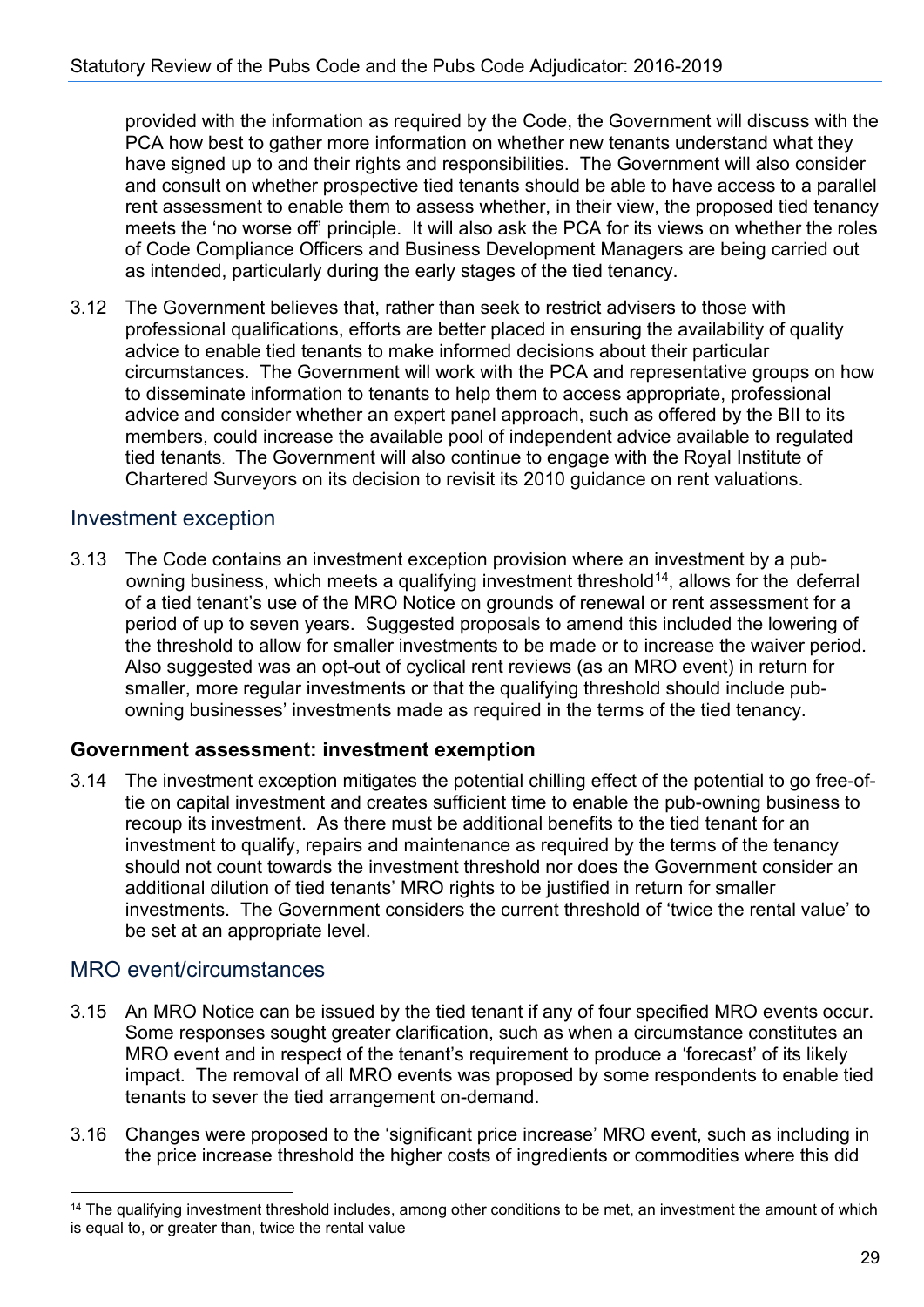provided with the information as required by the Code, the Government will discuss with the PCA how best to gather more information on whether new tenants understand what they have signed up to and their rights and responsibilities. The Government will also consider and consult on whether prospective tied tenants should be able to have access to a parallel rent assessment to enable them to assess whether, in their view, the proposed tied tenancy meets the 'no worse off' principle. It will also ask the PCA for its views on whether the roles of Code Compliance Officers and Business Development Managers are being carried out as intended, particularly during the early stages of the tied tenancy.

3.12 The Government believes that, rather than seek to restrict advisers to those with professional qualifications, efforts are better placed in ensuring the availability of quality advice to enable tied tenants to make informed decisions about their particular circumstances. The Government will work with the PCA and representative groups on how to disseminate information to tenants to help them to access appropriate, professional advice and consider whether an expert panel approach, such as offered by the BII to its members, could increase the available pool of independent advice available to regulated tied tenants. The Government will also continue to engage with the Royal Institute of Chartered Surveyors on its decision to revisit its 2010 guidance on rent valuations.

## Investment exception

3.13 The Code contains an investment exception provision where an investment by a pub-owning business, which meets a qualifying investment threshold[14], allows for the deferral of a tied tenant's use of the MRO Notice on grounds of renewal or rent assessment for a period of up to seven years. Suggested proposals to amend this included the lowering of the threshold to allow for smaller investments to be made or to increase the waiver period. Also suggested was an opt-out of cyclical rent reviews (as an MRO event) in return for smaller, more regular investments or that the qualifying threshold should include pub-owning businesses' investments made as required in the terms of the tied tenancy.

### Government assessment: investment exemption

3.14 The investment exception mitigates the potential chilling effect of the potential to go free-of-tie on capital investment and creates sufficient time to enable the pub-owning business to recoup its investment. As there must be additional benefits to the tied tenant for an investment to qualify, repairs and maintenance as required by the terms of the tenancy should not count towards the investment threshold nor does the Government consider an additional dilution of tied tenants' MRO rights to be justified in return for smaller investments. The Government considers the current threshold of 'twice the rental value' to be set at an appropriate level.

## MRO event/circumstances

3.15 An MRO Notice can be issued by the tied tenant if any of four specified MRO events occur. Some responses sought greater clarification, such as when a circumstance constitutes an MRO event and in respect of the tenant's requirement to produce a 'forecast' of its likely impact. The removal of all MRO events was proposed by some respondents to enable tied tenants to sever the tied arrangement on-demand.

3.16 Changes were proposed to the 'significant price increase' MRO event, such as including in the price increase threshold the higher costs of ingredients or commodities where this did

[14] The qualifying investment threshold includes, among other conditions to be met, an investment the amount of which is equal to, or greater than, twice the rental value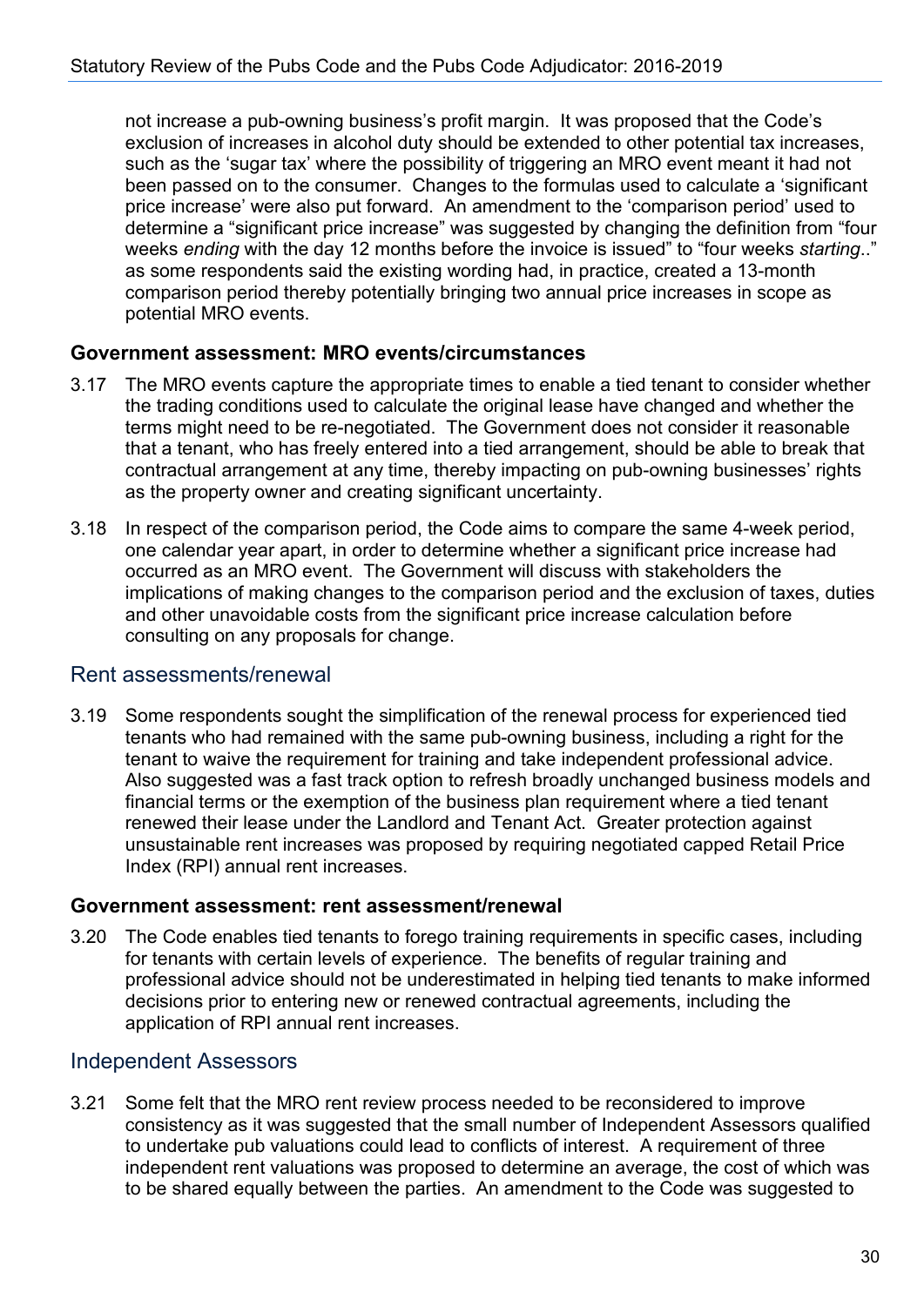not increase a pub-owning business's profit margin. It was proposed that the Code's exclusion of increases in alcohol duty should be extended to other potential tax increases, such as the 'sugar tax' where the possibility of triggering an MRO event meant it had not been passed on to the consumer. Changes to the formulas used to calculate a 'significant price increase' were also put forward. An amendment to the 'comparison period' used to determine a "significant price increase" was suggested by changing the definition from "four weeks *ending* with the day 12 months before the invoice is issued" to "four weeks *starting*.." as some respondents said the existing wording had, in practice, created a 13-month comparison period thereby potentially bringing two annual price increases in scope as potential MRO events.

### Government assessment: MRO events/circumstances

3.17 The MRO events capture the appropriate times to enable a tied tenant to consider whether the trading conditions used to calculate the original lease have changed and whether the terms might need to be re-negotiated. The Government does not consider it reasonable that a tenant, who has freely entered into a tied arrangement, should be able to break that contractual arrangement at any time, thereby impacting on pub-owning businesses' rights as the property owner and creating significant uncertainty.

3.18 In respect of the comparison period, the Code aims to compare the same 4-week period, one calendar year apart, in order to determine whether a significant price increase had occurred as an MRO event. The Government will discuss with stakeholders the implications of making changes to the comparison period and the exclusion of taxes, duties and other unavoidable costs from the significant price increase calculation before consulting on any proposals for change.

## Rent assessments/renewal

3.19 Some respondents sought the simplification of the renewal process for experienced tied tenants who had remained with the same pub-owning business, including a right for the tenant to waive the requirement for training and take independent professional advice. Also suggested was a fast track option to refresh broadly unchanged business models and financial terms or the exemption of the business plan requirement where a tied tenant renewed their lease under the Landlord and Tenant Act. Greater protection against unsustainable rent increases was proposed by requiring negotiated capped Retail Price Index (RPI) annual rent increases.

### Government assessment: rent assessment/renewal

3.20 The Code enables tied tenants to forego training requirements in specific cases, including for tenants with certain levels of experience. The benefits of regular training and professional advice should not be underestimated in helping tied tenants to make informed decisions prior to entering new or renewed contractual agreements, including the application of RPI annual rent increases.

## Independent Assessors

3.21 Some felt that the MRO rent review process needed to be reconsidered to improve consistency as it was suggested that the small number of Independent Assessors qualified to undertake pub valuations could lead to conflicts of interest. A requirement of three independent rent valuations was proposed to determine an average, the cost of which was to be shared equally between the parties. An amendment to the Code was suggested to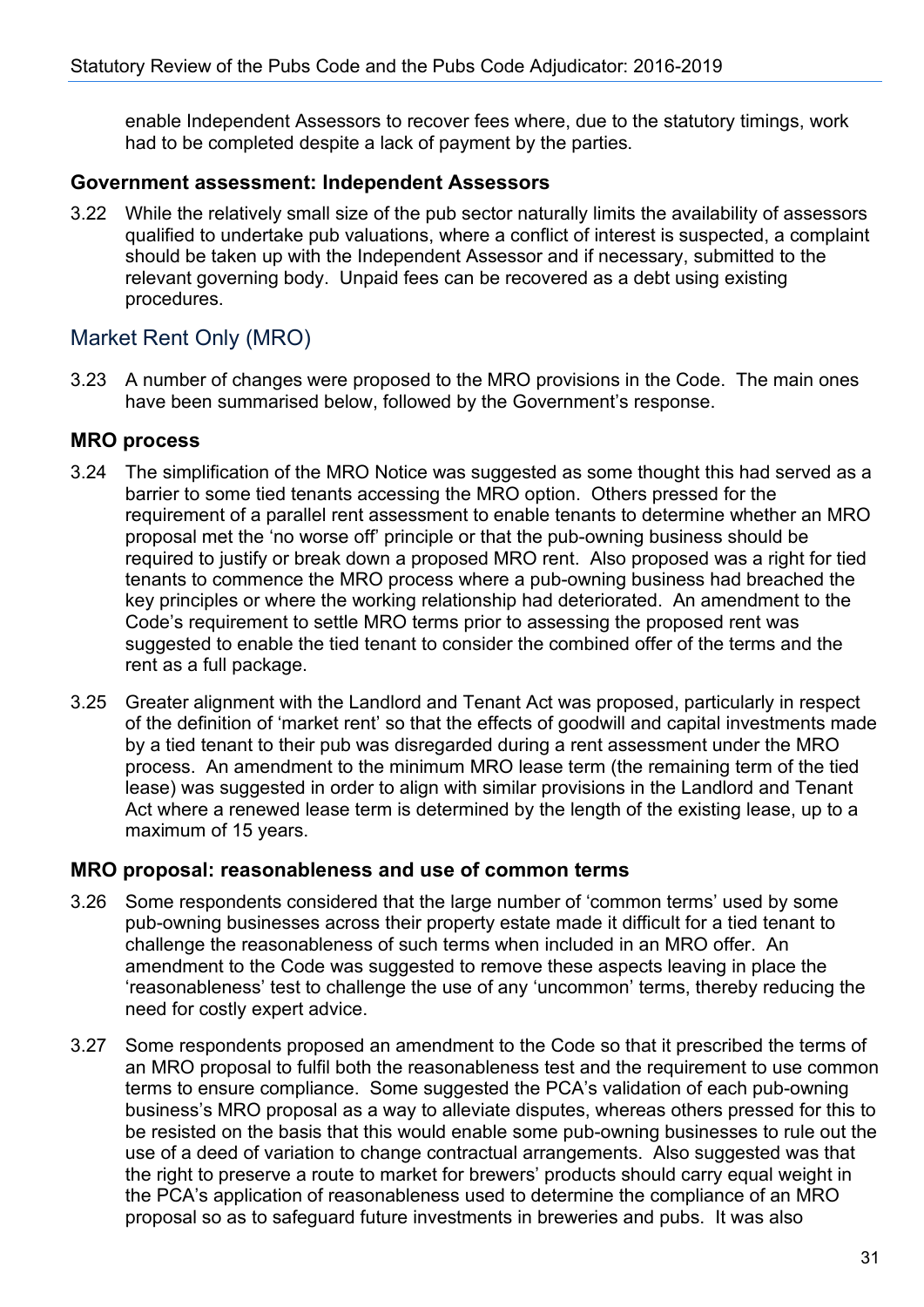enable Independent Assessors to recover fees where, due to the statutory timings, work had to be completed despite a lack of payment by the parties.

### Government assessment: Independent Assessors

3.22 While the relatively small size of the pub sector naturally limits the availability of assessors qualified to undertake pub valuations, where a conflict of interest is suspected, a complaint should be taken up with the Independent Assessor and if necessary, submitted to the relevant governing body. Unpaid fees can be recovered as a debt using existing procedures.

## Market Rent Only (MRO)

3.23 A number of changes were proposed to the MRO provisions in the Code. The main ones have been summarised below, followed by the Government's response.

### MRO process

3.24 The simplification of the MRO Notice was suggested as some thought this had served as a barrier to some tied tenants accessing the MRO option. Others pressed for the requirement of a parallel rent assessment to enable tenants to determine whether an MRO proposal met the 'no worse off' principle or that the pub-owning business should be required to justify or break down a proposed MRO rent. Also proposed was a right for tied tenants to commence the MRO process where a pub-owning business had breached the key principles or where the working relationship had deteriorated. An amendment to the Code's requirement to settle MRO terms prior to assessing the proposed rent was suggested to enable the tied tenant to consider the combined offer of the terms and the rent as a full package.

3.25 Greater alignment with the Landlord and Tenant Act was proposed, particularly in respect of the definition of 'market rent' so that the effects of goodwill and capital investments made by a tied tenant to their pub was disregarded during a rent assessment under the MRO process. An amendment to the minimum MRO lease term (the remaining term of the tied lease) was suggested in order to align with similar provisions in the Landlord and Tenant Act where a renewed lease term is determined by the length of the existing lease, up to a maximum of 15 years.

### MRO proposal: reasonableness and use of common terms

3.26 Some respondents considered that the large number of 'common terms' used by some pub-owning businesses across their property estate made it difficult for a tied tenant to challenge the reasonableness of such terms when included in an MRO offer. An amendment to the Code was suggested to remove these aspects leaving in place the 'reasonableness' test to challenge the use of any 'uncommon' terms, thereby reducing the need for costly expert advice.

3.27 Some respondents proposed an amendment to the Code so that it prescribed the terms of an MRO proposal to fulfil both the reasonableness test and the requirement to use common terms to ensure compliance. Some suggested the PCA's validation of each pub-owning business's MRO proposal as a way to alleviate disputes, whereas others pressed for this to be resisted on the basis that this would enable some pub-owning businesses to rule out the use of a deed of variation to change contractual arrangements. Also suggested was that the right to preserve a route to market for brewers' products should carry equal weight in the PCA's application of reasonableness used to determine the compliance of an MRO proposal so as to safeguard future investments in breweries and pubs. It was also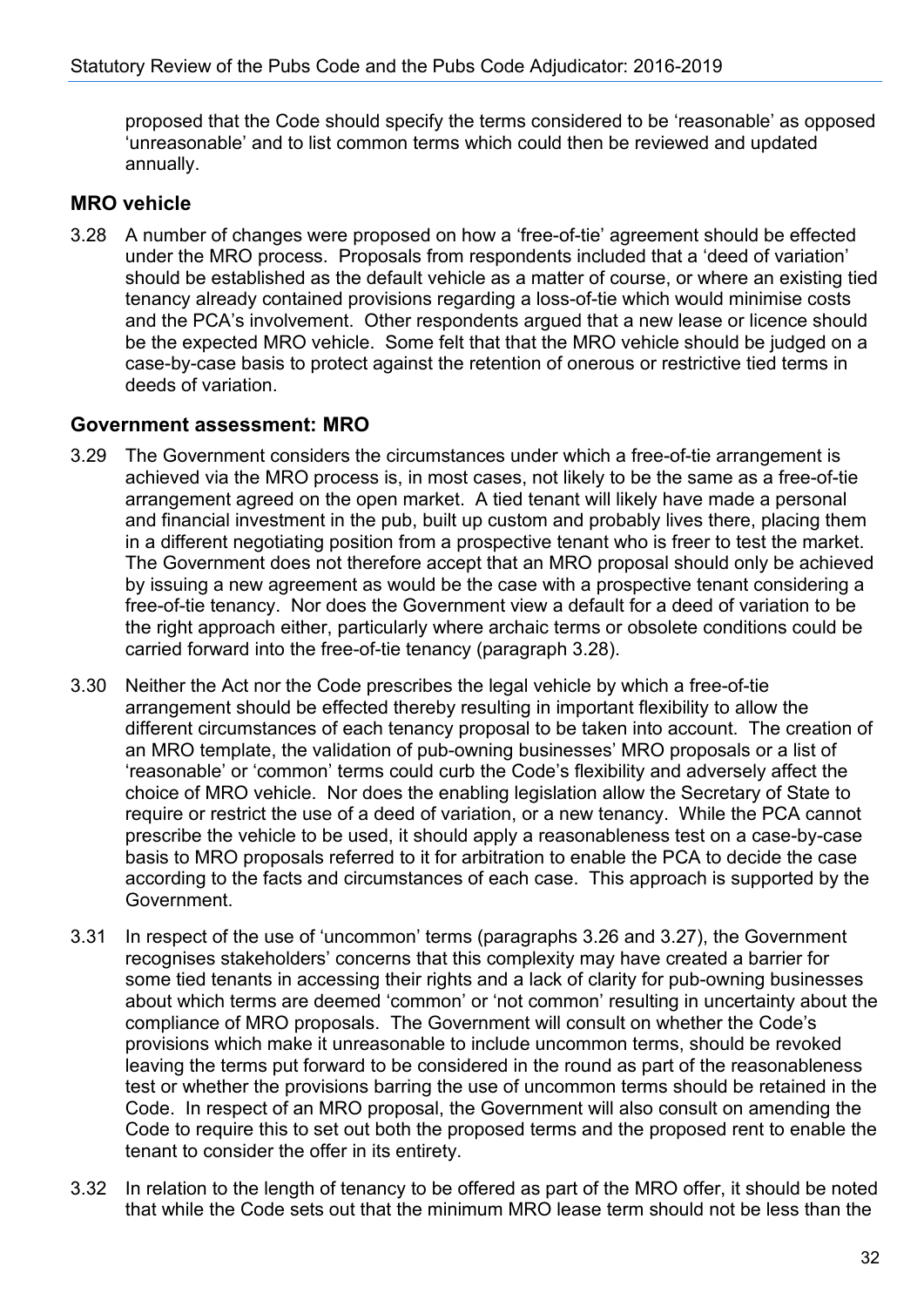proposed that the Code should specify the terms considered to be 'reasonable' as opposed 'unreasonable' and to list common terms which could then be reviewed and updated annually.

### MRO vehicle

3.28 A number of changes were proposed on how a 'free-of-tie' agreement should be effected under the MRO process. Proposals from respondents included that a 'deed of variation' should be established as the default vehicle as a matter of course, or where an existing tied tenancy already contained provisions regarding a loss-of-tie which would minimise costs and the PCA's involvement. Other respondents argued that a new lease or licence should be the expected MRO vehicle. Some felt that that the MRO vehicle should be judged on a case-by-case basis to protect against the retention of onerous or restrictive tied terms in deeds of variation.

### Government assessment: MRO

3.29 The Government considers the circumstances under which a free-of-tie arrangement is achieved via the MRO process is, in most cases, not likely to be the same as a free-of-tie arrangement agreed on the open market. A tied tenant will likely have made a personal and financial investment in the pub, built up custom and probably lives there, placing them in a different negotiating position from a prospective tenant who is freer to test the market. The Government does not therefore accept that an MRO proposal should only be achieved by issuing a new agreement as would be the case with a prospective tenant considering a free-of-tie tenancy. Nor does the Government view a default for a deed of variation to be the right approach either, particularly where archaic terms or obsolete conditions could be carried forward into the free-of-tie tenancy (paragraph 3.28).

3.30 Neither the Act nor the Code prescribes the legal vehicle by which a free-of-tie arrangement should be effected thereby resulting in important flexibility to allow the different circumstances of each tenancy proposal to be taken into account. The creation of an MRO template, the validation of pub-owning businesses' MRO proposals or a list of 'reasonable' or 'common' terms could curb the Code's flexibility and adversely affect the choice of MRO vehicle. Nor does the enabling legislation allow the Secretary of State to require or restrict the use of a deed of variation, or a new tenancy. While the PCA cannot prescribe the vehicle to be used, it should apply a reasonableness test on a case-by-case basis to MRO proposals referred to it for arbitration to enable the PCA to decide the case according to the facts and circumstances of each case. This approach is supported by the Government.

3.31 In respect of the use of 'uncommon' terms (paragraphs 3.26 and 3.27), the Government recognises stakeholders' concerns that this complexity may have created a barrier for some tied tenants in accessing their rights and a lack of clarity for pub-owning businesses about which terms are deemed 'common' or 'not common' resulting in uncertainty about the compliance of MRO proposals. The Government will consult on whether the Code's provisions which make it unreasonable to include uncommon terms, should be revoked leaving the terms put forward to be considered in the round as part of the reasonableness test or whether the provisions barring the use of uncommon terms should be retained in the Code. In respect of an MRO proposal, the Government will also consult on amending the Code to require this to set out both the proposed terms and the proposed rent to enable the tenant to consider the offer in its entirety.

3.32 In relation to the length of tenancy to be offered as part of the MRO offer, it should be noted that while the Code sets out that the minimum MRO lease term should not be less than the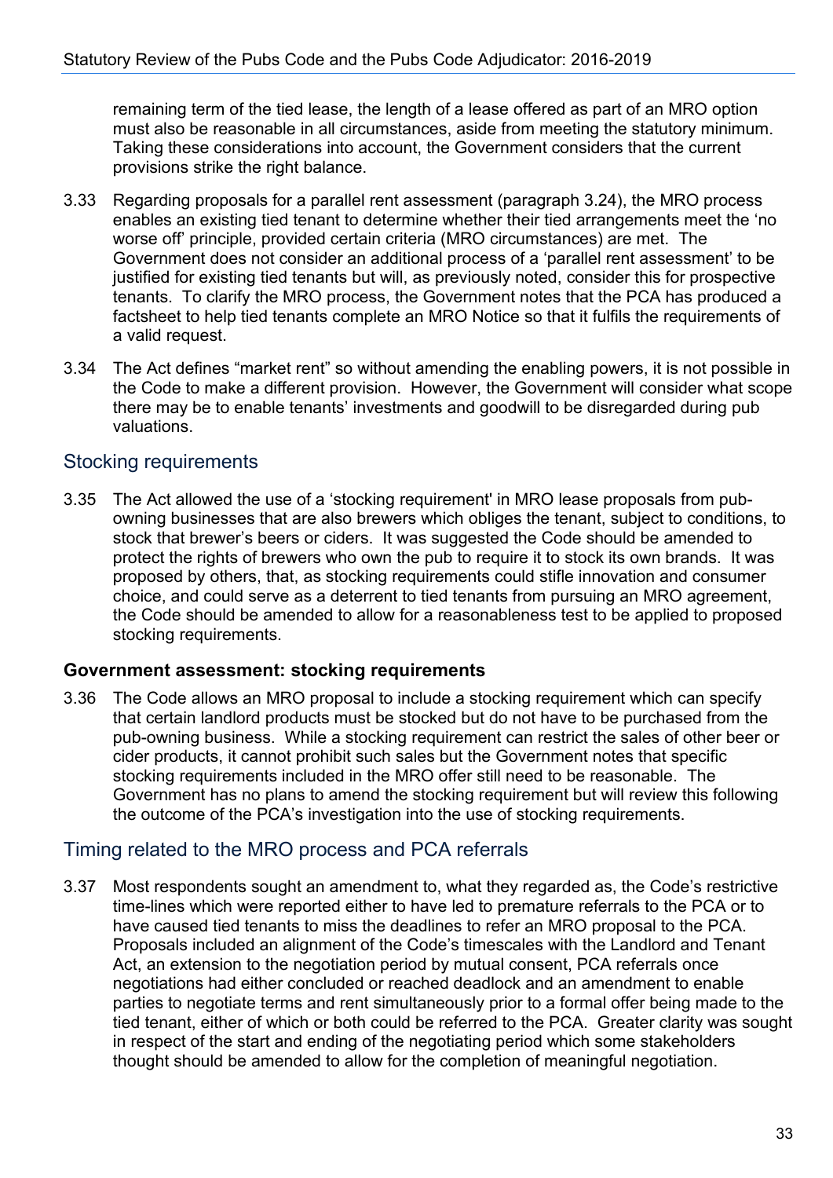remaining term of the tied lease, the length of a lease offered as part of an MRO option must also be reasonable in all circumstances, aside from meeting the statutory minimum. Taking these considerations into account, the Government considers that the current provisions strike the right balance.

3.33 Regarding proposals for a parallel rent assessment (paragraph 3.24), the MRO process enables an existing tied tenant to determine whether their tied arrangements meet the 'no worse off' principle, provided certain criteria (MRO circumstances) are met. The Government does not consider an additional process of a 'parallel rent assessment' to be justified for existing tied tenants but will, as previously noted, consider this for prospective tenants. To clarify the MRO process, the Government notes that the PCA has produced a factsheet to help tied tenants complete an MRO Notice so that it fulfils the requirements of a valid request.

3.34 The Act defines "market rent" so without amending the enabling powers, it is not possible in the Code to make a different provision. However, the Government will consider what scope there may be to enable tenants' investments and goodwill to be disregarded during pub valuations.

## Stocking requirements

3.35 The Act allowed the use of a 'stocking requirement' in MRO lease proposals from pub-owning businesses that are also brewers which obliges the tenant, subject to conditions, to stock that brewer's beers or ciders. It was suggested the Code should be amended to protect the rights of brewers who own the pub to require it to stock its own brands. It was proposed by others, that, as stocking requirements could stifle innovation and consumer choice, and could serve as a deterrent to tied tenants from pursuing an MRO agreement, the Code should be amended to allow for a reasonableness test to be applied to proposed stocking requirements.

### Government assessment: stocking requirements

3.36 The Code allows an MRO proposal to include a stocking requirement which can specify that certain landlord products must be stocked but do not have to be purchased from the pub-owning business. While a stocking requirement can restrict the sales of other beer or cider products, it cannot prohibit such sales but the Government notes that specific stocking requirements included in the MRO offer still need to be reasonable. The Government has no plans to amend the stocking requirement but will review this following the outcome of the PCA's investigation into the use of stocking requirements.

## Timing related to the MRO process and PCA referrals

3.37 Most respondents sought an amendment to, what they regarded as, the Code's restrictive time-lines which were reported either to have led to premature referrals to the PCA or to have caused tied tenants to miss the deadlines to refer an MRO proposal to the PCA. Proposals included an alignment of the Code's timescales with the Landlord and Tenant Act, an extension to the negotiation period by mutual consent, PCA referrals once negotiations had either concluded or reached deadlock and an amendment to enable parties to negotiate terms and rent simultaneously prior to a formal offer being made to the tied tenant, either of which or both could be referred to the PCA. Greater clarity was sought in respect of the start and ending of the negotiating period which some stakeholders thought should be amended to allow for the completion of meaningful negotiation.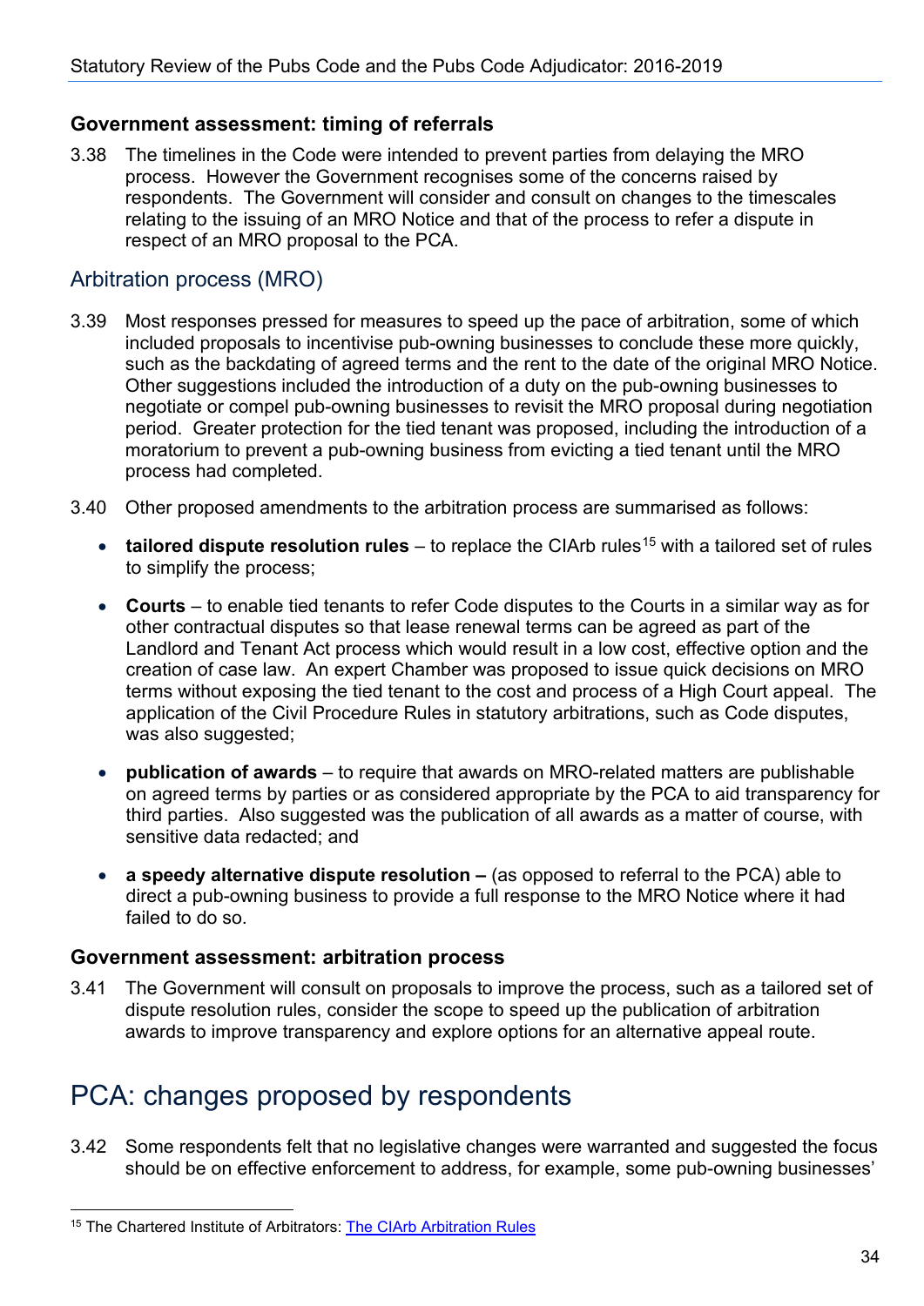### Government assessment: timing of referrals

3.38 The timelines in the Code were intended to prevent parties from delaying the MRO process. However the Government recognises some of the concerns raised by respondents. The Government will consider and consult on changes to the timescales relating to the issuing of an MRO Notice and that of the process to refer a dispute in respect of an MRO proposal to the PCA.

## Arbitration process (MRO)

3.39 Most responses pressed for measures to speed up the pace of arbitration, some of which included proposals to incentivise pub-owning businesses to conclude these more quickly, such as the backdating of agreed terms and the rent to the date of the original MRO Notice. Other suggestions included the introduction of a duty on the pub-owning businesses to negotiate or compel pub-owning businesses to revisit the MRO proposal during negotiation period. Greater protection for the tied tenant was proposed, including the introduction of a moratorium to prevent a pub-owning business from evicting a tied tenant until the MRO process had completed.

3.40 Other proposed amendments to the arbitration process are summarised as follows:

- **tailored dispute resolution rules** – to replace the CIArb rules[15] with a tailored set of rules to simplify the process;
- **Courts** – to enable tied tenants to refer Code disputes to the Courts in a similar way as for other contractual disputes so that lease renewal terms can be agreed as part of the Landlord and Tenant Act process which would result in a low cost, effective option and the creation of case law. An expert Chamber was proposed to issue quick decisions on MRO terms without exposing the tied tenant to the cost and process of a High Court appeal. The application of the Civil Procedure Rules in statutory arbitrations, such as Code disputes, was also suggested;
- **publication of awards** – to require that awards on MRO-related matters are publishable on agreed terms by parties or as considered appropriate by the PCA to aid transparency for third parties. Also suggested was the publication of all awards as a matter of course, with sensitive data redacted; and
- **a speedy alternative dispute resolution –** (as opposed to referral to the PCA) able to direct a pub-owning business to provide a full response to the MRO Notice where it had failed to do so.

### Government assessment: arbitration process

3.41 The Government will consult on proposals to improve the process, such as a tailored set of dispute resolution rules, consider the scope to speed up the publication of arbitration awards to improve transparency and explore options for an alternative appeal route.

# PCA: changes proposed by respondents

3.42 Some respondents felt that no legislative changes were warranted and suggested the focus should be on effective enforcement to address, for example, some pub-owning businesses'

---

[15] The Chartered Institute of Arbitrators: The CIArb Arbitration Rules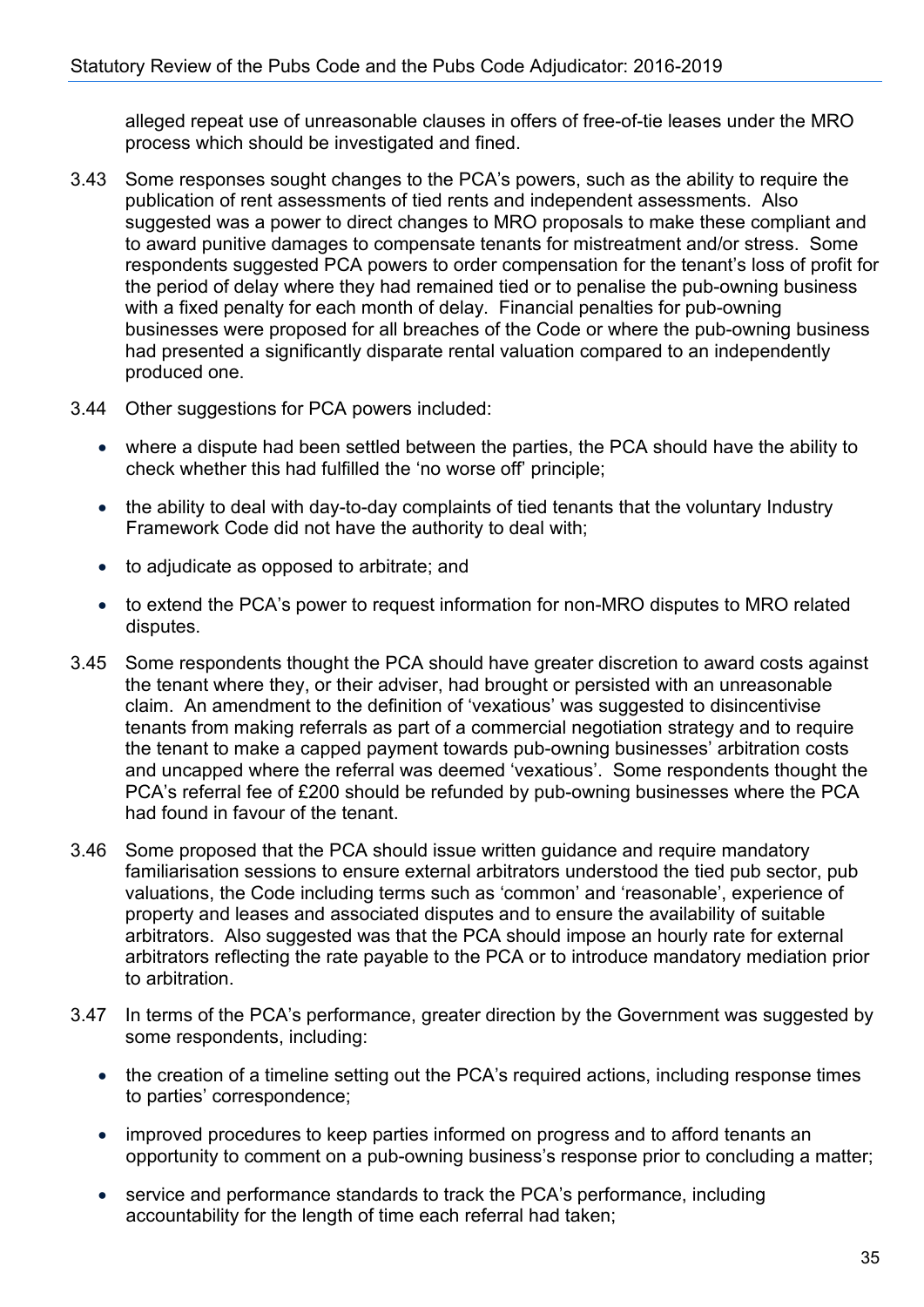alleged repeat use of unreasonable clauses in offers of free-of-tie leases under the MRO process which should be investigated and fined.

3.43 Some responses sought changes to the PCA's powers, such as the ability to require the publication of rent assessments of tied rents and independent assessments. Also suggested was a power to direct changes to MRO proposals to make these compliant and to award punitive damages to compensate tenants for mistreatment and/or stress. Some respondents suggested PCA powers to order compensation for the tenant's loss of profit for the period of delay where they had remained tied or to penalise the pub-owning business with a fixed penalty for each month of delay. Financial penalties for pub-owning businesses were proposed for all breaches of the Code or where the pub-owning business had presented a significantly disparate rental valuation compared to an independently produced one.

3.44 Other suggestions for PCA powers included:

- where a dispute had been settled between the parties, the PCA should have the ability to check whether this had fulfilled the 'no worse off' principle;
- the ability to deal with day-to-day complaints of tied tenants that the voluntary Industry Framework Code did not have the authority to deal with;
- to adjudicate as opposed to arbitrate; and
- to extend the PCA's power to request information for non-MRO disputes to MRO related disputes.

3.45 Some respondents thought the PCA should have greater discretion to award costs against the tenant where they, or their adviser, had brought or persisted with an unreasonable claim. An amendment to the definition of 'vexatious' was suggested to disincentivise tenants from making referrals as part of a commercial negotiation strategy and to require the tenant to make a capped payment towards pub-owning businesses' arbitration costs and uncapped where the referral was deemed 'vexatious'. Some respondents thought the PCA's referral fee of £200 should be refunded by pub-owning businesses where the PCA had found in favour of the tenant.

3.46 Some proposed that the PCA should issue written guidance and require mandatory familiarisation sessions to ensure external arbitrators understood the tied pub sector, pub valuations, the Code including terms such as 'common' and 'reasonable', experience of property and leases and associated disputes and to ensure the availability of suitable arbitrators. Also suggested was that the PCA should impose an hourly rate for external arbitrators reflecting the rate payable to the PCA or to introduce mandatory mediation prior to arbitration.

3.47 In terms of the PCA's performance, greater direction by the Government was suggested by some respondents, including:

- the creation of a timeline setting out the PCA's required actions, including response times to parties' correspondence;
- improved procedures to keep parties informed on progress and to afford tenants an opportunity to comment on a pub-owning business's response prior to concluding a matter;
- service and performance standards to track the PCA's performance, including accountability for the length of time each referral had taken;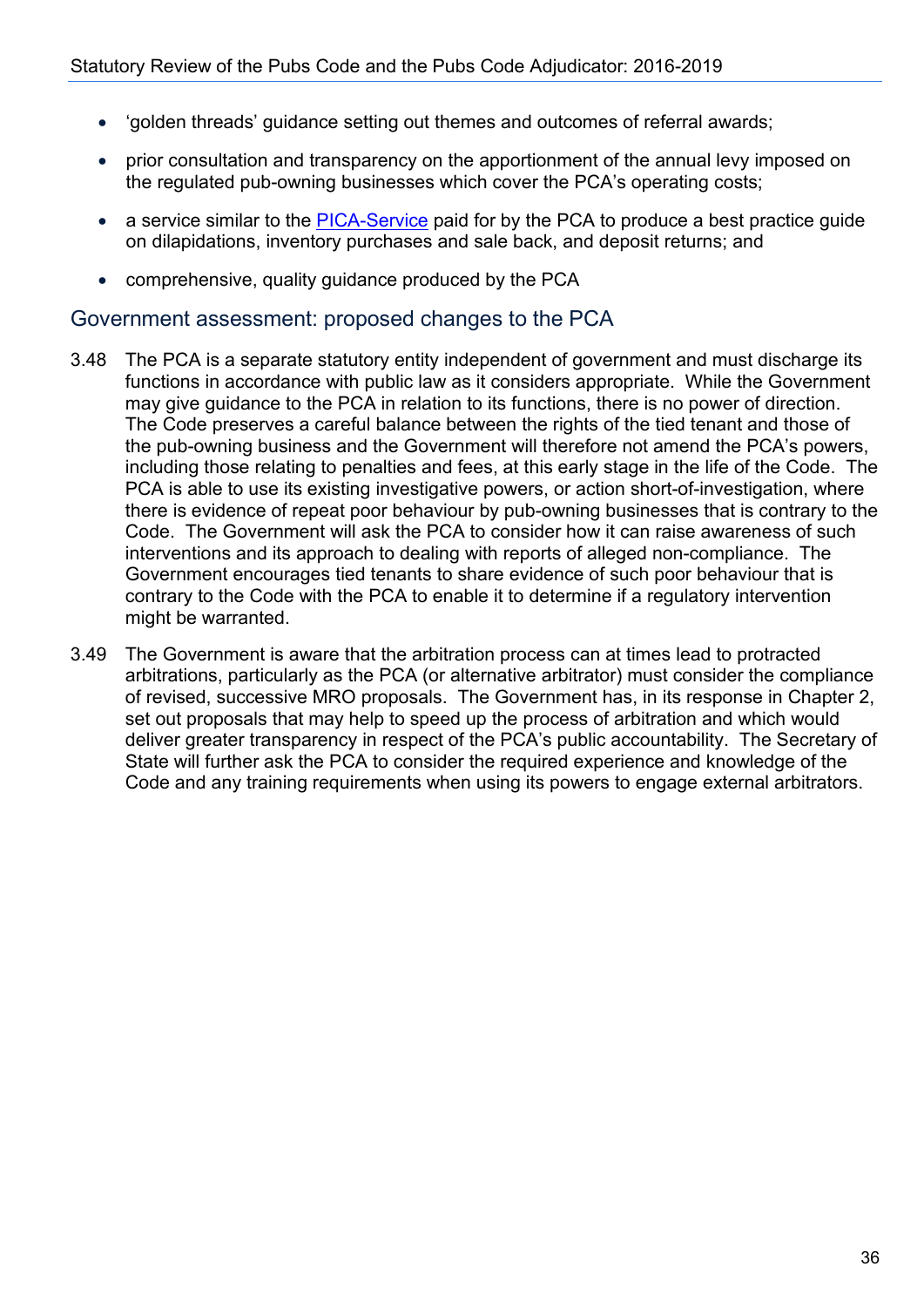- 'golden threads' guidance setting out themes and outcomes of referral awards;
- prior consultation and transparency on the apportionment of the annual levy imposed on the regulated pub-owning businesses which cover the PCA's operating costs;
- a service similar to the [PICA-Service](PICA-Service) paid for by the PCA to produce a best practice guide on dilapidations, inventory purchases and sale back, and deposit returns; and
- comprehensive, quality guidance produced by the PCA

## Government assessment: proposed changes to the PCA

3.48 The PCA is a separate statutory entity independent of government and must discharge its functions in accordance with public law as it considers appropriate. While the Government may give guidance to the PCA in relation to its functions, there is no power of direction. The Code preserves a careful balance between the rights of the tied tenant and those of the pub-owning business and the Government will therefore not amend the PCA's powers, including those relating to penalties and fees, at this early stage in the life of the Code. The PCA is able to use its existing investigative powers, or action short-of-investigation, where there is evidence of repeat poor behaviour by pub-owning businesses that is contrary to the Code. The Government will ask the PCA to consider how it can raise awareness of such interventions and its approach to dealing with reports of alleged non-compliance. The Government encourages tied tenants to share evidence of such poor behaviour that is contrary to the Code with the PCA to enable it to determine if a regulatory intervention might be warranted.

3.49 The Government is aware that the arbitration process can at times lead to protracted arbitrations, particularly as the PCA (or alternative arbitrator) must consider the compliance of revised, successive MRO proposals. The Government has, in its response in Chapter 2, set out proposals that may help to speed up the process of arbitration and which would deliver greater transparency in respect of the PCA's public accountability. The Secretary of State will further ask the PCA to consider the required experience and knowledge of the Code and any training requirements when using its powers to engage external arbitrators.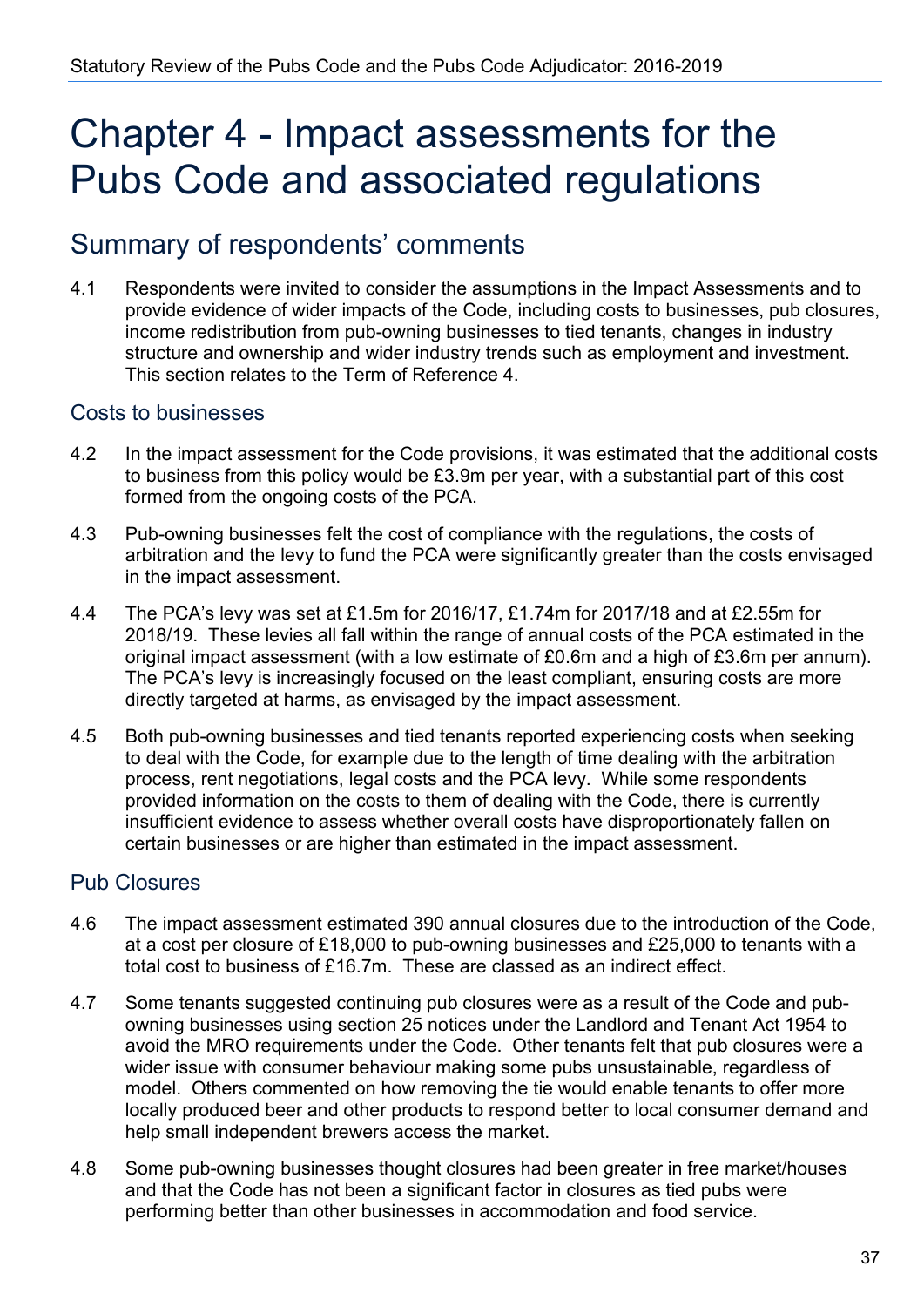# Chapter 4 - Impact assessments for the Pubs Code and associated regulations

## Summary of respondents' comments

4.1 Respondents were invited to consider the assumptions in the Impact Assessments and to provide evidence of wider impacts of the Code, including costs to businesses, pub closures, income redistribution from pub-owning businesses to tied tenants, changes in industry structure and ownership and wider industry trends such as employment and investment. This section relates to the Term of Reference 4.

### Costs to businesses

4.2 In the impact assessment for the Code provisions, it was estimated that the additional costs to business from this policy would be £3.9m per year, with a substantial part of this cost formed from the ongoing costs of the PCA.

4.3 Pub-owning businesses felt the cost of compliance with the regulations, the costs of arbitration and the levy to fund the PCA were significantly greater than the costs envisaged in the impact assessment.

4.4 The PCA's levy was set at £1.5m for 2016/17, £1.74m for 2017/18 and at £2.55m for 2018/19. These levies all fall within the range of annual costs of the PCA estimated in the original impact assessment (with a low estimate of £0.6m and a high of £3.6m per annum). The PCA's levy is increasingly focused on the least compliant, ensuring costs are more directly targeted at harms, as envisaged by the impact assessment.

4.5 Both pub-owning businesses and tied tenants reported experiencing costs when seeking to deal with the Code, for example due to the length of time dealing with the arbitration process, rent negotiations, legal costs and the PCA levy. While some respondents provided information on the costs to them of dealing with the Code, there is currently insufficient evidence to assess whether overall costs have disproportionately fallen on certain businesses or are higher than estimated in the impact assessment.

### Pub Closures

4.6 The impact assessment estimated 390 annual closures due to the introduction of the Code, at a cost per closure of £18,000 to pub-owning businesses and £25,000 to tenants with a total cost to business of £16.7m. These are classed as an indirect effect.

4.7 Some tenants suggested continuing pub closures were as a result of the Code and pub-owning businesses using section 25 notices under the Landlord and Tenant Act 1954 to avoid the MRO requirements under the Code. Other tenants felt that pub closures were a wider issue with consumer behaviour making some pubs unsustainable, regardless of model. Others commented on how removing the tie would enable tenants to offer more locally produced beer and other products to respond better to local consumer demand and help small independent brewers access the market.

4.8 Some pub-owning businesses thought closures had been greater in free market/houses and that the Code has not been a significant factor in closures as tied pubs were performing better than other businesses in accommodation and food service.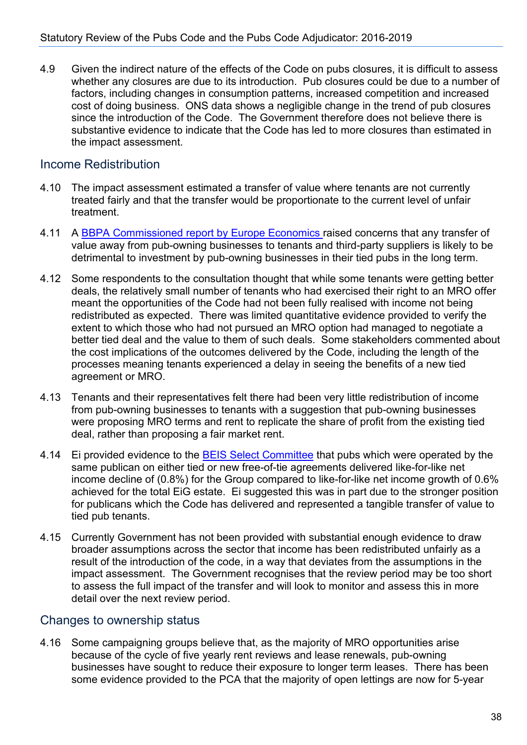4.9 Given the indirect nature of the effects of the Code on pubs closures, it is difficult to assess whether any closures are due to its introduction. Pub closures could be due to a number of factors, including changes in consumption patterns, increased competition and increased cost of doing business. ONS data shows a negligible change in the trend of pub closures since the introduction of the Code. The Government therefore does not believe there is substantive evidence to indicate that the Code has led to more closures than estimated in the impact assessment.

## Income Redistribution

4.10 The impact assessment estimated a transfer of value where tenants are not currently treated fairly and that the transfer would be proportionate to the current level of unfair treatment.

4.11 A BBPA Commissioned report by Europe Economics raised concerns that any transfer of value away from pub-owning businesses to tenants and third-party suppliers is likely to be detrimental to investment by pub-owning businesses in their tied pubs in the long term.

4.12 Some respondents to the consultation thought that while some tenants were getting better deals, the relatively small number of tenants who had exercised their right to an MRO offer meant the opportunities of the Code had not been fully realised with income not being redistributed as expected. There was limited quantitative evidence provided to verify the extent to which those who had not pursued an MRO option had managed to negotiate a better tied deal and the value to them of such deals. Some stakeholders commented about the cost implications of the outcomes delivered by the Code, including the length of the processes meaning tenants experienced a delay in seeing the benefits of a new tied agreement or MRO.

4.13 Tenants and their representatives felt there had been very little redistribution of income from pub-owning businesses to tenants with a suggestion that pub-owning businesses were proposing MRO terms and rent to replicate the share of profit from the existing tied deal, rather than proposing a fair market rent.

4.14 Ei provided evidence to the BEIS Select Committee that pubs which were operated by the same publican on either tied or new free-of-tie agreements delivered like-for-like net income decline of (0.8%) for the Group compared to like-for-like net income growth of 0.6% achieved for the total EiG estate. Ei suggested this was in part due to the stronger position for publicans which the Code has delivered and represented a tangible transfer of value to tied pub tenants.

4.15 Currently Government has not been provided with substantial enough evidence to draw broader assumptions across the sector that income has been redistributed unfairly as a result of the introduction of the code, in a way that deviates from the assumptions in the impact assessment. The Government recognises that the review period may be too short to assess the full impact of the transfer and will look to monitor and assess this in more detail over the next review period.

## Changes to ownership status

4.16 Some campaigning groups believe that, as the majority of MRO opportunities arise because of the cycle of five yearly rent reviews and lease renewals, pub-owning businesses have sought to reduce their exposure to longer term leases. There has been some evidence provided to the PCA that the majority of open lettings are now for 5-year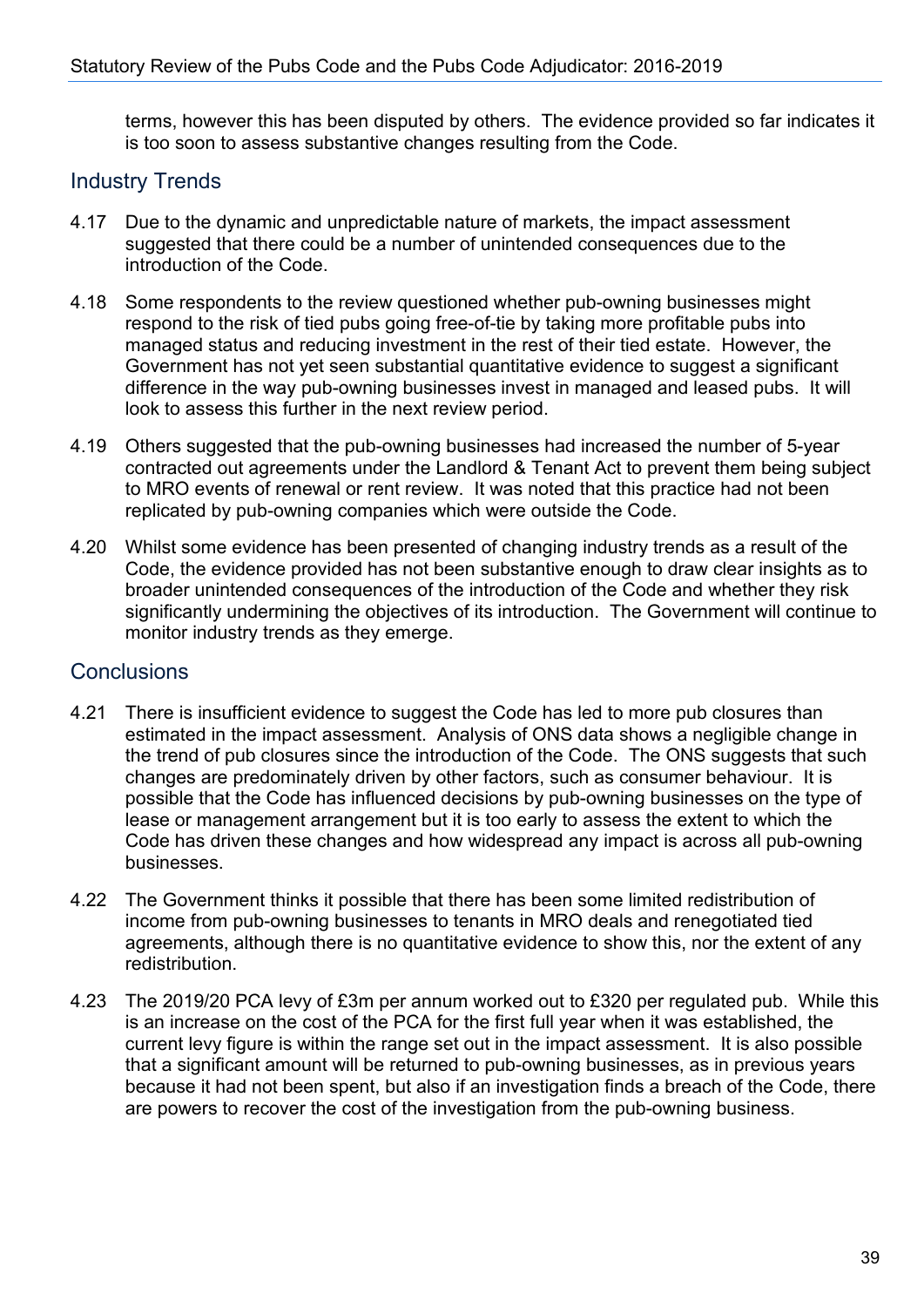terms, however this has been disputed by others. The evidence provided so far indicates it is too soon to assess substantive changes resulting from the Code.

## Industry Trends

4.17 Due to the dynamic and unpredictable nature of markets, the impact assessment suggested that there could be a number of unintended consequences due to the introduction of the Code.

4.18 Some respondents to the review questioned whether pub-owning businesses might respond to the risk of tied pubs going free-of-tie by taking more profitable pubs into managed status and reducing investment in the rest of their tied estate. However, the Government has not yet seen substantial quantitative evidence to suggest a significant difference in the way pub-owning businesses invest in managed and leased pubs. It will look to assess this further in the next review period.

4.19 Others suggested that the pub-owning businesses had increased the number of 5-year contracted out agreements under the Landlord & Tenant Act to prevent them being subject to MRO events of renewal or rent review. It was noted that this practice had not been replicated by pub-owning companies which were outside the Code.

4.20 Whilst some evidence has been presented of changing industry trends as a result of the Code, the evidence provided has not been substantive enough to draw clear insights as to broader unintended consequences of the introduction of the Code and whether they risk significantly undermining the objectives of its introduction. The Government will continue to monitor industry trends as they emerge.

## Conclusions

4.21 There is insufficient evidence to suggest the Code has led to more pub closures than estimated in the impact assessment. Analysis of ONS data shows a negligible change in the trend of pub closures since the introduction of the Code. The ONS suggests that such changes are predominately driven by other factors, such as consumer behaviour. It is possible that the Code has influenced decisions by pub-owning businesses on the type of lease or management arrangement but it is too early to assess the extent to which the Code has driven these changes and how widespread any impact is across all pub-owning businesses.

4.22 The Government thinks it possible that there has been some limited redistribution of income from pub-owning businesses to tenants in MRO deals and renegotiated tied agreements, although there is no quantitative evidence to show this, nor the extent of any redistribution.

4.23 The 2019/20 PCA levy of £3m per annum worked out to £320 per regulated pub. While this is an increase on the cost of the PCA for the first full year when it was established, the current levy figure is within the range set out in the impact assessment. It is also possible that a significant amount will be returned to pub-owning businesses, as in previous years because it had not been spent, but also if an investigation finds a breach of the Code, there are powers to recover the cost of the investigation from the pub-owning business.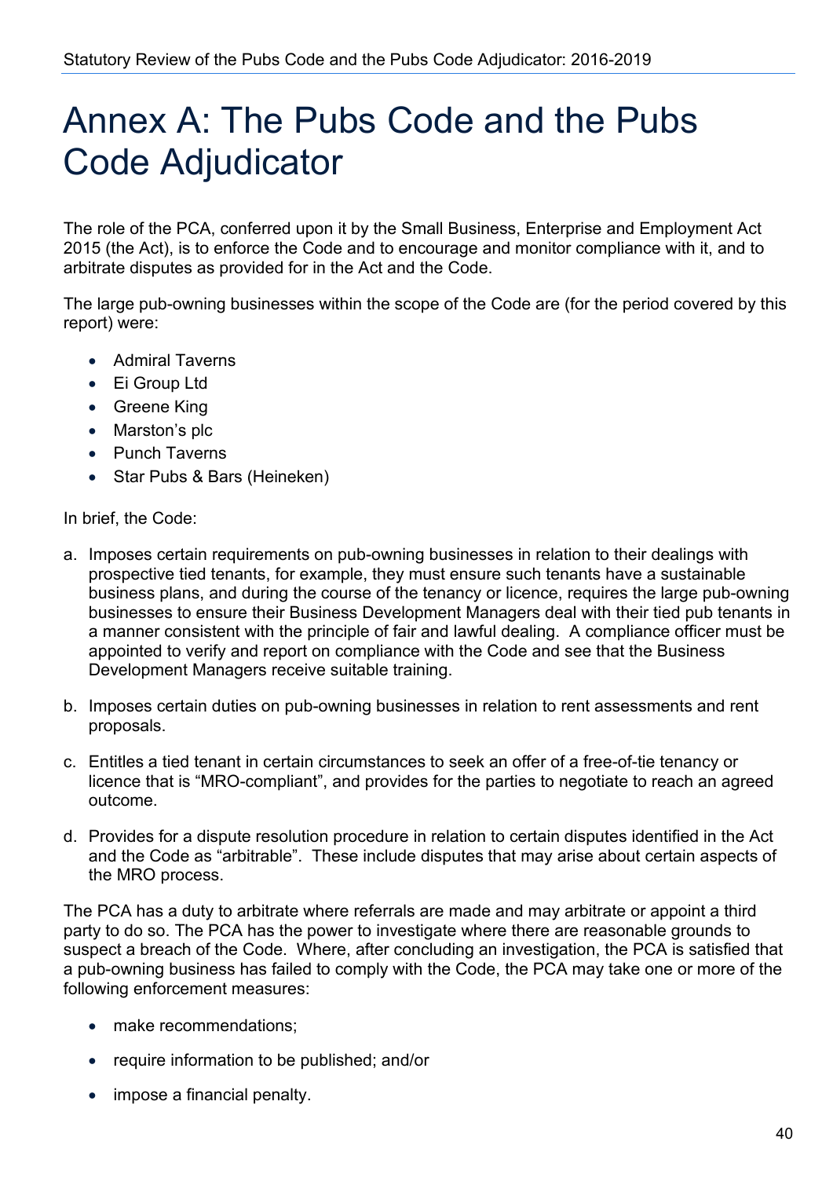# Annex A: The Pubs Code and the Pubs Code Adjudicator

The role of the PCA, conferred upon it by the Small Business, Enterprise and Employment Act 2015 (the Act), is to enforce the Code and to encourage and monitor compliance with it, and to arbitrate disputes as provided for in the Act and the Code.

The large pub-owning businesses within the scope of the Code are (for the period covered by this report) were:

- Admiral Taverns
- Ei Group Ltd
- Greene King
- Marston's plc
- Punch Taverns
- Star Pubs & Bars (Heineken)

In brief, the Code:

a. Imposes certain requirements on pub-owning businesses in relation to their dealings with prospective tied tenants, for example, they must ensure such tenants have a sustainable business plans, and during the course of the tenancy or licence, requires the large pub-owning businesses to ensure their Business Development Managers deal with their tied pub tenants in a manner consistent with the principle of fair and lawful dealing. A compliance officer must be appointed to verify and report on compliance with the Code and see that the Business Development Managers receive suitable training.

b. Imposes certain duties on pub-owning businesses in relation to rent assessments and rent proposals.

c. Entitles a tied tenant in certain circumstances to seek an offer of a free-of-tie tenancy or licence that is "MRO-compliant", and provides for the parties to negotiate to reach an agreed outcome.

d. Provides for a dispute resolution procedure in relation to certain disputes identified in the Act and the Code as "arbitrable". These include disputes that may arise about certain aspects of the MRO process.

The PCA has a duty to arbitrate where referrals are made and may arbitrate or appoint a third party to do so. The PCA has the power to investigate where there are reasonable grounds to suspect a breach of the Code. Where, after concluding an investigation, the PCA is satisfied that a pub-owning business has failed to comply with the Code, the PCA may take one or more of the following enforcement measures:

- make recommendations;
- require information to be published; and/or
- impose a financial penalty.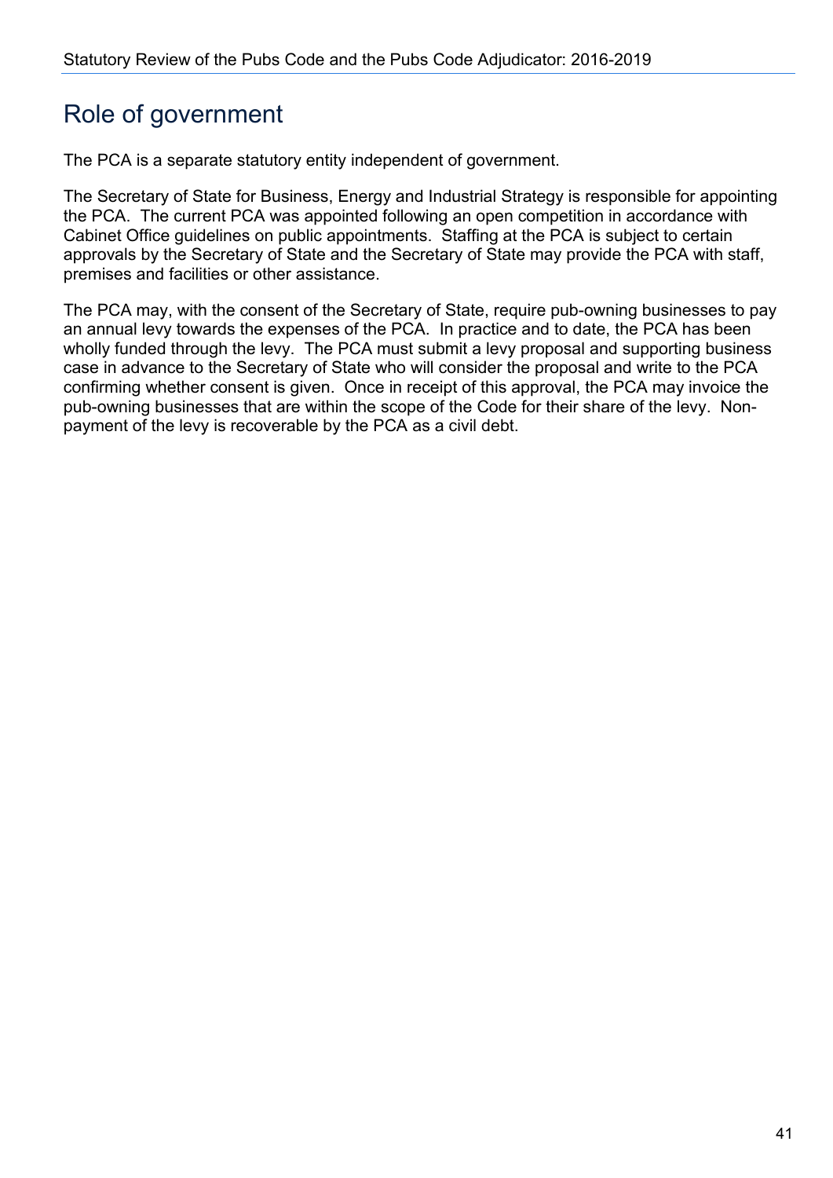# Role of government

The PCA is a separate statutory entity independent of government.

The Secretary of State for Business, Energy and Industrial Strategy is responsible for appointing the PCA. The current PCA was appointed following an open competition in accordance with Cabinet Office guidelines on public appointments. Staffing at the PCA is subject to certain approvals by the Secretary of State and the Secretary of State may provide the PCA with staff, premises and facilities or other assistance.

The PCA may, with the consent of the Secretary of State, require pub-owning businesses to pay an annual levy towards the expenses of the PCA. In practice and to date, the PCA has been wholly funded through the levy. The PCA must submit a levy proposal and supporting business case in advance to the Secretary of State who will consider the proposal and write to the PCA confirming whether consent is given. Once in receipt of this approval, the PCA may invoice the pub-owning businesses that are within the scope of the Code for their share of the levy. Non-payment of the levy is recoverable by the PCA as a civil debt.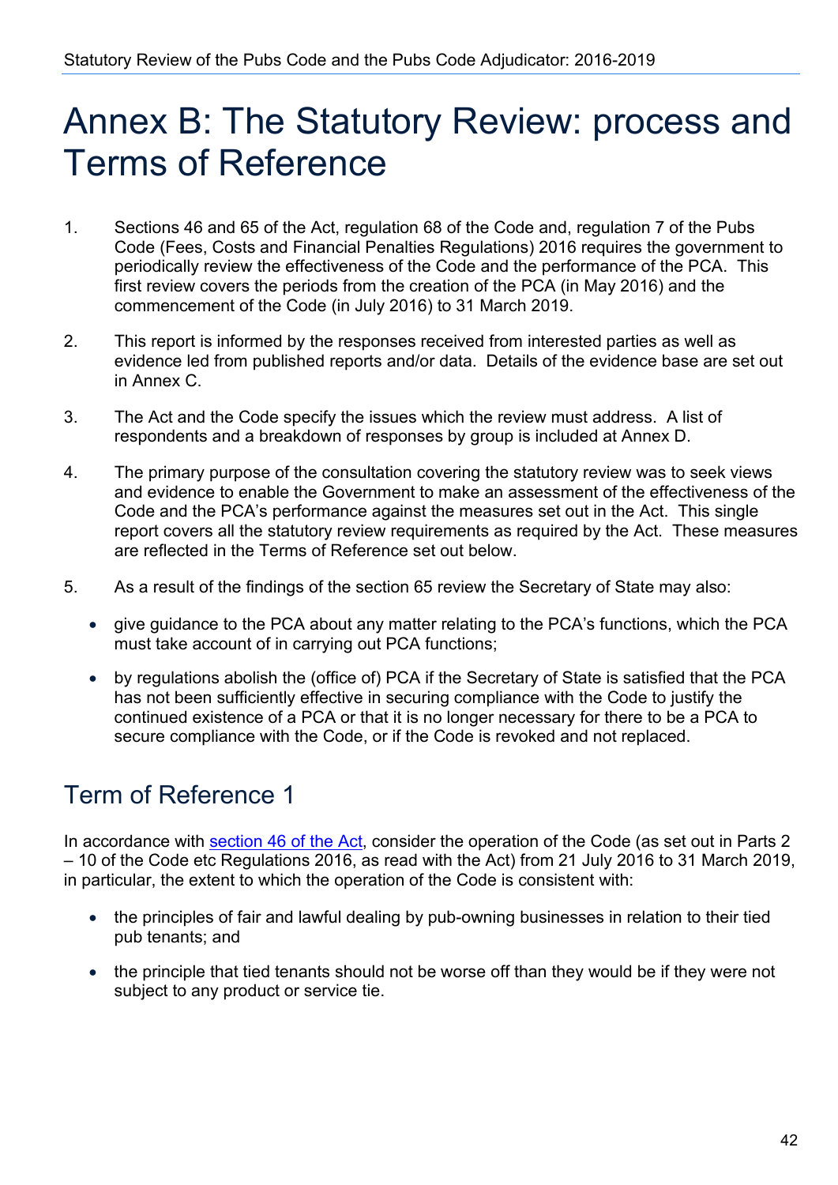# Annex B: The Statutory Review: process and Terms of Reference

1. Sections 46 and 65 of the Act, regulation 68 of the Code and, regulation 7 of the Pubs Code (Fees, Costs and Financial Penalties Regulations) 2016 requires the government to periodically review the effectiveness of the Code and the performance of the PCA. This first review covers the periods from the creation of the PCA (in May 2016) and the commencement of the Code (in July 2016) to 31 March 2019.

2. This report is informed by the responses received from interested parties as well as evidence led from published reports and/or data. Details of the evidence base are set out in Annex C.

3. The Act and the Code specify the issues which the review must address. A list of respondents and a breakdown of responses by group is included at Annex D.

4. The primary purpose of the consultation covering the statutory review was to seek views and evidence to enable the Government to make an assessment of the effectiveness of the Code and the PCA's performance against the measures set out in the Act. This single report covers all the statutory review requirements as required by the Act. These measures are reflected in the Terms of Reference set out below.

5. As a result of the findings of the section 65 review the Secretary of State may also:

   - give guidance to the PCA about any matter relating to the PCA's functions, which the PCA must take account of in carrying out PCA functions;
   - by regulations abolish the (office of) PCA if the Secretary of State is satisfied that the PCA has not been sufficiently effective in securing compliance with the Code to justify the continued existence of a PCA or that it is no longer necessary for there to be a PCA to secure compliance with the Code, or if the Code is revoked and not replaced.

## Term of Reference 1

In accordance with section 46 of the Act, consider the operation of the Code (as set out in Parts 2 – 10 of the Code etc Regulations 2016, as read with the Act) from 21 July 2016 to 31 March 2019, in particular, the extent to which the operation of the Code is consistent with:

- the principles of fair and lawful dealing by pub-owning businesses in relation to their tied pub tenants; and
- the principle that tied tenants should not be worse off than they would be if they were not subject to any product or service tie.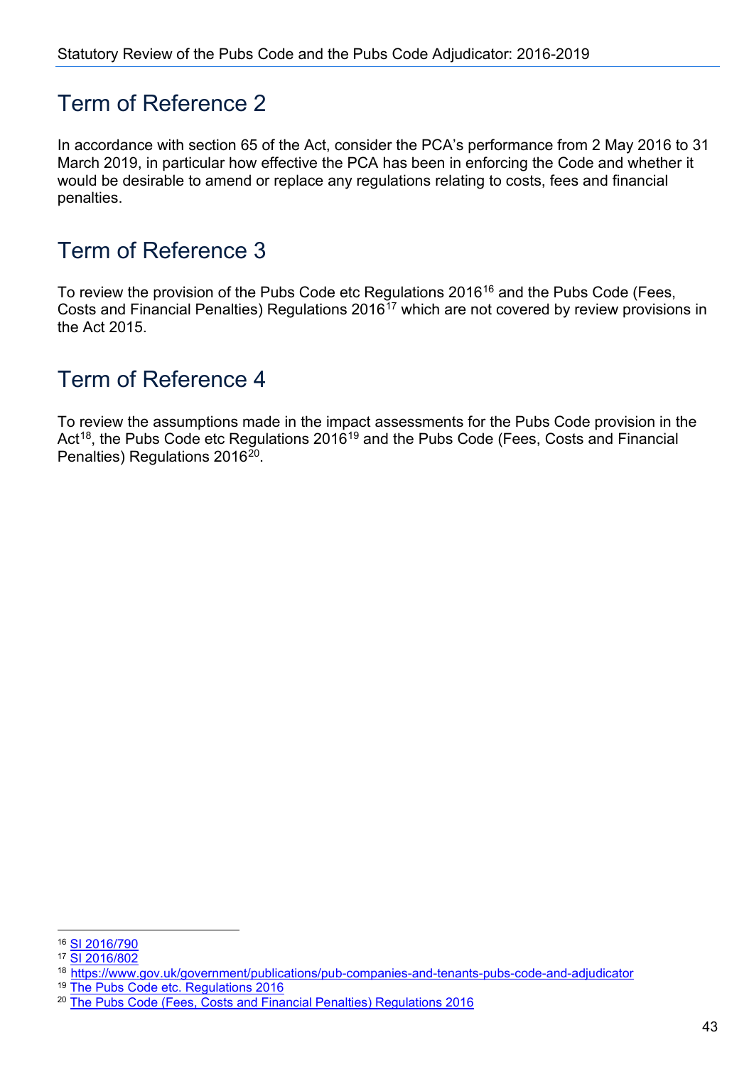## Term of Reference 2

In accordance with section 65 of the Act, consider the PCA's performance from 2 May 2016 to 31 March 2019, in particular how effective the PCA has been in enforcing the Code and whether it would be desirable to amend or replace any regulations relating to costs, fees and financial penalties.

## Term of Reference 3

To review the provision of the Pubs Code etc Regulations 2016[16] and the Pubs Code (Fees, Costs and Financial Penalties) Regulations 2016[17] which are not covered by review provisions in the Act 2015.

## Term of Reference 4

To review the assumptions made in the impact assessments for the Pubs Code provision in the Act[18], the Pubs Code etc Regulations 2016[19] and the Pubs Code (Fees, Costs and Financial Penalties) Regulations 2016[20].

---

[16] SI 2016/790

[17] SI 2016/802

[18] https://www.gov.uk/government/publications/pub-companies-and-tenants-pubs-code-and-adjudicator

[19] The Pubs Code etc. Regulations 2016

[20] The Pubs Code (Fees, Costs and Financial Penalties) Regulations 2016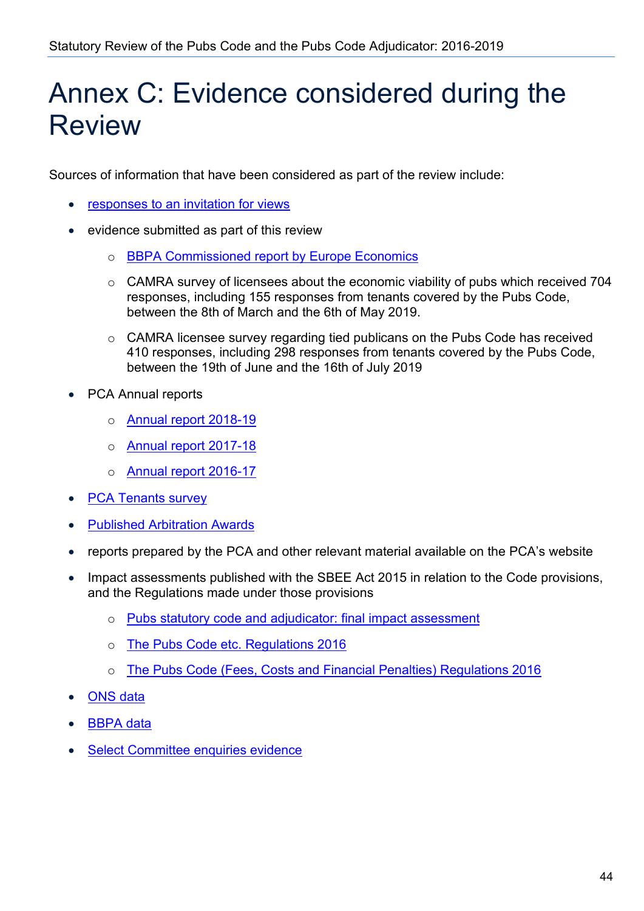# Annex C: Evidence considered during the Review

Sources of information that have been considered as part of the review include:

- responses to an invitation for views
- evidence submitted as part of this review
  - BBPA Commissioned report by Europe Economics
  - CAMRA survey of licensees about the economic viability of pubs which received 704 responses, including 155 responses from tenants covered by the Pubs Code, between the 8th of March and the 6th of May 2019.
  - CAMRA licensee survey regarding tied publicans on the Pubs Code has received 410 responses, including 298 responses from tenants covered by the Pubs Code, between the 19th of June and the 16th of July 2019
- PCA Annual reports
  - Annual report 2018-19
  - Annual report 2017-18
  - Annual report 2016-17
- PCA Tenants survey
- Published Arbitration Awards
- reports prepared by the PCA and other relevant material available on the PCA's website
- Impact assessments published with the SBEE Act 2015 in relation to the Code provisions, and the Regulations made under those provisions
  - Pubs statutory code and adjudicator: final impact assessment
  - The Pubs Code etc. Regulations 2016
  - The Pubs Code (Fees, Costs and Financial Penalties) Regulations 2016
- ONS data
- BBPA data
- Select Committee enquiries evidence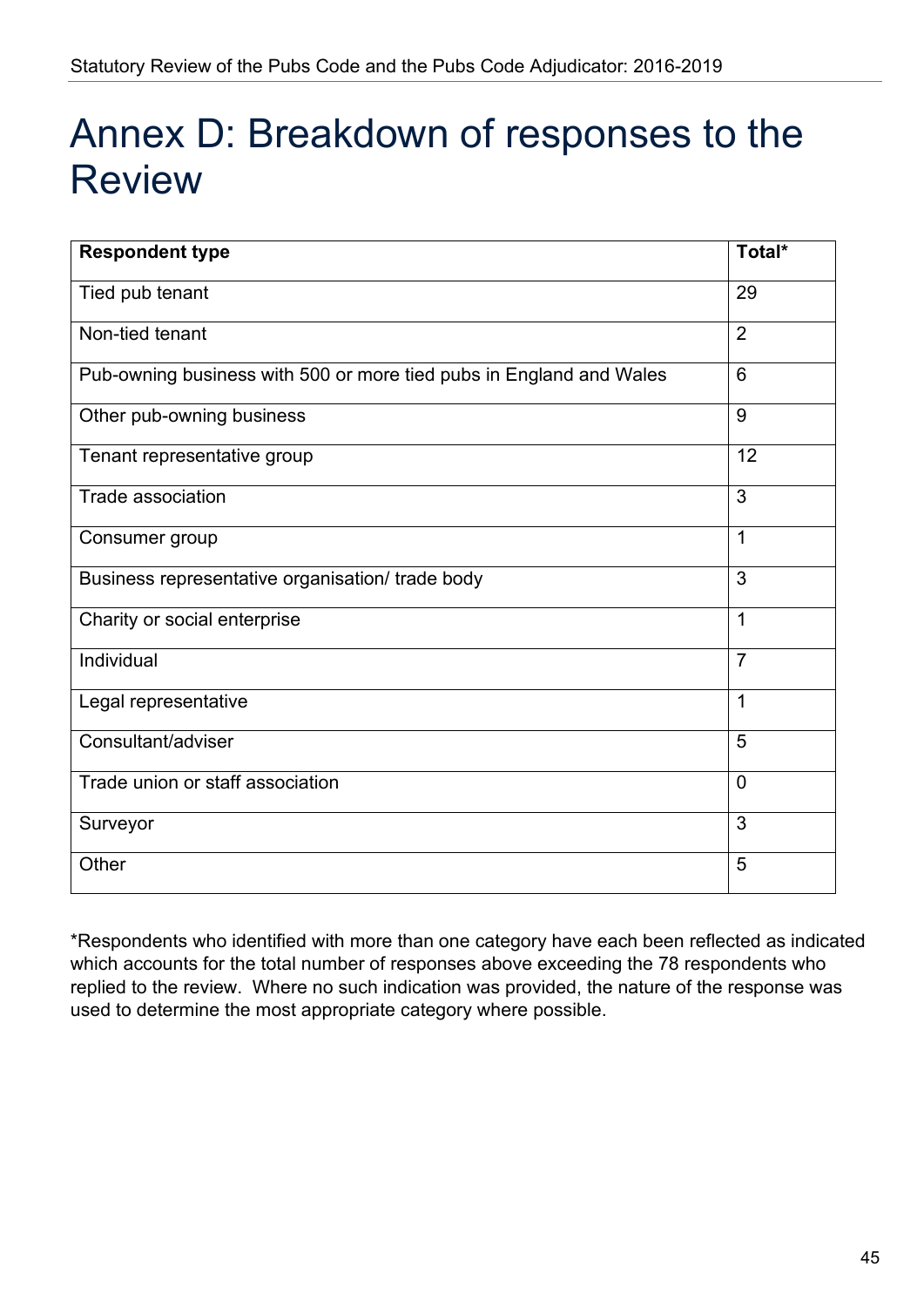# Annex D: Breakdown of responses to the Review

| Respondent type | Total* |
| --- | --- |
| Tied pub tenant | 29 |
| Non-tied tenant | 2 |
| Pub-owning business with 500 or more tied pubs in England and Wales | 6 |
| Other pub-owning business | 9 |
| Tenant representative group | 12 |
| Trade association | 3 |
| Consumer group | 1 |
| Business representative organisation/ trade body | 3 |
| Charity or social enterprise | 1 |
| Individual | 7 |
| Legal representative | 1 |
| Consultant/adviser | 5 |
| Trade union or staff association | 0 |
| Surveyor | 3 |
| Other | 5 |

*Respondents who identified with more than one category have each been reflected as indicated which accounts for the total number of responses above exceeding the 78 respondents who replied to the review. Where no such indication was provided, the nature of the response was used to determine the most appropriate category where possible.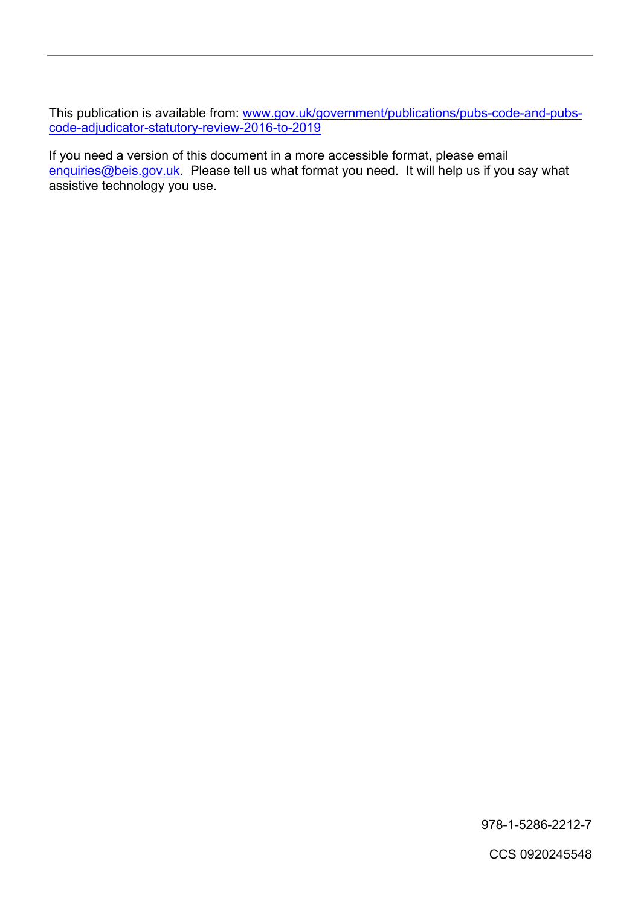This publication is available from: [www.gov.uk/government/publications/pubs-code-and-pubs-code-adjudicator-statutory-review-2016-to-2019](www.gov.uk/government/publications/pubs-code-and-pubs-code-adjudicator-statutory-review-2016-to-2019)

If you need a version of this document in a more accessible format, please email [enquiries@beis.gov.uk](mailto:enquiries@beis.gov.uk). Please tell us what format you need. It will help us if you say what assistive technology you use.

978-1-5286-2212-7

CCS 0920245548